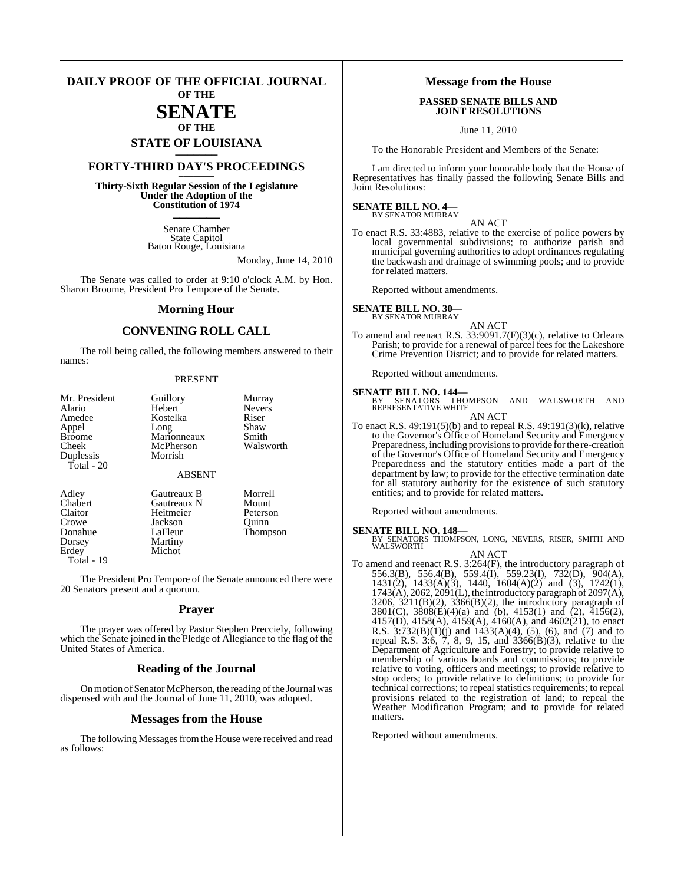# DAILY PROOF OF THE OFFICIAL JOURNAL OF THE SENATE OF THE STATE OF LOUISIANA

## FORTY-THIRD DAY'S PROCEEDINGS

**Thirty-Sixth Regular Session of the Legislature Under the Adoption of the Constitution of 1974**

Senate Chamber
State Capitol
Baton Rouge, Louisiana

Monday, June 14, 2010

The Senate was called to order at 9:10 o'clock A.M. by Hon. Sharon Broome, President Pro Tempore of the Senate.

## Morning Hour

## CONVENING ROLL CALL

The roll being called, the following members answered to their names:

PRESENT

| | | |
|---|---|---|
| Mr. President | Guillory | Murray |
| Alario | Hebert | Nevers |
| Amedee | Kostelka | Riser |
| Appel | Long | Shaw |
| Broome | Marionneaux | Smith |
| Cheek | McPherson | Walsworth |
| Duplessis | Morrish | |
| Total - 20 | | |

ABSENT

| | | |
|---|---|---|
| Adley | Gautreaux B | Morrell |
| Chabert | Gautreaux N | Mount |
| Claitor | Heitmeier | Peterson |
| Crowe | Jackson | Quinn |
| Donahue | LaFleur | Thompson |
| Dorsey | Martiny | |
| Erdey | Michot | |
| Total - 19 | | |

The President Pro Tempore of the Senate announced there were 20 Senators present and a quorum.

## Prayer

The prayer was offered by Pastor Stephen Precciely, following which the Senate joined in the Pledge of Allegiance to the flag of the United States of America.

## Reading of the Journal

On motion of Senator McPherson, the reading of the Journal was dispensed with and the Journal of June 11, 2010, was adopted.

## Messages from the House

The following Messages from the House were received and read as follows:

## Message from the House

**PASSED SENATE BILLS AND JOINT RESOLUTIONS**

June 11, 2010

To the Honorable President and Members of the Senate:

I am directed to inform your honorable body that the House of Representatives has finally passed the following Senate Bills and Joint Resolutions:

**SENATE BILL NO. 4—**
BY SENATOR MURRAY

AN ACT

To enact R.S. 33:4883, relative to the exercise of police powers by local governmental subdivisions; to authorize parish and municipal governing authorities to adopt ordinances regulating the backwash and drainage of swimming pools; and to provide for related matters.

Reported without amendments.

**SENATE BILL NO. 30—**
BY SENATOR MURRAY

AN ACT

To amend and reenact R.S. 33:9091.7(F)(3)(c), relative to Orleans Parish; to provide for a renewal of parcel fees for the Lakeshore Crime Prevention District; and to provide for related matters.

Reported without amendments.

**SENATE BILL NO. 144—**
BY SENATORS THOMPSON AND WALSWORTH AND REPRESENTATIVE WHITE

AN ACT

To enact R.S. 49:191(5)(b) and to repeal R.S. 49:191(3)(k), relative to the Governor's Office of Homeland Security and Emergency Preparedness, including provisions to provide for the re-creation of the Governor's Office of Homeland Security and Emergency Preparedness and the statutory entities made a part of the department by law; to provide for the effective termination date for all statutory authority for the existence of such statutory entities; and to provide for related matters.

Reported without amendments.

**SENATE BILL NO. 148—**
BY SENATORS THOMPSON, LONG, NEVERS, RISER, SMITH AND WALSWORTH

AN ACT

To amend and reenact R.S. 3:264(F), the introductory paragraph of 556.3(B), 556.4(B), 559.4(I), 559.23(I), 732(D), 904(A), 1431(2), 1433(A)(3), 1440, 1604(A)(2) and (3), 1742(1), 1743(A), 2062, 2091(L), the introductory paragraph of 2097(A), 3206, 3211(B)(2), 3366(B)(2), the introductory paragraph of 3801(C), 3808(E)(4)(a) and (b), 4153(1) and (2), 4156(2), 4157(D), 4158(A), 4159(A), 4160(A), and 4602(21), to enact R.S. 3:732(B)(1)(j) and 1433(A)(4), (5), (6), and (7) and to repeal R.S. 3:6, 7, 8, 9, 15, and 3366(B)(3), relative to the Department of Agriculture and Forestry; to provide relative to membership of various boards and commissions; to provide relative to voting, officers and meetings; to provide relative to stop orders; to provide relative to definitions; to provide for technical corrections; to repeal statistics requirements; to repeal provisions related to the registration of land; to repeal the Weather Modification Program; and to provide for related matters.

Reported without amendments.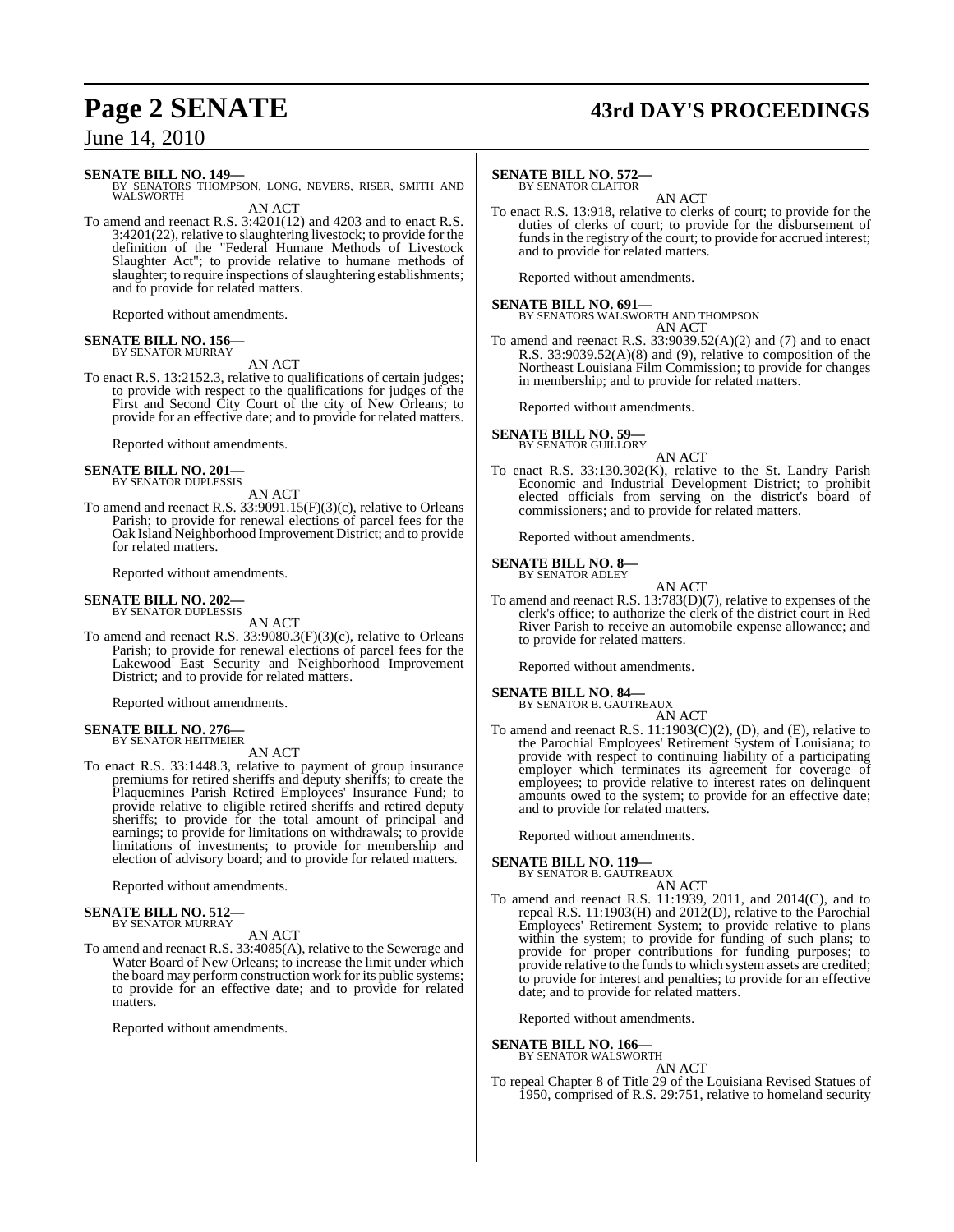**SENATE BILL NO. 149—**
BY SENATORS THOMPSON, LONG, NEVERS, RISER, SMITH AND WALSWORTH

AN ACT

To amend and reenact R.S. 3:4201(12) and 4203 and to enact R.S. 3:4201(22), relative to slaughtering livestock; to provide for the definition of the "Federal Humane Methods of Livestock Slaughter Act"; to provide relative to humane methods of slaughter; to require inspections of slaughtering establishments; and to provide for related matters.

Reported without amendments.

**SENATE BILL NO. 156—**
BY SENATOR MURRAY

AN ACT

To enact R.S. 13:2152.3, relative to qualifications of certain judges; to provide with respect to the qualifications for judges of the First and Second City Court of the city of New Orleans; to provide for an effective date; and to provide for related matters.

Reported without amendments.

**SENATE BILL NO. 201—**
BY SENATOR DUPLESSIS

AN ACT

To amend and reenact R.S. 33:9091.15(F)(3)(c), relative to Orleans Parish; to provide for renewal elections of parcel fees for the Oak Island Neighborhood Improvement District; and to provide for related matters.

Reported without amendments.

**SENATE BILL NO. 202—**
BY SENATOR DUPLESSIS

AN ACT

To amend and reenact R.S. 33:9080.3(F)(3)(c), relative to Orleans Parish; to provide for renewal elections of parcel fees for the Lakewood East Security and Neighborhood Improvement District; and to provide for related matters.

Reported without amendments.

**SENATE BILL NO. 276—**
BY SENATOR HEITMEIER

AN ACT

To enact R.S. 33:1448.3, relative to payment of group insurance premiums for retired sheriffs and deputy sheriffs; to create the Plaquemines Parish Retired Employees' Insurance Fund; to provide relative to eligible retired sheriffs and retired deputy sheriffs; to provide for the total amount of principal and earnings; to provide for limitations on withdrawals; to provide limitations of investments; to provide for membership and election of advisory board; and to provide for related matters.

Reported without amendments.

**SENATE BILL NO. 512—**
BY SENATOR MURRAY

AN ACT

To amend and reenact R.S. 33:4085(A), relative to the Sewerage and Water Board of New Orleans; to increase the limit under which the board may perform construction work for its public systems; to provide for an effective date; and to provide for related matters.

Reported without amendments.

**SENATE BILL NO. 572—**
BY SENATOR CLAITOR

AN ACT

To enact R.S. 13:918, relative to clerks of court; to provide for the duties of clerks of court; to provide for the disbursement of funds in the registry of the court; to provide for accrued interest; and to provide for related matters.

Reported without amendments.

**SENATE BILL NO. 691—**
BY SENATORS WALSWORTH AND THOMPSON

AN ACT

To amend and reenact R.S. 33:9039.52(A)(2) and (7) and to enact R.S. 33:9039.52(A)(8) and (9), relative to composition of the Northeast Louisiana Film Commission; to provide for changes in membership; and to provide for related matters.

Reported without amendments.

**SENATE BILL NO. 59—**
BY SENATOR GUILLORY

AN ACT

To enact R.S. 33:130.302(K), relative to the St. Landry Parish Economic and Industrial Development District; to prohibit elected officials from serving on the district's board of commissioners; and to provide for related matters.

Reported without amendments.

**SENATE BILL NO. 8—**
BY SENATOR ADLEY

AN ACT

To amend and reenact R.S. 13:783(D)(7), relative to expenses of the clerk's office; to authorize the clerk of the district court in Red River Parish to receive an automobile expense allowance; and to provide for related matters.

Reported without amendments.

**SENATE BILL NO. 84—**
BY SENATOR B. GAUTREAUX

AN ACT

To amend and reenact R.S. 11:1903(C)(2), (D), and (E), relative to the Parochial Employees' Retirement System of Louisiana; to provide with respect to continuing liability of a participating employer which terminates its agreement for coverage of employees; to provide relative to interest rates on delinquent amounts owed to the system; to provide for an effective date; and to provide for related matters.

Reported without amendments.

**SENATE BILL NO. 119—**
BY SENATOR B. GAUTREAUX

AN ACT

To amend and reenact R.S. 11:1939, 2011, and 2014(C), and to repeal R.S. 11:1903(H) and 2012(D), relative to the Parochial Employees' Retirement System; to provide relative to plans within the system; to provide for funding of such plans; to provide for proper contributions for funding purposes; to provide relative to the funds to which system assets are credited; to provide for interest and penalties; to provide for an effective date; and to provide for related matters.

Reported without amendments.

**SENATE BILL NO. 166—**
BY SENATOR WALSWORTH

AN ACT

To repeal Chapter 8 of Title 29 of the Louisiana Revised Statues of 1950, comprised of R.S. 29:751, relative to homeland security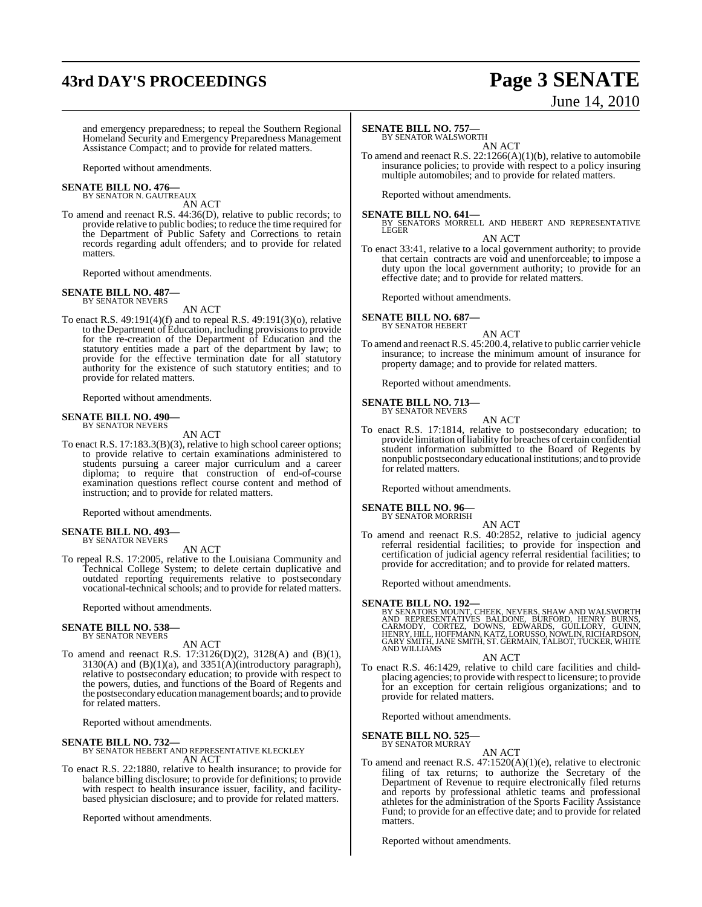and emergency preparedness; to repeal the Southern Regional Homeland Security and Emergency Preparedness Management Assistance Compact; and to provide for related matters.

Reported without amendments.

**SENATE BILL NO. 476—**
BY SENATOR N. GAUTREAUX

AN ACT

To amend and reenact R.S. 44:36(D), relative to public records; to provide relative to public bodies; to reduce the time required for the Department of Public Safety and Corrections to retain records regarding adult offenders; and to provide for related matters.

Reported without amendments.

**SENATE BILL NO. 487—**
BY SENATOR NEVERS

AN ACT

To enact R.S. 49:191(4)(f) and to repeal R.S. 49:191(3)(o), relative to the Department of Education, including provisions to provide for the re-creation of the Department of Education and the statutory entities made a part of the department by law; to provide for the effective termination date for all statutory authority for the existence of such statutory entities; and to provide for related matters.

Reported without amendments.

**SENATE BILL NO. 490—**
BY SENATOR NEVERS

AN ACT

To enact R.S. 17:183.3(B)(3), relative to high school career options; to provide relative to certain examinations administered to students pursuing a career major curriculum and a career diploma; to require that construction of end-of-course examination questions reflect course content and method of instruction; and to provide for related matters.

Reported without amendments.

**SENATE BILL NO. 493—**
BY SENATOR NEVERS

AN ACT

To repeal R.S. 17:2005, relative to the Louisiana Community and Technical College System; to delete certain duplicative and outdated reporting requirements relative to postsecondary vocational-technical schools; and to provide for related matters.

Reported without amendments.

**SENATE BILL NO. 538—**
BY SENATOR NEVERS

AN ACT

To amend and reenact R.S. 17:3126(D)(2), 3128(A) and (B)(1), 3130(A) and (B)(1)(a), and 3351(A)(introductory paragraph), relative to postsecondary education; to provide with respect to the powers, duties, and functions of the Board of Regents and the postsecondary education management boards; and to provide for related matters.

Reported without amendments.

**SENATE BILL NO. 732—**
BY SENATOR HEBERT AND REPRESENTATIVE KLECKLEY

AN ACT

To enact R.S. 22:1880, relative to health insurance; to provide for balance billing disclosure; to provide for definitions; to provide with respect to health insurance issuer, facility, and facility-based physician disclosure; and to provide for related matters.

Reported without amendments.

**SENATE BILL NO. 757—**
BY SENATOR WALSWORTH

AN ACT

To amend and reenact R.S. 22:1266(A)(1)(b), relative to automobile insurance policies; to provide with respect to a policy insuring multiple automobiles; and to provide for related matters.

Reported without amendments.

**SENATE BILL NO. 641—**
BY SENATORS MORRELL AND HEBERT AND REPRESENTATIVE LEGER

AN ACT

To enact 33:41, relative to a local government authority; to provide that certain contracts are void and unenforceable; to impose a duty upon the local government authority; to provide for an effective date; and to provide for related matters.

Reported without amendments.

**SENATE BILL NO. 687—**
BY SENATOR HEBERT

AN ACT

To amend and reenact R.S. 45:200.4, relative to public carrier vehicle insurance; to increase the minimum amount of insurance for property damage; and to provide for related matters.

Reported without amendments.

**SENATE BILL NO. 713—**
BY SENATOR NEVERS

AN ACT

To enact R.S. 17:1814, relative to postsecondary education; to provide limitation of liability for breaches of certain confidential student information submitted to the Board of Regents by nonpublic postsecondary educational institutions; and to provide for related matters.

Reported without amendments.

**SENATE BILL NO. 96—**
BY SENATOR MORRISH

AN ACT

To amend and reenact R.S. 40:2852, relative to judicial agency referral residential facilities; to provide for inspection and certification of judicial agency referral residential facilities; to provide for accreditation; and to provide for related matters.

Reported without amendments.

**SENATE BILL NO. 192—**
BY SENATORS MOUNT, CHEEK, NEVERS, SHAW AND WALSWORTH AND REPRESENTATIVES BALDONE, BURFORD, HENRY BURNS, CARMODY, CORTEZ, DOWNS, EDWARDS, GUILLORY, GUINN, HENRY, HILL, HOFFMANN, KATZ, LORUSSO, NOWLIN, RICHARDSON, GARY SMITH, JANE SMITH, ST. GERMAIN, TALBOT, TUCKER, WHITE AND WILLIAMS

AN ACT

To enact R.S. 46:1429, relative to child care facilities and child-placing agencies; to provide with respect to licensure; to provide for an exception for certain religious organizations; and to provide for related matters.

Reported without amendments.

**SENATE BILL NO. 525—**
BY SENATOR MURRAY

AN ACT

To amend and reenact R.S. 47:1520(A)(1)(e), relative to electronic filing of tax returns; to authorize the Secretary of the Department of Revenue to require electronically filed returns and reports by professional athletic teams and professional athletes for the administration of the Sports Facility Assistance Fund; to provide for an effective date; and to provide for related matters.

Reported without amendments.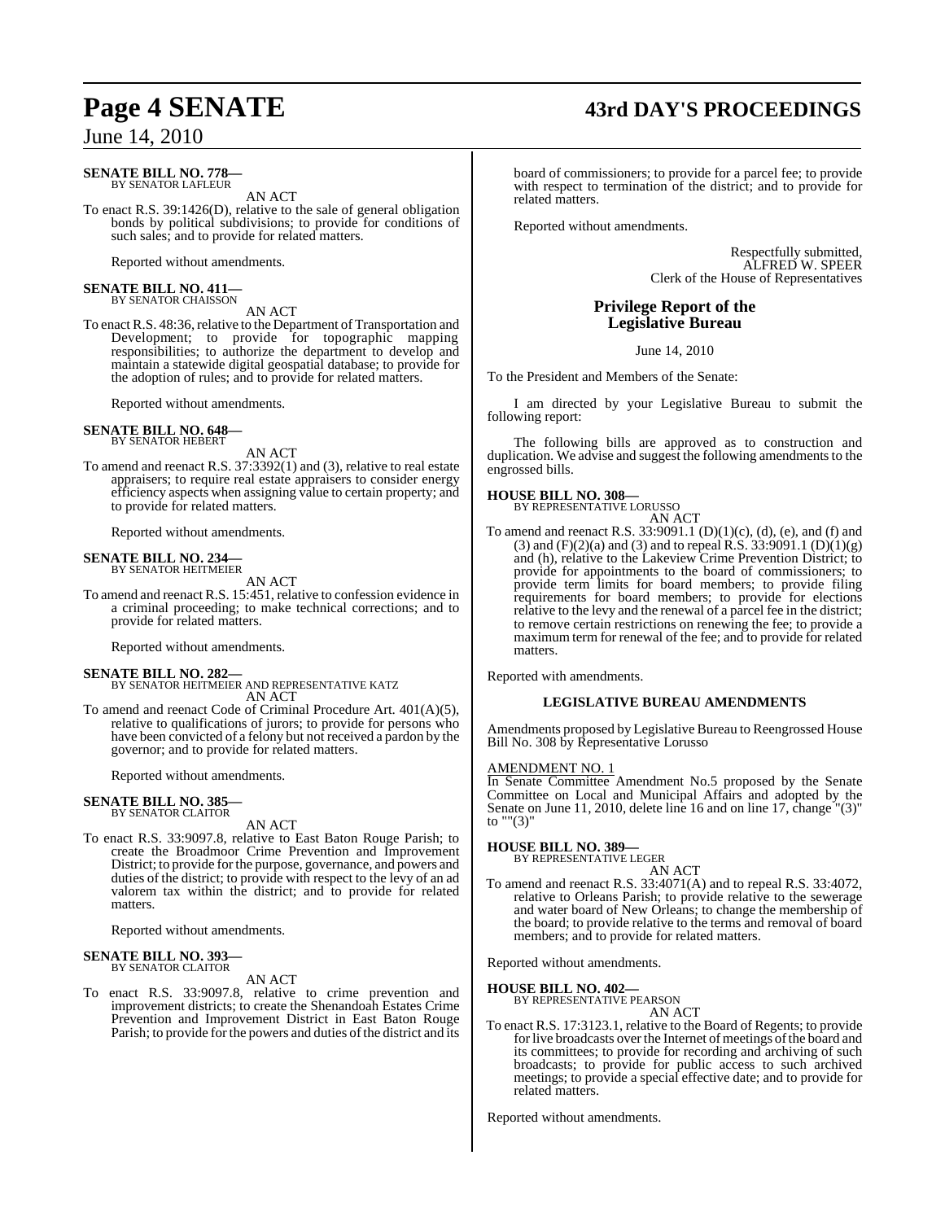**SENATE BILL NO. 778—**
BY SENATOR LAFLEUR

AN ACT

To enact R.S. 39:1426(D), relative to the sale of general obligation bonds by political subdivisions; to provide for conditions of such sales; and to provide for related matters.

Reported without amendments.

**SENATE BILL NO. 411—**
BY SENATOR CHAISSON

AN ACT

To enact R.S. 48:36, relative to the Department of Transportation and Development; to provide for topographic mapping responsibilities; to authorize the department to develop and maintain a statewide digital geospatial database; to provide for the adoption of rules; and to provide for related matters.

Reported without amendments.

**SENATE BILL NO. 648—**
BY SENATOR HEBERT

AN ACT

To amend and reenact R.S. 37:3392(1) and (3), relative to real estate appraisers; to require real estate appraisers to consider energy efficiency aspects when assigning value to certain property; and to provide for related matters.

Reported without amendments.

**SENATE BILL NO. 234—**
BY SENATOR HEITMEIER

AN ACT

To amend and reenact R.S. 15:451, relative to confession evidence in a criminal proceeding; to make technical corrections; and to provide for related matters.

Reported without amendments.

**SENATE BILL NO. 282—**
BY SENATOR HEITMEIER AND REPRESENTATIVE KATZ

AN ACT

To amend and reenact Code of Criminal Procedure Art. 401(A)(5), relative to qualifications of jurors; to provide for persons who have been convicted of a felony but not received a pardon by the governor; and to provide for related matters.

Reported without amendments.

**SENATE BILL NO. 385—**
BY SENATOR CLAITOR

AN ACT

To enact R.S. 33:9097.8, relative to East Baton Rouge Parish; to create the Broadmoor Crime Prevention and Improvement District; to provide for the purpose, governance, and powers and duties of the district; to provide with respect to the levy of an ad valorem tax within the district; and to provide for related matters.

Reported without amendments.

**SENATE BILL NO. 393—**
BY SENATOR CLAITOR

AN ACT

To enact R.S. 33:9097.8, relative to crime prevention and improvement districts; to create the Shenandoah Estates Crime Prevention and Improvement District in East Baton Rouge Parish; to provide for the powers and duties of the district and its board of commissioners; to provide for a parcel fee; to provide with respect to termination of the district; and to provide for related matters.

Reported without amendments.

Respectfully submitted,
ALFRED W. SPEER
Clerk of the House of Representatives

## Privilege Report of the Legislative Bureau

June 14, 2010

To the President and Members of the Senate:

I am directed by your Legislative Bureau to submit the following report:

The following bills are approved as to construction and duplication. We advise and suggest the following amendments to the engrossed bills.

**HOUSE BILL NO. 308—**
BY REPRESENTATIVE LORUSSO

AN ACT

To amend and reenact R.S. 33:9091.1 (D)(1)(c), (d), (e), and (f) and (3) and (F)(2)(a) and (3) and to repeal R.S. 33:9091.1 (D)(1)(g) and (h), relative to the Lakeview Crime Prevention District; to provide for appointments to the board of commissioners; to provide term limits for board members; to provide filing requirements for board members; to provide for elections relative to the levy and the renewal of a parcel fee in the district; to remove certain restrictions on renewing the fee; to provide a maximum term for renewal of the fee; and to provide for related matters.

Reported with amendments.

### LEGISLATIVE BUREAU AMENDMENTS

Amendments proposed by Legislative Bureau to Reengrossed House Bill No. 308 by Representative Lorusso

AMENDMENT NO. 1

In Senate Committee Amendment No.5 proposed by the Senate Committee on Local and Municipal Affairs and adopted by the Senate on June 11, 2010, delete line 16 and on line 17, change "(3)" to ""(3)"

**HOUSE BILL NO. 389—**
BY REPRESENTATIVE LEGER

AN ACT

To amend and reenact R.S. 33:4071(A) and to repeal R.S. 33:4072, relative to Orleans Parish; to provide relative to the sewerage and water board of New Orleans; to change the membership of the board; to provide relative to the terms and removal of board members; and to provide for related matters.

Reported without amendments.

**HOUSE BILL NO. 402—**
BY REPRESENTATIVE PEARSON

AN ACT

To enact R.S. 17:3123.1, relative to the Board of Regents; to provide for live broadcasts over the Internet of meetings of the board and its committees; to provide for recording and archiving of such broadcasts; to provide for public access to such archived meetings; to provide a special effective date; and to provide for related matters.

Reported without amendments.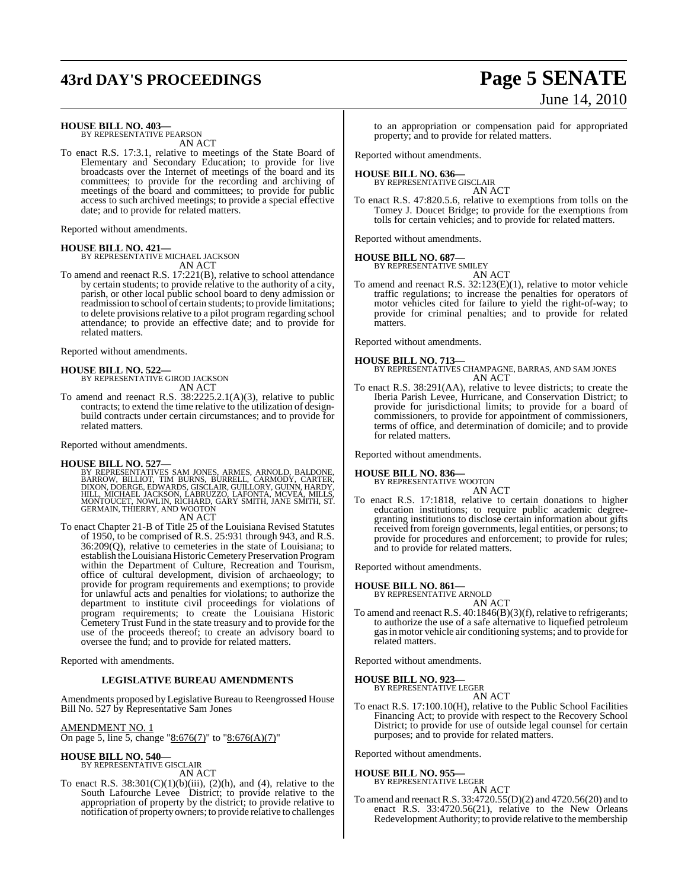**HOUSE BILL NO. 403—**
BY REPRESENTATIVE PEARSON

AN ACT

To enact R.S. 17:3.1, relative to meetings of the State Board of Elementary and Secondary Education; to provide for live broadcasts over the Internet of meetings of the board and its committees; to provide for the recording and archiving of meetings of the board and committees; to provide for public access to such archived meetings; to provide a special effective date; and to provide for related matters.

Reported without amendments.

**HOUSE BILL NO. 421—**
BY REPRESENTATIVE MICHAEL JACKSON

AN ACT

To amend and reenact R.S. 17:221(B), relative to school attendance by certain students; to provide relative to the authority of a city, parish, or other local public school board to deny admission or readmission to school of certain students; to provide limitations; to delete provisions relative to a pilot program regarding school attendance; to provide an effective date; and to provide for related matters.

Reported without amendments.

**HOUSE BILL NO. 522—**
BY REPRESENTATIVE GIROD JACKSON

AN ACT

To amend and reenact R.S. 38:2225.2.1(A)(3), relative to public contracts; to extend the time relative to the utilization of design-build contracts under certain circumstances; and to provide for related matters.

Reported without amendments.

**HOUSE BILL NO. 527—**
BY REPRESENTATIVES SAM JONES, ARMES, ARNOLD, BALDONE, BARROW, BILLIOT, TIM BURNS, BURRELL, CARMODY, CARTER, DIXON, DOERGE, EDWARDS, GISCLAIR, GUILLORY, GUINN, HARDY, HILL, MICHAEL JACKSON, LABRUZZO, LAFONTA, MCVEA, MILLS, MONTOUCET, NOWLIN, RICHARD, GARY SMITH, JANE SMITH, ST. GERMAIN, THIERRY, AND WOOTON

AN ACT

To enact Chapter 21-B of Title 25 of the Louisiana Revised Statutes of 1950, to be comprised of R.S. 25:931 through 943, and R.S. 36:209(Q), relative to cemeteries in the state of Louisiana; to establish the Louisiana Historic Cemetery Preservation Program within the Department of Culture, Recreation and Tourism, office of cultural development, division of archaeology; to provide for program requirements and exemptions; to provide for unlawful acts and penalties for violations; to authorize the department to institute civil proceedings for violations of program requirements; to create the Louisiana Historic Cemetery Trust Fund in the state treasury and to provide for the use of the proceeds thereof; to create an advisory board to oversee the fund; and to provide for related matters.

Reported with amendments.

**LEGISLATIVE BUREAU AMENDMENTS**

Amendments proposed by Legislative Bureau to Reengrossed House Bill No. 527 by Representative Sam Jones

AMENDMENT NO. 1

On page 5, line 5, change "8:676(7)" to "8:676(A)(7)"

**HOUSE BILL NO. 540—**
BY REPRESENTATIVE GISCLAIR

AN ACT

To enact R.S. 38:301(C)(1)(b)(iii), (2)(h), and (4), relative to the South Lafourche Levee District; to provide relative to the appropriation of property by the district; to provide relative to notification of property owners; to provide relative to challenges to an appropriation or compensation paid for appropriated property; and to provide for related matters.

Reported without amendments.

**HOUSE BILL NO. 636—**
BY REPRESENTATIVE GISCLAIR

AN ACT

To enact R.S. 47:820.5.6, relative to exemptions from tolls on the Tomey J. Doucet Bridge; to provide for the exemptions from tolls for certain vehicles; and to provide for related matters.

Reported without amendments.

**HOUSE BILL NO. 687—**
BY REPRESENTATIVE SMILEY

AN ACT

To amend and reenact R.S. 32:123(E)(1), relative to motor vehicle traffic regulations; to increase the penalties for operators of motor vehicles cited for failure to yield the right-of-way; to provide for criminal penalties; and to provide for related matters.

Reported without amendments.

**HOUSE BILL NO. 713—**
BY REPRESENTATIVES CHAMPAGNE, BARRAS, AND SAM JONES

AN ACT

To enact R.S. 38:291(AA), relative to levee districts; to create the Iberia Parish Levee, Hurricane, and Conservation District; to provide for jurisdictional limits; to provide for a board of commissioners, to provide for appointment of commissioners, terms of office, and determination of domicile; and to provide for related matters.

Reported without amendments.

**HOUSE BILL NO. 836—**
BY REPRESENTATIVE WOOTON

AN ACT

To enact R.S. 17:1818, relative to certain donations to higher education institutions; to require public academic degree-granting institutions to disclose certain information about gifts received from foreign governments, legal entities, or persons; to provide for procedures and enforcement; to provide for rules; and to provide for related matters.

Reported without amendments.

**HOUSE BILL NO. 861—**
BY REPRESENTATIVE ARNOLD

AN ACT

To amend and reenact R.S. 40:1846(B)(3)(f), relative to refrigerants; to authorize the use of a safe alternative to liquefied petroleum gas in motor vehicle air conditioning systems; and to provide for related matters.

Reported without amendments.

**HOUSE BILL NO. 923—**
BY REPRESENTATIVE LEGER

AN ACT

To enact R.S. 17:100.10(H), relative to the Public School Facilities Financing Act; to provide with respect to the Recovery School District; to provide for use of outside legal counsel for certain purposes; and to provide for related matters.

Reported without amendments.

**HOUSE BILL NO. 955—**
BY REPRESENTATIVE LEGER

AN ACT

To amend and reenact R.S. 33:4720.55(D)(2) and 4720.56(20) and to enact R.S. 33:4720.56(21), relative to the New Orleans Redevelopment Authority; to provide relative to the membership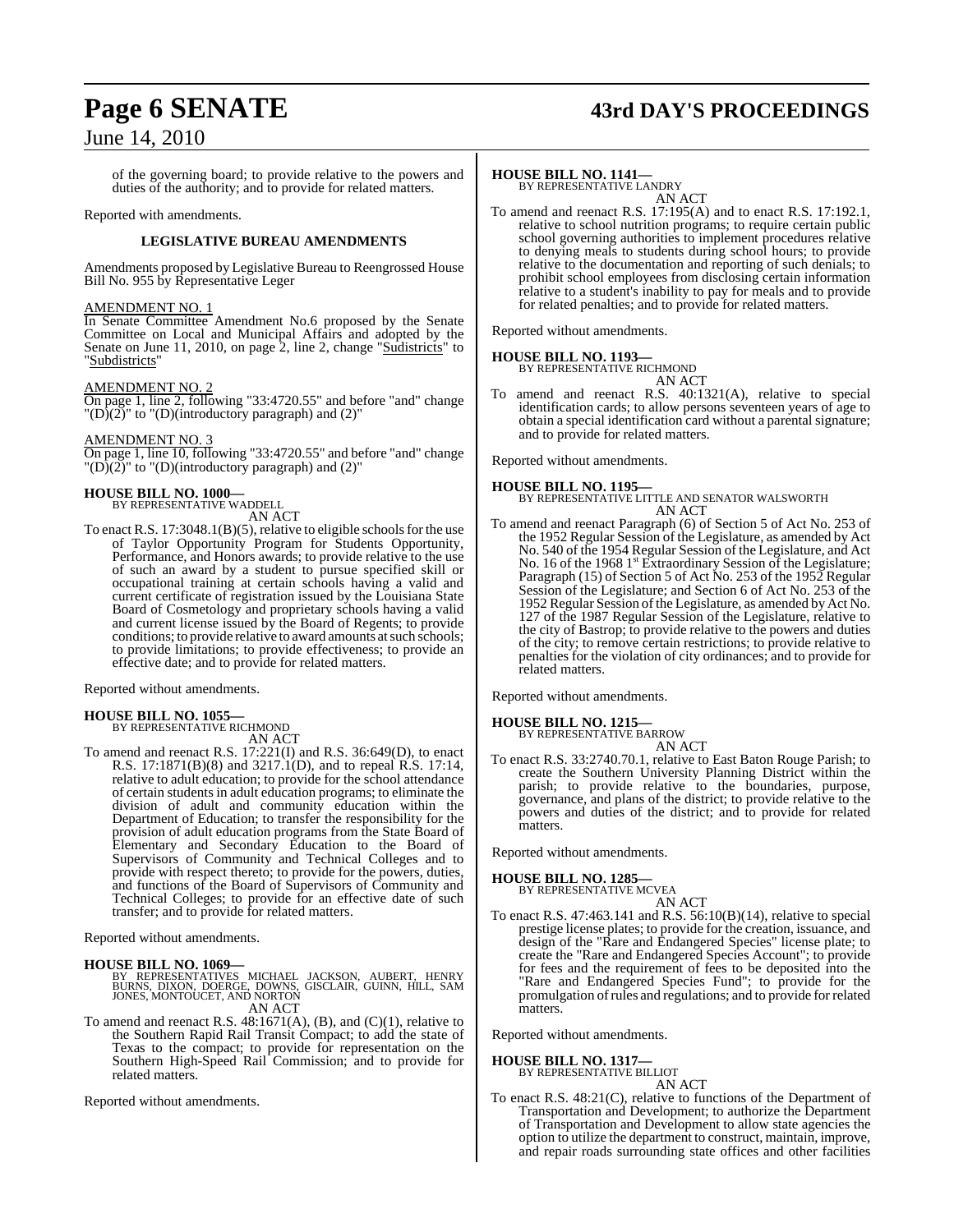of the governing board; to provide relative to the powers and duties of the authority; and to provide for related matters.

Reported with amendments.

**LEGISLATIVE BUREAU AMENDMENTS**

Amendments proposed by Legislative Bureau to Reengrossed House Bill No. 955 by Representative Leger

AMENDMENT NO. 1

In Senate Committee Amendment No.6 proposed by the Senate Committee on Local and Municipal Affairs and adopted by the Senate on June 11, 2010, on page 2, line 2, change "Sudistricts" to "Subdistricts"

AMENDMENT NO. 2

On page 1, line 2, following "33:4720.55" and before "and" change "(D)(2)" to "(D)(introductory paragraph) and (2)"

AMENDMENT NO. 3

On page 1, line 10, following "33:4720.55" and before "and" change "(D)(2)" to "(D)(introductory paragraph) and (2)"

**HOUSE BILL NO. 1000—**
BY REPRESENTATIVE WADDELL
AN ACT

To enact R.S. 17:3048.1(B)(5), relative to eligible schools for the use of Taylor Opportunity Program for Students Opportunity, Performance, and Honors awards; to provide relative to the use of such an award by a student to pursue specified skill or occupational training at certain schools having a valid and current certificate of registration issued by the Louisiana State Board of Cosmetology and proprietary schools having a valid and current license issued by the Board of Regents; to provide conditions; to provide relative to award amounts at such schools; to provide limitations; to provide effectiveness; to provide an effective date; and to provide for related matters.

Reported without amendments.

**HOUSE BILL NO. 1055—**
BY REPRESENTATIVE RICHMOND
AN ACT

To amend and reenact R.S. 17:221(I) and R.S. 36:649(D), to enact R.S. 17:1871(B)(8) and 3217.1(D), and to repeal R.S. 17:14, relative to adult education; to provide for the school attendance of certain students in adult education programs; to eliminate the division of adult and community education within the Department of Education; to transfer the responsibility for the provision of adult education programs from the State Board of Elementary and Secondary Education to the Board of Supervisors of Community and Technical Colleges and to provide with respect thereto; to provide for the powers, duties, and functions of the Board of Supervisors of Community and Technical Colleges; to provide for an effective date of such transfer; and to provide for related matters.

Reported without amendments.

**HOUSE BILL NO. 1069—**
BY REPRESENTATIVES MICHAEL JACKSON, AUBERT, HENRY BURNS, DIXON, DOERGE, DOWNS, GISCLAIR, GUINN, HILL, SAM JONES, MONTOUCET, AND NORTON
AN ACT

To amend and reenact R.S. 48:1671(A), (B), and (C)(1), relative to the Southern Rapid Rail Transit Compact; to add the state of Texas to the compact; to provide for representation on the Southern High-Speed Rail Commission; and to provide for related matters.

Reported without amendments.

**HOUSE BILL NO. 1141—**
BY REPRESENTATIVE LANDRY
AN ACT

To amend and reenact R.S. 17:195(A) and to enact R.S. 17:192.1, relative to school nutrition programs; to require certain public school governing authorities to implement procedures relative to denying meals to students during school hours; to provide relative to the documentation and reporting of such denials; to prohibit school employees from disclosing certain information relative to a student's inability to pay for meals and to provide for related penalties; and to provide for related matters.

Reported without amendments.

**HOUSE BILL NO. 1193—**
BY REPRESENTATIVE RICHMOND
AN ACT

To amend and reenact R.S. 40:1321(A), relative to special identification cards; to allow persons seventeen years of age to obtain a special identification card without a parental signature; and to provide for related matters.

Reported without amendments.

**HOUSE BILL NO. 1195—**
BY REPRESENTATIVE LITTLE AND SENATOR WALSWORTH
AN ACT

To amend and reenact Paragraph (6) of Section 5 of Act No. 253 of the 1952 Regular Session of the Legislature, as amended by Act No. 540 of the 1954 Regular Session of the Legislature, and Act No. 16 of the 1968 1st Extraordinary Session of the Legislature; Paragraph (15) of Section 5 of Act No. 253 of the 1952 Regular Session of the Legislature; and Section 6 of Act No. 253 of the 1952 Regular Session of the Legislature, as amended by Act No. 127 of the 1987 Regular Session of the Legislature, relative to the city of Bastrop; to provide relative to the powers and duties of the city; to remove certain restrictions; to provide relative to penalties for the violation of city ordinances; and to provide for related matters.

Reported without amendments.

**HOUSE BILL NO. 1215—**
BY REPRESENTATIVE BARROW
AN ACT

To enact R.S. 33:2740.70.1, relative to East Baton Rouge Parish; to create the Southern University Planning District within the parish; to provide relative to the boundaries, purpose, governance, and plans of the district; to provide relative to the powers and duties of the district; and to provide for related matters.

Reported without amendments.

**HOUSE BILL NO. 1285—**
BY REPRESENTATIVE MCVEA
AN ACT

To enact R.S. 47:463.141 and R.S. 56:10(B)(14), relative to special prestige license plates; to provide for the creation, issuance, and design of the "Rare and Endangered Species" license plate; to create the "Rare and Endangered Species Account"; to provide for fees and the requirement of fees to be deposited into the "Rare and Endangered Species Fund"; to provide for the promulgation of rules and regulations; and to provide for related matters.

Reported without amendments.

**HOUSE BILL NO. 1317—**
BY REPRESENTATIVE BILLIOT
AN ACT

To enact R.S. 48:21(C), relative to functions of the Department of Transportation and Development; to authorize the Department of Transportation and Development to allow state agencies the option to utilize the department to construct, maintain, improve, and repair roads surrounding state offices and other facilities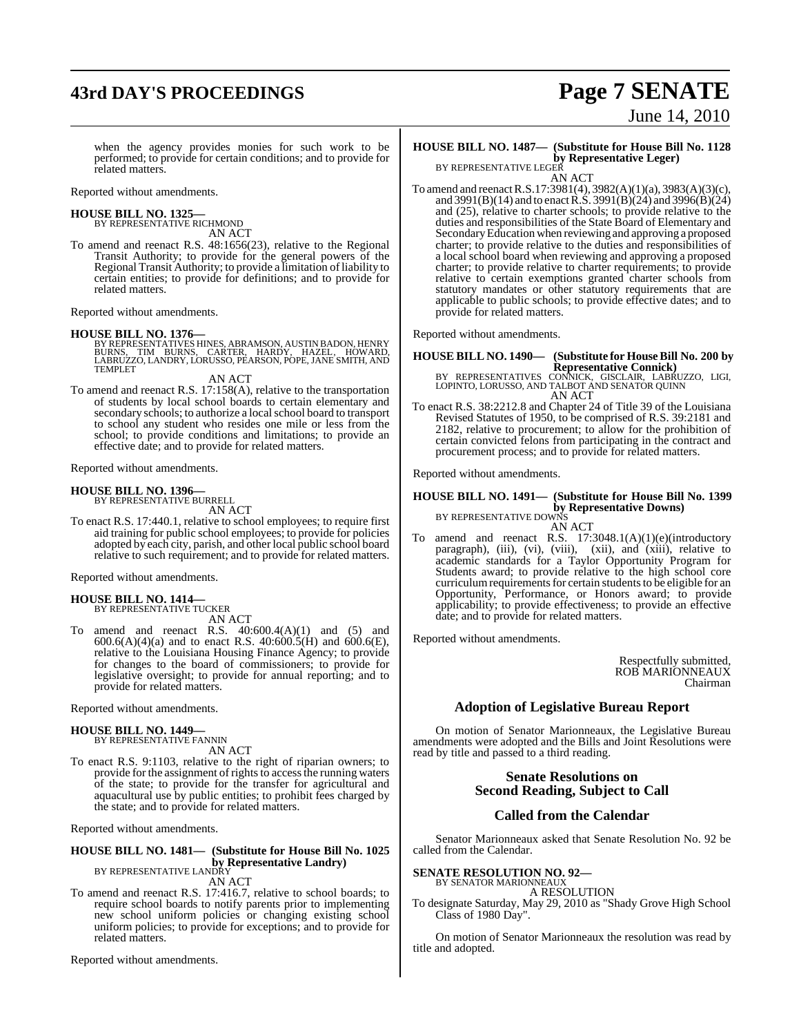when the agency provides monies for such work to be performed; to provide for certain conditions; and to provide for related matters.

Reported without amendments.

**HOUSE BILL NO. 1325—**
BY REPRESENTATIVE RICHMOND
AN ACT

To amend and reenact R.S. 48:1656(23), relative to the Regional Transit Authority; to provide for the general powers of the Regional Transit Authority; to provide a limitation of liability to certain entities; to provide for definitions; and to provide for related matters.

Reported without amendments.

**HOUSE BILL NO. 1376—**
BY REPRESENTATIVES HINES, ABRAMSON, AUSTIN BADON, HENRY BURNS, TIM BURNS, CARTER, HARDY, HAZEL, HOWARD, LABRUZZO, LANDRY, LORUSSO, PEARSON, POPE, JANE SMITH, AND TEMPLET
AN ACT

To amend and reenact R.S. 17:158(A), relative to the transportation of students by local school boards to certain elementary and secondary schools; to authorize a local school board to transport to school any student who resides one mile or less from the school; to provide conditions and limitations; to provide an effective date; and to provide for related matters.

Reported without amendments.

**HOUSE BILL NO. 1396—**
BY REPRESENTATIVE BURRELL
AN ACT

To enact R.S. 17:440.1, relative to school employees; to require first aid training for public school employees; to provide for policies adopted by each city, parish, and other local public school board relative to such requirement; and to provide for related matters.

Reported without amendments.

**HOUSE BILL NO. 1414—**
BY REPRESENTATIVE TUCKER
AN ACT

To amend and reenact R.S. 40:600.4(A)(1) and (5) and 600.6(A)(4)(a) and to enact R.S. 40:600.5(H) and 600.6(E), relative to the Louisiana Housing Finance Agency; to provide for changes to the board of commissioners; to provide for legislative oversight; to provide for annual reporting; and to provide for related matters.

Reported without amendments.

**HOUSE BILL NO. 1449—**
BY REPRESENTATIVE FANNIN
AN ACT

To enact R.S. 9:1103, relative to the right of riparian owners; to provide for the assignment of rights to access the running waters of the state; to provide for the transfer for agricultural and aquacultural use by public entities; to prohibit fees charged by the state; and to provide for related matters.

Reported without amendments.

**HOUSE BILL NO. 1481— (Substitute for House Bill No. 1025 by Representative Landry)**
BY REPRESENTATIVE LANDRY
AN ACT

To amend and reenact R.S. 17:416.7, relative to school boards; to require school boards to notify parents prior to implementing new school uniform policies or changing existing school uniform policies; to provide for exceptions; and to provide for related matters.

Reported without amendments.

**HOUSE BILL NO. 1487— (Substitute for House Bill No. 1128 by Representative Leger)**
BY REPRESENTATIVE LEGER
AN ACT

To amend and reenact R.S.17:3981(4), 3982(A)(1)(a), 3983(A)(3)(c), and 3991(B)(14) and to enact R.S. 3991(B)(24) and 3996(B)(24) and (25), relative to charter schools; to provide relative to the duties and responsibilities of the State Board of Elementary and Secondary Education when reviewing and approving a proposed charter; to provide relative to the duties and responsibilities of a local school board when reviewing and approving a proposed charter; to provide relative to charter requirements; to provide relative to certain exemptions granted charter schools from statutory mandates or other statutory requirements that are applicable to public schools; to provide effective dates; and to provide for related matters.

Reported without amendments.

**HOUSE BILL NO. 1490— (Substitute for House Bill No. 200 by Representative Connick)**
BY REPRESENTATIVES CONNICK, GISCLAIR, LABRUZZO, LIGI, LOPINTO, LORUSSO, AND TALBOT AND SENATOR QUINN
AN ACT

To enact R.S. 38:2212.8 and Chapter 24 of Title 39 of the Louisiana Revised Statutes of 1950, to be comprised of R.S. 39:2181 and 2182, relative to procurement; to allow for the prohibition of certain convicted felons from participating in the contract and procurement process; and to provide for related matters.

Reported without amendments.

**HOUSE BILL NO. 1491— (Substitute for House Bill No. 1399 by Representative Downs)**
BY REPRESENTATIVE DOWNS
AN ACT

To amend and reenact R.S. 17:3048.1(A)(1)(e)(introductory paragraph), (iii), (vi), (viii), (xii), and (xiii), relative to academic standards for a Taylor Opportunity Program for Students award; to provide relative to the high school core curriculum requirements for certain students to be eligible for an Opportunity, Performance, or Honors award; to provide applicability; to provide effectiveness; to provide an effective date; and to provide for related matters.

Reported without amendments.

Respectfully submitted,
ROB MARIONNEAUX
Chairman

## Adoption of Legislative Bureau Report

On motion of Senator Marionneaux, the Legislative Bureau amendments were adopted and the Bills and Joint Resolutions were read by title and passed to a third reading.

## Senate Resolutions on Second Reading, Subject to Call

## Called from the Calendar

Senator Marionneaux asked that Senate Resolution No. 92 be called from the Calendar.

**SENATE RESOLUTION NO. 92—**
BY SENATOR MARIONNEAUX
A RESOLUTION

To designate Saturday, May 29, 2010 as "Shady Grove High School Class of 1980 Day".

On motion of Senator Marionneaux the resolution was read by title and adopted.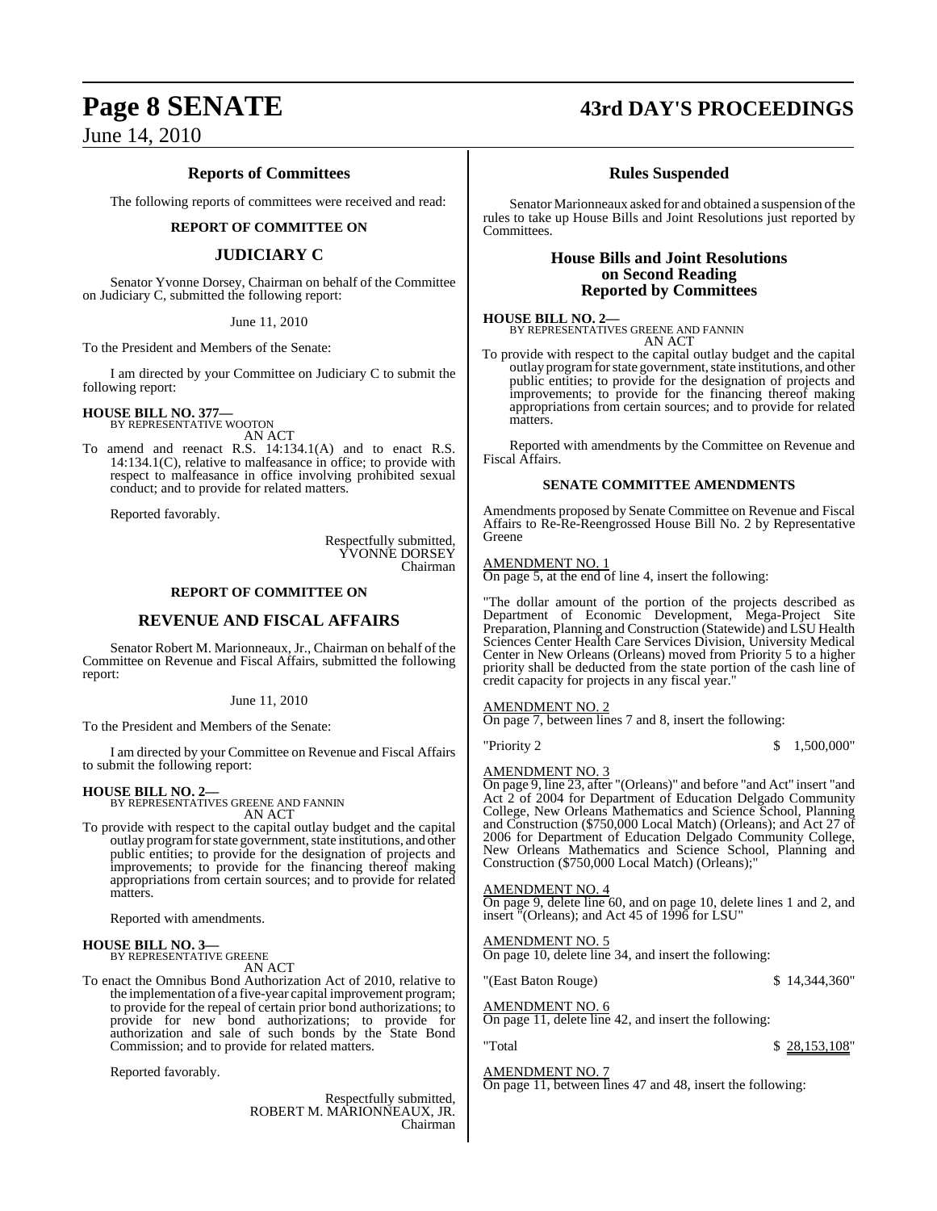## Reports of Committees

The following reports of committees were received and read:

### REPORT OF COMMITTEE ON

### JUDICIARY C

Senator Yvonne Dorsey, Chairman on behalf of the Committee on Judiciary C, submitted the following report:

June 11, 2010

To the President and Members of the Senate:

I am directed by your Committee on Judiciary C to submit the following report:

**HOUSE BILL NO. 377—**
BY REPRESENTATIVE WOOTON
AN ACT

To amend and reenact R.S. 14:134.1(A) and to enact R.S. 14:134.1(C), relative to malfeasance in office; to provide with respect to malfeasance in office involving prohibited sexual conduct; and to provide for related matters.

Reported favorably.

Respectfully submitted,
YVONNE DORSEY
Chairman

### REPORT OF COMMITTEE ON

### REVENUE AND FISCAL AFFAIRS

Senator Robert M. Marionneaux, Jr., Chairman on behalf of the Committee on Revenue and Fiscal Affairs, submitted the following report:

June 11, 2010

To the President and Members of the Senate:

I am directed by your Committee on Revenue and Fiscal Affairs to submit the following report:

**HOUSE BILL NO. 2—**
BY REPRESENTATIVES GREENE AND FANNIN
AN ACT

To provide with respect to the capital outlay budget and the capital outlay program for state government, state institutions, and other public entities; to provide for the designation of projects and improvements; to provide for the financing thereof making appropriations from certain sources; and to provide for related matters.

Reported with amendments.

**HOUSE BILL NO. 3—**
BY REPRESENTATIVE GREENE
AN ACT

To enact the Omnibus Bond Authorization Act of 2010, relative to the implementation of a five-year capital improvement program; to provide for the repeal of certain prior bond authorizations; to provide for new bond authorizations; to provide for authorization and sale of such bonds by the State Bond Commission; and to provide for related matters.

Reported favorably.

Respectfully submitted,
ROBERT M. MARIONNEAUX, JR.
Chairman

## Rules Suspended

Senator Marionneaux asked for and obtained a suspension of the rules to take up House Bills and Joint Resolutions just reported by Committees.

## House Bills and Joint Resolutions on Second Reading Reported by Committees

**HOUSE BILL NO. 2—**
BY REPRESENTATIVES GREENE AND FANNIN
AN ACT

To provide with respect to the capital outlay budget and the capital outlay program for state government, state institutions, and other public entities; to provide for the designation of projects and improvements; to provide for the financing thereof making appropriations from certain sources; and to provide for related matters.

Reported with amendments by the Committee on Revenue and Fiscal Affairs.

### SENATE COMMITTEE AMENDMENTS

Amendments proposed by Senate Committee on Revenue and Fiscal Affairs to Re-Re-Reengrossed House Bill No. 2 by Representative Greene

AMENDMENT NO. 1
On page 5, at the end of line 4, insert the following:

"The dollar amount of the portion of the projects described as Department of Economic Development, Mega-Project Site Preparation, Planning and Construction (Statewide) and LSU Health Sciences Center Health Care Services Division, University Medical Center in New Orleans (Orleans) moved from Priority 5 to a higher priority shall be deducted from the state portion of the cash line of credit capacity for projects in any fiscal year."

AMENDMENT NO. 2
On page 7, between lines 7 and 8, insert the following:

"Priority 2 $ 1,500,000"

AMENDMENT NO. 3
On page 9, line 23, after "(Orleans)" and before "and Act" insert "and Act 2 of 2004 for Department of Education Delgado Community College, New Orleans Mathematics and Science School, Planning and Construction ($750,000 Local Match) (Orleans); and Act 27 of 2006 for Department of Education Delgado Community College, New Orleans Mathematics and Science School, Planning and Construction ($750,000 Local Match) (Orleans);"

AMENDMENT NO. 4
On page 9, delete line 60, and on page 10, delete lines 1 and 2, and insert "(Orleans); and Act 45 of 1996 for LSU"

AMENDMENT NO. 5
On page 10, delete line 34, and insert the following:

"(East Baton Rouge) $ 14,344,360"

AMENDMENT NO. 6
On page 11, delete line 42, and insert the following:

"Total $ 28,153,108"

AMENDMENT NO. 7
On page 11, between lines 47 and 48, insert the following: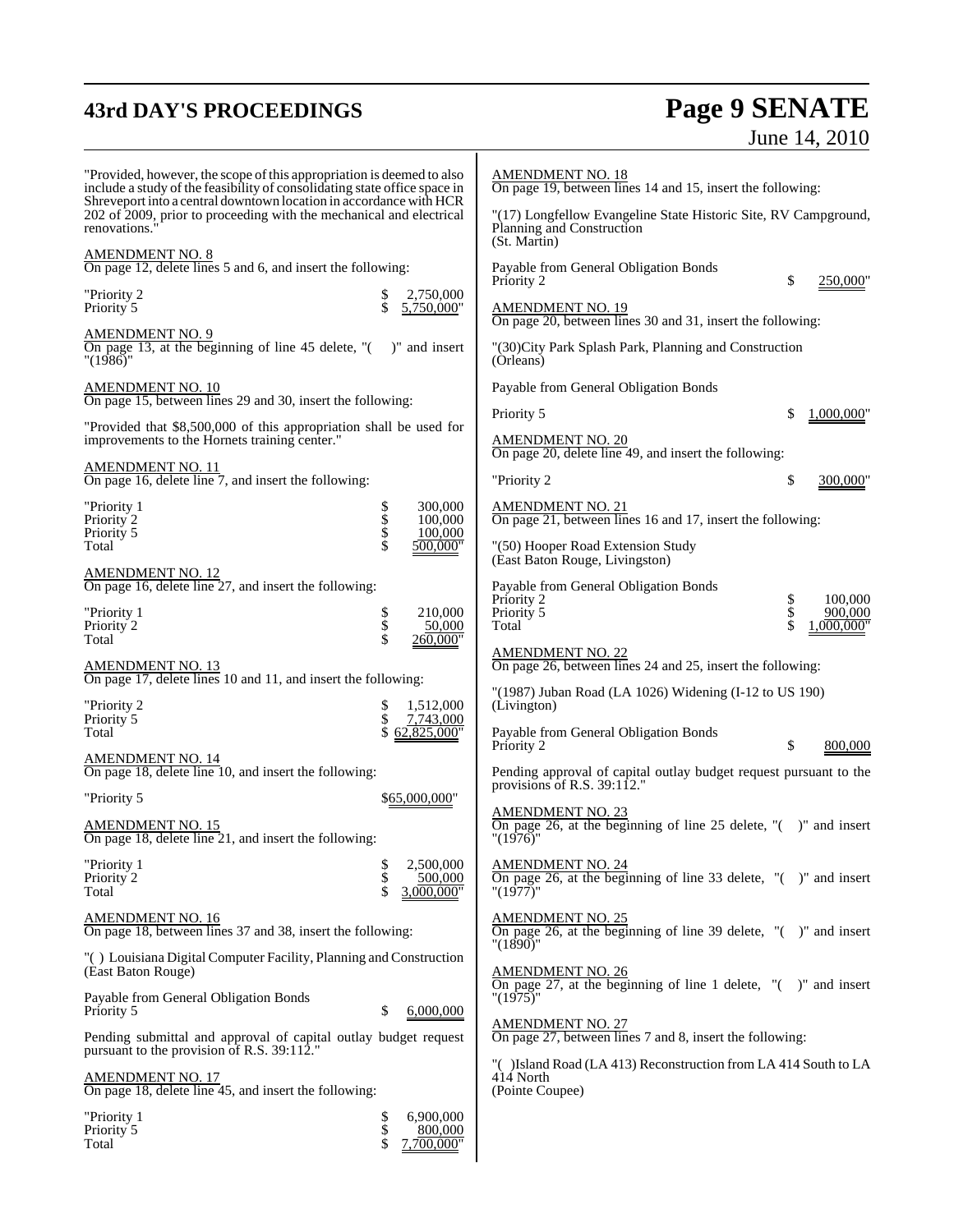"Provided, however, the scope of this appropriation is deemed to also include a study of the feasibility of consolidating state office space in Shreveport into a central downtown location in accordance with HCR 202 of 2009, prior to proceeding with the mechanical and electrical renovations."

AMENDMENT NO. 8
On page 12, delete lines 5 and 6, and insert the following:

| | |
|---|---|
| "Priority 2 | $ 2,750,000 |
| Priority 5 | $ 5,750,000" |

AMENDMENT NO. 9
On page 13, at the beginning of line 45 delete, "( )" and insert "(1986)"

AMENDMENT NO. 10
On page 15, between lines 29 and 30, insert the following:

"Provided that $8,500,000 of this appropriation shall be used for improvements to the Hornets training center."

AMENDMENT NO. 11
On page 16, delete line 7, and insert the following:

| | |
|---|---|
| "Priority 1 | $ 300,000 |
| Priority 2 | $ 100,000 |
| Priority 5 | $ 100,000 |
| Total | $ 500,000" |

AMENDMENT NO. 12
On page 16, delete line 27, and insert the following:

| | |
|---|---|
| "Priority 1 | $ 210,000 |
| Priority 2 | $ 50,000 |
| Total | $ 260,000" |

AMENDMENT NO. 13
On page 17, delete lines 10 and 11, and insert the following:

| | |
|---|---|
| "Priority 2 | $ 1,512,000 |
| Priority 5 | $ 7,743,000 |
| Total | $ 62,825,000" |

AMENDMENT NO. 14
On page 18, delete line 10, and insert the following:

| | |
|---|---|
| "Priority 5 | $65,000,000" |

AMENDMENT NO. 15
On page 18, delete line 21, and insert the following:

| | |
|---|---|
| "Priority 1 | $ 2,500,000 |
| Priority 2 | $ 500,000 |
| Total | $ 3,000,000" |

AMENDMENT NO. 16
On page 18, between lines 37 and 38, insert the following:

"( ) Louisiana Digital Computer Facility, Planning and Construction
(East Baton Rouge)

| | |
|---|---|
| Payable from General Obligation Bonds | |
| Priority 5 | $ 6,000,000 |

Pending submittal and approval of capital outlay budget request pursuant to the provision of R.S. 39:112."

AMENDMENT NO. 17
On page 18, delete line 45, and insert the following:

| | |
|---|---|
| "Priority 1 | $ 6,900,000 |
| Priority 5 | $ 800,000 |
| Total | $ 7,700,000" |

AMENDMENT NO. 18
On page 19, between lines 14 and 15, insert the following:

"(17) Longfellow Evangeline State Historic Site, RV Campground, Planning and Construction
(St. Martin)

| | |
|---|---|
| Payable from General Obligation Bonds | |
| Priority 2 | $ 250,000" |

AMENDMENT NO. 19
On page 20, between lines 30 and 31, insert the following:

"(30)City Park Splash Park, Planning and Construction
(Orleans)

| | |
|---|---|
| Payable from General Obligation Bonds | |
| Priority 5 | $ 1,000,000" |

AMENDMENT NO. 20
On page 20, delete line 49, and insert the following:

| | |
|---|---|
| "Priority 2 | $ 300,000" |

AMENDMENT NO. 21
On page 21, between lines 16 and 17, insert the following:

"(50) Hooper Road Extension Study
(East Baton Rouge, Livingston)

| | |
|---|---|
| Payable from General Obligation Bonds | |
| Priority 2 | $ 100,000 |
| Priority 5 | $ 900,000 |
| Total | $ 1,000,000" |

AMENDMENT NO. 22
On page 26, between lines 24 and 25, insert the following:

"(1987) Juban Road (LA 1026) Widening (I-12 to US 190)
(Livington)

| | |
|---|---|
| Payable from General Obligation Bonds | |
| Priority 2 | $ 800,000 |

Pending approval of capital outlay budget request pursuant to the provisions of R.S. 39:112."

AMENDMENT NO. 23
On page 26, at the beginning of line 25 delete, "( )" and insert "(1976)"

AMENDMENT NO. 24
On page 26, at the beginning of line 33 delete, "( )" and insert "(1977)"

AMENDMENT NO. 25
On page 26, at the beginning of line 39 delete, "( )" and insert "(1890)"

AMENDMENT NO. 26
On page 27, at the beginning of line 1 delete, "( )" and insert "(1975)"

AMENDMENT NO. 27
On page 27, between lines 7 and 8, insert the following:

"( )Island Road (LA 413) Reconstruction from LA 414 South to LA 414 North
(Pointe Coupee)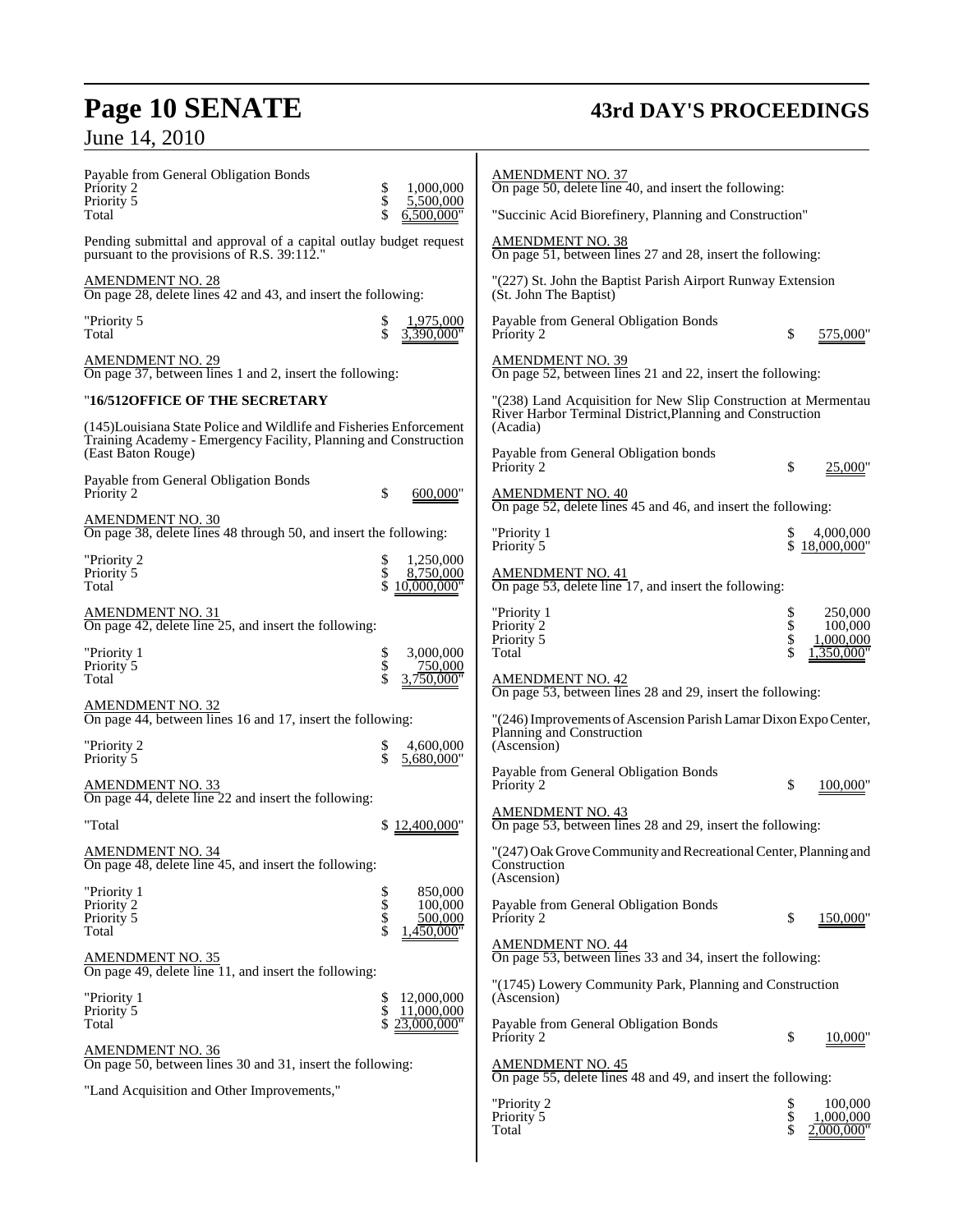Payable from General Obligation Bonds

| | |
|---|---|
| Priority 2 | $ 1,000,000 |
| Priority 5 | $ 5,500,000 |
| Total | $ 6,500,000" |

Pending submittal and approval of a capital outlay budget request pursuant to the provisions of R.S. 39:112."

AMENDMENT NO. 28
On page 28, delete lines 42 and 43, and insert the following:

| | |
|---|---|
| "Priority 5 | $ 1,975,000 |
| Total | $ 3,390,000" |

AMENDMENT NO. 29
On page 37, between lines 1 and 2, insert the following:

"**16/512OFFICE OF THE SECRETARY**

(145)Louisiana State Police and Wildlife and Fisheries Enforcement Training Academy - Emergency Facility, Planning and Construction (East Baton Rouge)

Payable from General Obligation Bonds

| | |
|---|---|
| Priority 2 | $ 600,000" |

AMENDMENT NO. 30
On page 38, delete lines 48 through 50, and insert the following:

| | |
|---|---|
| "Priority 2 | $ 1,250,000 |
| Priority 5 | $ 8,750,000 |
| Total | $ 10,000,000" |

AMENDMENT NO. 31
On page 42, delete line 25, and insert the following:

| | |
|---|---|
| "Priority 1 | $ 3,000,000 |
| Priority 5 | $ 750,000 |
| Total | $ 3,750,000" |

AMENDMENT NO. 32
On page 44, between lines 16 and 17, insert the following:

| | |
|---|---|
| "Priority 2 | $ 4,600,000 |
| Priority 5 | $ 5,680,000" |

AMENDMENT NO. 33
On page 44, delete line 22 and insert the following:

| | |
|---|---|
| "Total | $ 12,400,000" |

AMENDMENT NO. 34
On page 48, delete line 45, and insert the following:

| | |
|---|---|
| "Priority 1 | $ 850,000 |
| Priority 2 | $ 100,000 |
| Priority 5 | $ 500,000 |
| Total | $ 1,450,000" |

AMENDMENT NO. 35
On page 49, delete line 11, and insert the following:

| | |
|---|---|
| "Priority 1 | $ 12,000,000 |
| Priority 5 | $ 11,000,000 |
| Total | $ 23,000,000" |

AMENDMENT NO. 36
On page 50, between lines 30 and 31, insert the following:

"Land Acquisition and Other Improvements,"

AMENDMENT NO. 37
On page 50, delete line 40, and insert the following:

"Succinic Acid Biorefinery, Planning and Construction"

AMENDMENT NO. 38
On page 51, between lines 27 and 28, insert the following:

"(227) St. John the Baptist Parish Airport Runway Extension (St. John The Baptist)

Payable from General Obligation Bonds

| | |
|---|---|
| Priority 2 | $ 575,000" |

AMENDMENT NO. 39
On page 52, between lines 21 and 22, insert the following:

"(238) Land Acquisition for New Slip Construction at Mermentau River Harbor Terminal District,Planning and Construction (Acadia)

Payable from General Obligation bonds

| | |
|---|---|
| Priority 2 | $ 25,000" |

AMENDMENT NO. 40
On page 52, delete lines 45 and 46, and insert the following:

| | |
|---|---|
| "Priority 1 | $ 4,000,000 |
| Priority 5 | $ 18,000,000" |

AMENDMENT NO. 41
On page 53, delete line 17, and insert the following:

| | |
|---|---|
| "Priority 1 | $ 250,000 |
| Priority 2 | $ 100,000 |
| Priority 5 | $ 1,000,000 |
| Total | $ 1,350,000" |

AMENDMENT NO. 42
On page 53, between lines 28 and 29, insert the following:

"(246) Improvements of Ascension Parish Lamar Dixon Expo Center, Planning and Construction (Ascension)

Payable from General Obligation Bonds

| | |
|---|---|
| Priority 2 | $ 100,000" |

AMENDMENT NO. 43
On page 53, between lines 28 and 29, insert the following:

"(247) Oak Grove Community and Recreational Center, Planning and Construction (Ascension)

Payable from General Obligation Bonds

| | |
|---|---|
| Priority 2 | $ 150,000" |

AMENDMENT NO. 44
On page 53, between lines 33 and 34, insert the following:

"(1745) Lowery Community Park, Planning and Construction (Ascension)

Payable from General Obligation Bonds

| | |
|---|---|
| Priority 2 | $ 10,000" |

AMENDMENT NO. 45
On page 55, delete lines 48 and 49, and insert the following:

| | |
|---|---|
| "Priority 2 | $ 100,000 |
| Priority 5 | $ 1,000,000 |
| Total | $ 2,000,000" |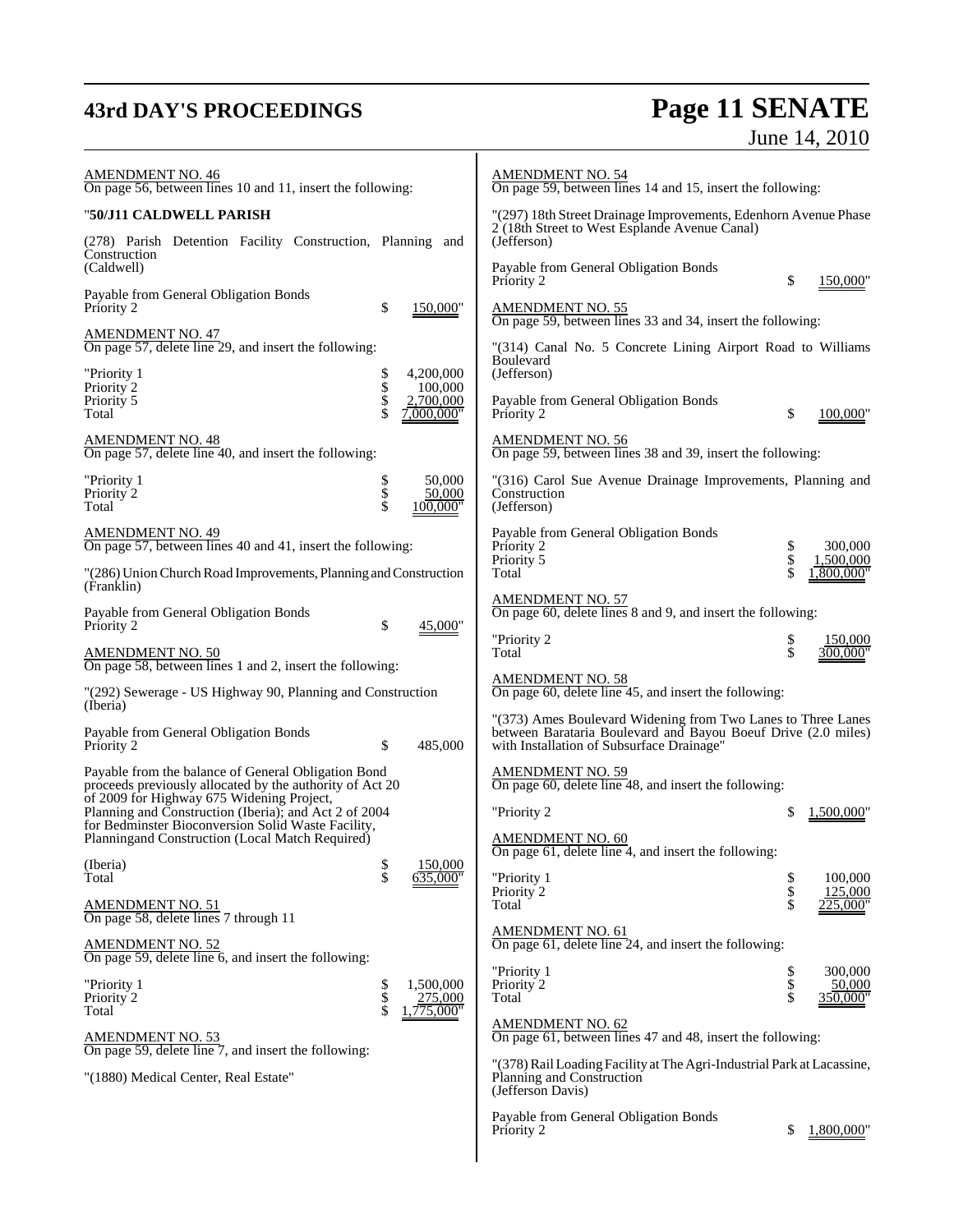AMENDMENT NO. 46
On page 56, between lines 10 and 11, insert the following:

"**50/J11 CALDWELL PARISH**

(278) Parish Detention Facility Construction, Planning and Construction
(Caldwell)

Payable from General Obligation Bonds
Priority 2 $ 150,000"

AMENDMENT NO. 47
On page 57, delete line 29, and insert the following:

| | | |
|---|---|---|
| "Priority 1 | $ | 4,200,000 |
| Priority 2 | $ | 100,000 |
| Priority 5 | $ | 2,700,000 |
| Total | $ | 7,000,000" |

AMENDMENT NO. 48
On page 57, delete line 40, and insert the following:

| | | |
|---|---|---|
| "Priority 1 | $ | 50,000 |
| Priority 2 | $ | 50,000 |
| Total | $ | 100,000" |

AMENDMENT NO. 49
On page 57, between lines 40 and 41, insert the following:

"(286) Union Church Road Improvements, Planning and Construction
(Franklin)

Payable from General Obligation Bonds
Priority 2 $ 45,000"

AMENDMENT NO. 50
On page 58, between lines 1 and 2, insert the following:

"(292) Sewerage - US Highway 90, Planning and Construction
(Iberia)

Payable from General Obligation Bonds
Priority 2 $ 485,000

Payable from the balance of General Obligation Bond proceeds previously allocated by the authority of Act 20 of 2009 for Highway 675 Widening Project, Planning and Construction (Iberia); and Act 2 of 2004 for Bedminster Bioconversion Solid Waste Facility, Planningand Construction (Local Match Required)

| | | |
|---|---|---|
| (Iberia) | $ | 150,000 |
| Total | $ | 635,000" |

AMENDMENT NO. 51
On page 58, delete lines 7 through 11

AMENDMENT NO. 52
On page 59, delete line 6, and insert the following:

| | | |
|---|---|---|
| "Priority 1 | $ | 1,500,000 |
| Priority 2 | $ | 275,000 |
| Total | $ | 1,775,000" |

AMENDMENT NO. 53
On page 59, delete line 7, and insert the following:

"(1880) Medical Center, Real Estate"

AMENDMENT NO. 54
On page 59, between lines 14 and 15, insert the following:

"(297) 18th Street Drainage Improvements, Edenhorn Avenue Phase 2 (18th Street to West Esplande Avenue Canal)
(Jefferson)

Payable from General Obligation Bonds
Priority 2 $ 150,000"

AMENDMENT NO. 55
On page 59, between lines 33 and 34, insert the following:

"(314) Canal No. 5 Concrete Lining Airport Road to Williams Boulevard
(Jefferson)

Payable from General Obligation Bonds
Priority 2 $ 100,000"

AMENDMENT NO. 56
On page 59, between lines 38 and 39, insert the following:

"(316) Carol Sue Avenue Drainage Improvements, Planning and Construction
(Jefferson)

Payable from General Obligation Bonds

| | | |
|---|---|---|
| Priority 2 | $ | 300,000 |
| Priority 5 | $ | 1,500,000 |
| Total | $ | 1,800,000" |

AMENDMENT NO. 57
On page 60, delete lines 8 and 9, and insert the following:

| | | |
|---|---|---|
| "Priority 2 | $ | 150,000 |
| Total | $ | 300,000" |

AMENDMENT NO. 58
On page 60, delete line 45, and insert the following:

"(373) Ames Boulevard Widening from Two Lanes to Three Lanes between Barataria Boulevard and Bayou Boeuf Drive (2.0 miles) with Installation of Subsurface Drainage"

AMENDMENT NO. 59
On page 60, delete line 48, and insert the following:

"Priority 2 $ 1,500,000"

AMENDMENT NO. 60
On page 61, delete line 4, and insert the following:

| | | |
|---|---|---|
| "Priority 1 | $ | 100,000 |
| Priority 2 | $ | 125,000 |
| Total | $ | 225,000" |

AMENDMENT NO. 61
On page 61, delete line 24, and insert the following:

| | | |
|---|---|---|
| "Priority 1 | $ | 300,000 |
| Priority 2 | $ | 50,000 |
| Total | $ | 350,000" |

AMENDMENT NO. 62
On page 61, between lines 47 and 48, insert the following:

"(378) Rail Loading Facility at The Agri-Industrial Park at Lacassine, Planning and Construction
(Jefferson Davis)

Payable from General Obligation Bonds
Priority 2 $ 1,800,000"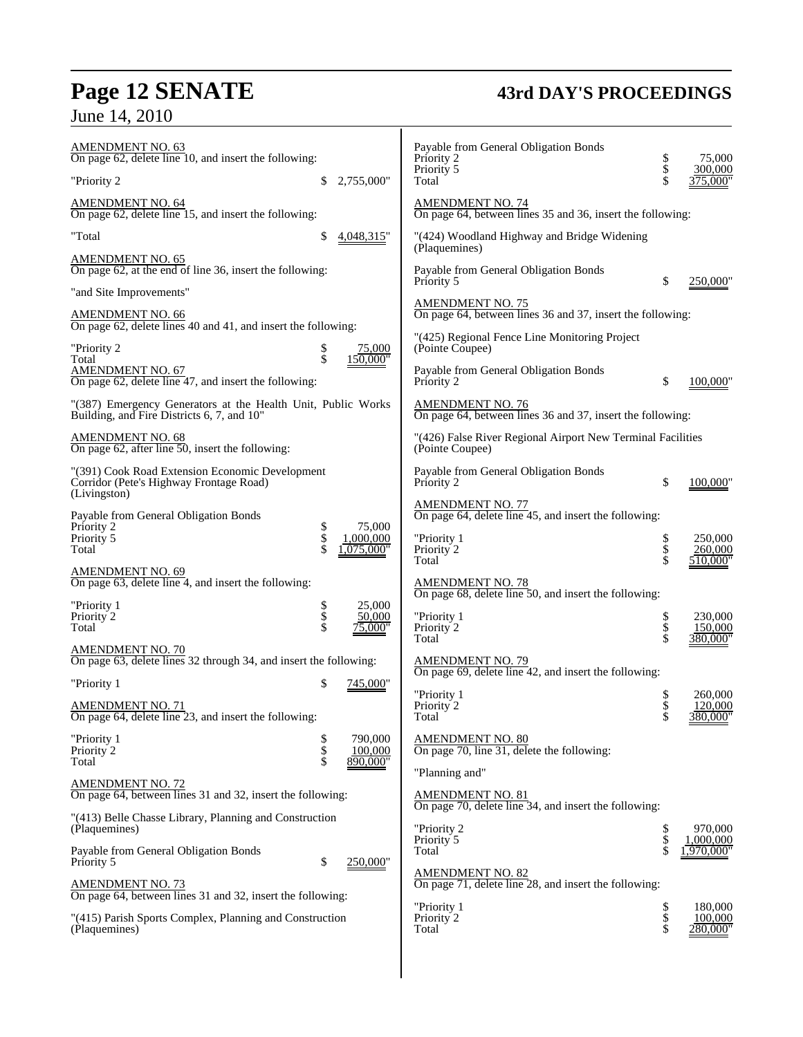AMENDMENT NO. 63
On page 62, delete line 10, and insert the following:

"Priority 2 $ 2,755,000"

AMENDMENT NO. 64
On page 62, delete line 15, and insert the following:

"Total $ 4,048,315"

AMENDMENT NO. 65
On page 62, at the end of line 36, insert the following:

"and Site Improvements"

AMENDMENT NO. 66
On page 62, delete lines 40 and 41, and insert the following:

"Priority 2 $ 75,000
Total $ 150,000"

AMENDMENT NO. 67
On page 62, delete line 47, and insert the following:

"(387) Emergency Generators at the Health Unit, Public Works Building, and Fire Districts 6, 7, and 10"

AMENDMENT NO. 68
On page 62, after line 50, insert the following:

"(391) Cook Road Extension Economic Development Corridor (Pete's Highway Frontage Road)
(Livingston)

Payable from General Obligation Bonds
Priority 2 $ 75,000
Priority 5 $ 1,000,000
Total $ 1,075,000"

AMENDMENT NO. 69
On page 63, delete line 4, and insert the following:

"Priority 1 $ 25,000
Priority 2 $ 50,000
Total $ 75,000"

AMENDMENT NO. 70
On page 63, delete lines 32 through 34, and insert the following:

"Priority 1 $ 745,000"

AMENDMENT NO. 71
On page 64, delete line 23, and insert the following:

"Priority 1 $ 790,000
Priority 2 $ 100,000
Total $ 890,000"

AMENDMENT NO. 72
On page 64, between lines 31 and 32, insert the following:

"(413) Belle Chasse Library, Planning and Construction
(Plaquemines)

Payable from General Obligation Bonds
Priority 5 $ 250,000"

AMENDMENT NO. 73
On page 64, between lines 31 and 32, insert the following:

"(415) Parish Sports Complex, Planning and Construction
(Plaquemines)

Payable from General Obligation Bonds
Priority 2 $ 75,000
Priority 5 $ 300,000
Total $ 375,000"

AMENDMENT NO. 74
On page 64, between lines 35 and 36, insert the following:

"(424) Woodland Highway and Bridge Widening
(Plaquemines)

Payable from General Obligation Bonds
Priority 5 $ 250,000"

AMENDMENT NO. 75
On page 64, between lines 36 and 37, insert the following:

"(425) Regional Fence Line Monitoring Project
(Pointe Coupee)

Payable from General Obligation Bonds
Priority 2 $ 100,000"

AMENDMENT NO. 76
On page 64, between lines 36 and 37, insert the following:

"(426) False River Regional Airport New Terminal Facilities
(Pointe Coupee)

Payable from General Obligation Bonds
Priority 2 $ 100,000"

AMENDMENT NO. 77
On page 64, delete line 45, and insert the following:

"Priority 1 $ 250,000
Priority 2 $ 260,000
Total $ 510,000"

AMENDMENT NO. 78
On page 68, delete line 50, and insert the following:

"Priority 1 $ 230,000
Priority 2 $ 150,000
Total $ 380,000"

AMENDMENT NO. 79
On page 69, delete line 42, and insert the following:

"Priority 1 $ 260,000
Priority 2 $ 120,000
Total $ 380,000"

AMENDMENT NO. 80
On page 70, line 31, delete the following:

"Planning and"

AMENDMENT NO. 81
On page 70, delete line 34, and insert the following:

"Priority 2 $ 970,000
Priority 5 $ 1,000,000
Total $ 1,970,000"

AMENDMENT NO. 82
On page 71, delete line 28, and insert the following:

"Priority 1 $ 180,000
Priority 2 $ 100,000
Total $ 280,000"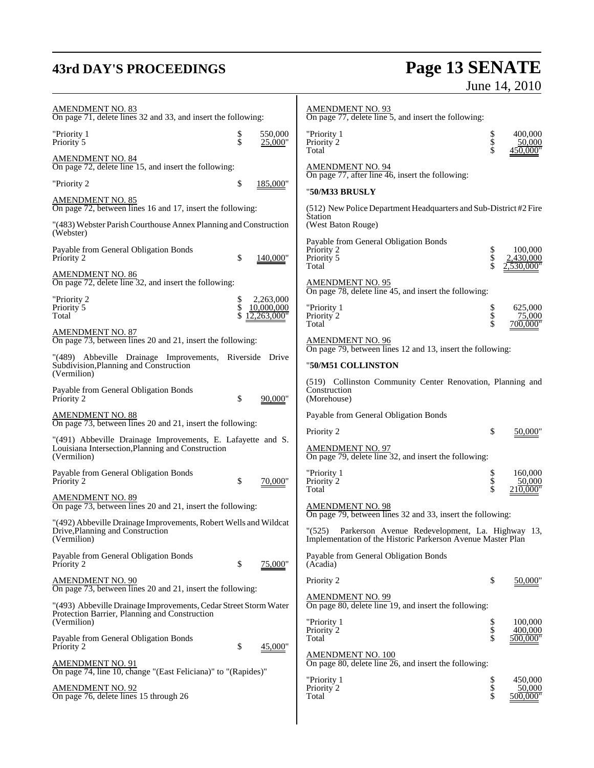AMENDMENT NO. 83
On page 71, delete lines 32 and 33, and insert the following:

"Priority 1 $ 550,000
Priority 5 $ 25,000"

AMENDMENT NO. 84
On page 72, delete line 15, and insert the following:

"Priority 2 $ 185,000"

AMENDMENT NO. 85
On page 72, between lines 16 and 17, insert the following:

"(483) Webster Parish Courthouse Annex Planning and Construction
(Webster)

Payable from General Obligation Bonds
Priority 2 $ 140,000"

AMENDMENT NO. 86
On page 72, delete line 32, and insert the following:

"Priority 2 $ 2,263,000
Priority 5 $ 10,000,000
Total $ 12,263,000"

AMENDMENT NO. 87
On page 73, between lines 20 and 21, insert the following:

"(489) Abbeville Drainage Improvements, Riverside Drive Subdivision,Planning and Construction
(Vermilion)

Payable from General Obligation Bonds
Priority 2 $ 90,000"

AMENDMENT NO. 88
On page 73, between lines 20 and 21, insert the following:

"(491) Abbeville Drainage Improvements, E. Lafayette and S. Louisiana Intersection,Planning and Construction
(Vermilion)

Payable from General Obligation Bonds
Priority 2 $ 70,000"

AMENDMENT NO. 89
On page 73, between lines 20 and 21, insert the following:

"(492) Abbeville Drainage Improvements, Robert Wells and Wildcat Drive,Planning and Construction
(Vermilion)

Payable from General Obligation Bonds
Priority 2 $ 75,000"

AMENDMENT NO. 90
On page 73, between lines 20 and 21, insert the following:

"(493) Abbeville Drainage Improvements, Cedar Street Storm Water Protection Barrier, Planning and Construction
(Vermilion)

Payable from General Obligation Bonds
Priority 2 $ 45,000"

AMENDMENT NO. 91
On page 74, line 10, change "(East Feliciana)" to "(Rapides)"

AMENDMENT NO. 92
On page 76, delete lines 15 through 26

AMENDMENT NO. 93
On page 77, delete line 5, and insert the following:

"Priority 1 $ 400,000
Priority 2 $ 50,000
Total $ 450,000"

AMENDMENT NO. 94
On page 77, after line 46, insert the following:

"**50/M33 BRUSLY**

(512) New Police Department Headquarters and Sub-District #2 Fire Station
(West Baton Rouge)

Payable from General Obligation Bonds
Priority 2 $ 100,000
Priority 5 $ 2,430,000
Total $ 2,530,000"

AMENDMENT NO. 95
On page 78, delete line 45, and insert the following:

"Priority 1 $ 625,000
Priority 2 $ 75,000
Total $ 700,000"

AMENDMENT NO. 96
On page 79, between lines 12 and 13, insert the following:

"**50/M51 COLLINSTON**

(519) Collinston Community Center Renovation, Planning and Construction
(Morehouse)

Payable from General Obligation Bonds

Priority 2 $ 50,000"

AMENDMENT NO. 97
On page 79, delete line 32, and insert the following:

"Priority 1 $ 160,000
Priority 2 $ 50,000
Total $ 210,000"

AMENDMENT NO. 98
On page 79, between lines 32 and 33, insert the following:

"(525) Parkerson Avenue Redevelopment, La. Highway 13, Implementation of the Historic Parkerson Avenue Master Plan

Payable from General Obligation Bonds
(Acadia)

Priority 2 $ 50,000"

AMENDMENT NO. 99
On page 80, delete line 19, and insert the following:

"Priority 1 $ 100,000
Priority 2 $ 400,000
Total $ 500,000"

AMENDMENT NO. 100
On page 80, delete line 26, and insert the following:

"Priority 1 $ 450,000
Priority 2 $ 50,000
Total $ 500,000"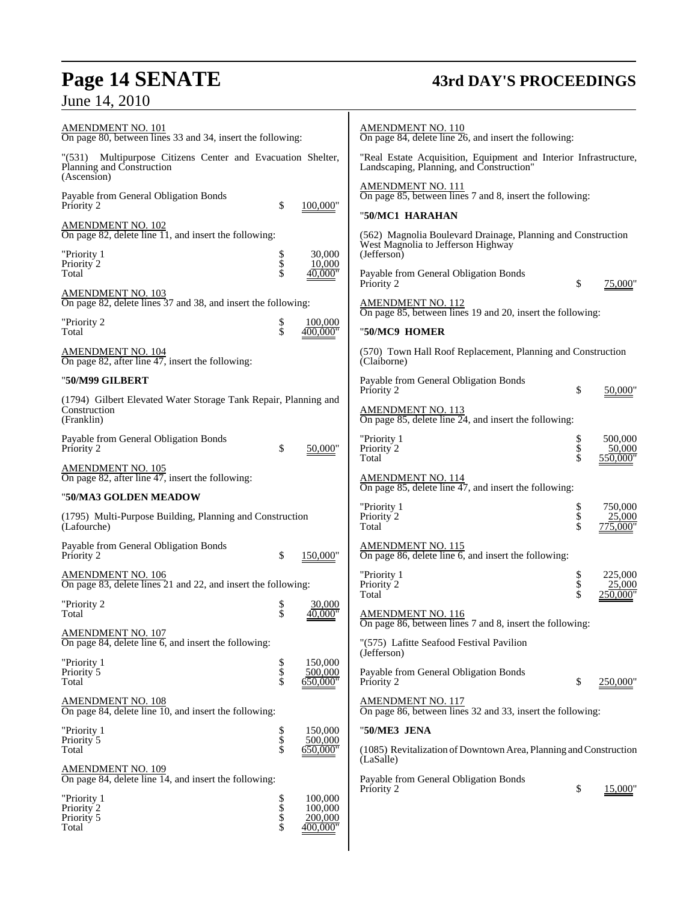AMENDMENT NO. 101
On page 80, between lines 33 and 34, insert the following:

"(531) Multipurpose Citizens Center and Evacuation Shelter, Planning and Construction
(Ascension)

Payable from General Obligation Bonds
Priority 2 $ 100,000"

AMENDMENT NO. 102
On page 82, delete line 11, and insert the following:

| | | |
|---|---|---|
| "Priority 1 | $ | 30,000 |
| Priority 2 | $ | 10,000 |
| Total | $ | 40,000" |

AMENDMENT NO. 103
On page 82, delete lines 37 and 38, and insert the following:

| | | |
|---|---|---|
| "Priority 2 | $ | 100,000 |
| Total | $ | 400,000" |

AMENDMENT NO. 104
On page 82, after line 47, insert the following:

**"50/M99 GILBERT**

(1794) Gilbert Elevated Water Storage Tank Repair, Planning and Construction
(Franklin)

Payable from General Obligation Bonds
Priority 2 $ 50,000"

AMENDMENT NO. 105
On page 82, after line 47, insert the following:

**"50/MA3 GOLDEN MEADOW**

(1795) Multi-Purpose Building, Planning and Construction
(Lafourche)

Payable from General Obligation Bonds
Priority 2 $ 150,000"

AMENDMENT NO. 106
On page 83, delete lines 21 and 22, and insert the following:

| | | |
|---|---|---|
| "Priority 2 | $ | 30,000 |
| Total | $ | 40,000" |

AMENDMENT NO. 107
On page 84, delete line 6, and insert the following:

| | | |
|---|---|---|
| "Priority 1 | $ | 150,000 |
| Priority 5 | $ | 500,000 |
| Total | $ | 650,000" |

AMENDMENT NO. 108
On page 84, delete line 10, and insert the following:

| | | |
|---|---|---|
| "Priority 1 | $ | 150,000 |
| Priority 5 | $ | 500,000 |
| Total | $ | 650,000" |

AMENDMENT NO. 109
On page 84, delete line 14, and insert the following:

| | | |
|---|---|---|
| "Priority 1 | $ | 100,000 |
| Priority 2 | $ | 100,000 |
| Priority 5 | $ | 200,000 |
| Total | $ | 400,000" |

AMENDMENT NO. 110
On page 84, delete line 26, and insert the following:

"Real Estate Acquisition, Equipment and Interior Infrastructure, Landscaping, Planning, and Construction"

AMENDMENT NO. 111
On page 85, between lines 7 and 8, insert the following:

**"50/MC1 HARAHAN**

(562) Magnolia Boulevard Drainage, Planning and Construction
West Magnolia to Jefferson Highway
(Jefferson)

Payable from General Obligation Bonds
Priority 2 $ 75,000"

AMENDMENT NO. 112
On page 85, between lines 19 and 20, insert the following:

**"50/MC9 HOMER**

(570) Town Hall Roof Replacement, Planning and Construction
(Claiborne)

Payable from General Obligation Bonds
Priority 2 $ 50,000"

AMENDMENT NO. 113
On page 85, delete line 24, and insert the following:

| | | |
|---|---|---|
| "Priority 1 | $ | 500,000 |
| Priority 2 | $ | 50,000 |
| Total | $ | 550,000" |

AMENDMENT NO. 114
On page 85, delete line 47, and insert the following:

| | | |
|---|---|---|
| "Priority 1 | $ | 750,000 |
| Priority 2 | $ | 25,000 |
| Total | $ | 775,000" |

AMENDMENT NO. 115
On page 86, delete line 6, and insert the following:

| | | |
|---|---|---|
| "Priority 1 | $ | 225,000 |
| Priority 2 | $ | 25,000 |
| Total | $ | 250,000" |

AMENDMENT NO. 116
On page 86, between lines 7 and 8, insert the following:

"(575) Lafitte Seafood Festival Pavilion
(Jefferson)

Payable from General Obligation Bonds
Priority 2 $ 250,000"

AMENDMENT NO. 117
On page 86, between lines 32 and 33, insert the following:

**"50/ME3 JENA**

(1085) Revitalization of Downtown Area, Planning and Construction
(LaSalle)

Payable from General Obligation Bonds
Priority 2 $ 15,000"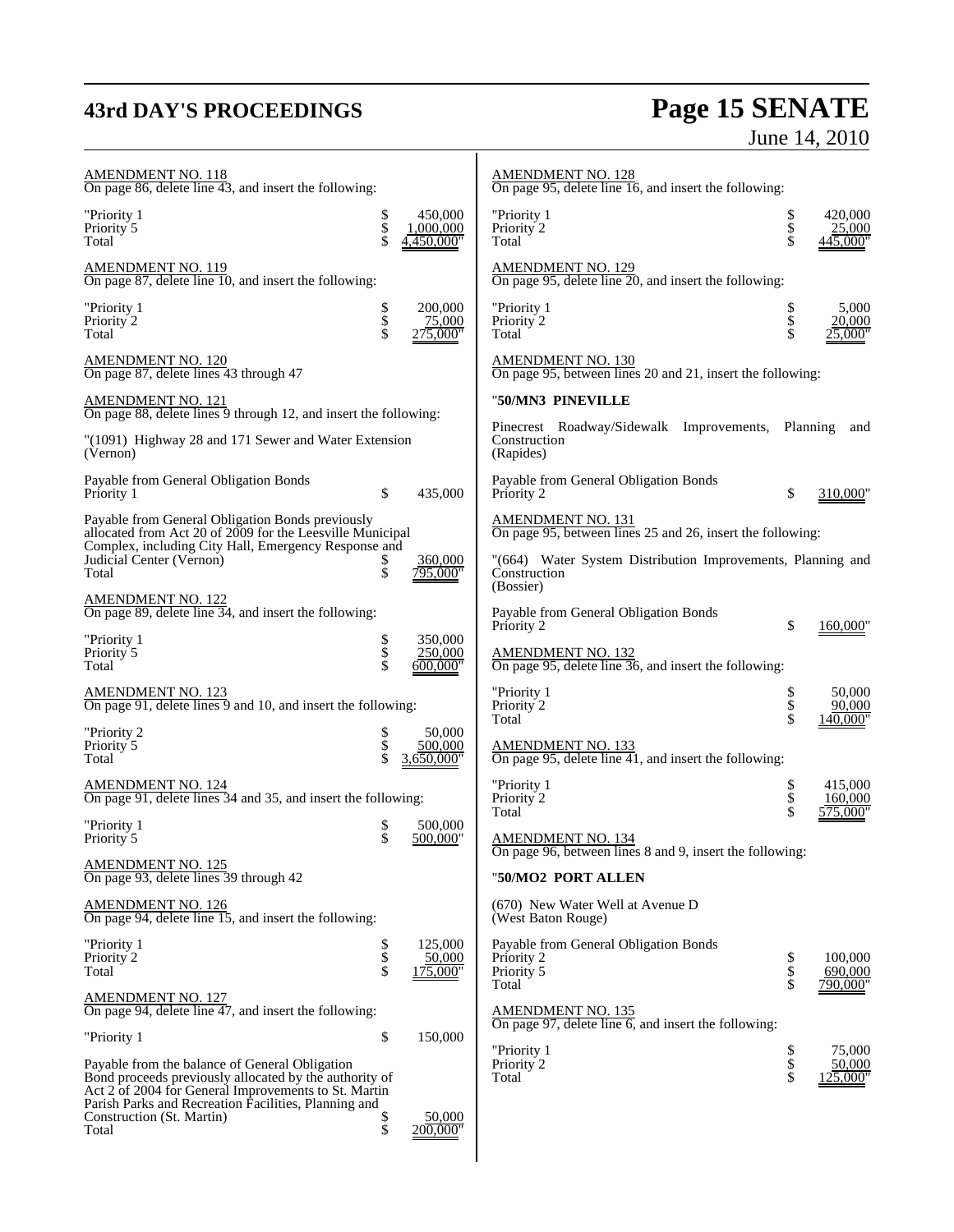AMENDMENT NO. 118
On page 86, delete line 43, and insert the following:

| | | |
|---|---|---|
| "Priority 1 | $ | 450,000 |
| Priority 5 | $ | 1,000,000 |
| Total | $ | 4,450,000" |

AMENDMENT NO. 119
On page 87, delete line 10, and insert the following:

| | | |
|---|---|---|
| "Priority 1 | $ | 200,000 |
| Priority 2 | $ | 75,000 |
| Total | $ | 275,000" |

AMENDMENT NO. 120
On page 87, delete lines 43 through 47

AMENDMENT NO. 121
On page 88, delete lines 9 through 12, and insert the following:

"(1091) Highway 28 and 171 Sewer and Water Extension
(Vernon)

| | | |
|---|---|---|
| Payable from General Obligation Bonds | | |
| Priority 1 | $ | 435,000 |
| Payable from General Obligation Bonds previously allocated from Act 20 of 2009 for the Leesville Municipal Complex, including City Hall, Emergency Response and Judicial Center (Vernon) | $ | 360,000 |
| Total | $ | 795,000" |

AMENDMENT NO. 122
On page 89, delete line 34, and insert the following:

| | | |
|---|---|---|
| "Priority 1 | $ | 350,000 |
| Priority 5 | $ | 250,000 |
| Total | $ | 600,000" |

AMENDMENT NO. 123
On page 91, delete lines 9 and 10, and insert the following:

| | | |
|---|---|---|
| "Priority 2 | $ | 50,000 |
| Priority 5 | $ | 500,000 |
| Total | $ | 3,650,000" |

AMENDMENT NO. 124
On page 91, delete lines 34 and 35, and insert the following:

| | | |
|---|---|---|
| "Priority 1 | $ | 500,000 |
| Priority 5 | $ | 500,000" |

AMENDMENT NO. 125
On page 93, delete lines 39 through 42

AMENDMENT NO. 126
On page 94, delete line 15, and insert the following:

| | | |
|---|---|---|
| "Priority 1 | $ | 125,000 |
| Priority 2 | $ | 50,000 |
| Total | $ | 175,000" |

AMENDMENT NO. 127
On page 94, delete line 47, and insert the following:

| | | |
|---|---|---|
| "Priority 1 | $ | 150,000 |
| Payable from the balance of General Obligation Bond proceeds previously allocated by the authority of Act 2 of 2004 for General Improvements to St. Martin Parish Parks and Recreation Facilities, Planning and Construction (St. Martin) | $ | 50,000 |
| Total | $ | 200,000" |

AMENDMENT NO. 128
On page 95, delete line 16, and insert the following:

| | | |
|---|---|---|
| "Priority 1 | $ | 420,000 |
| Priority 2 | $ | 25,000 |
| Total | $ | 445,000" |

AMENDMENT NO. 129
On page 95, delete line 20, and insert the following:

| | | |
|---|---|---|
| "Priority 1 | $ | 5,000 |
| Priority 2 | $ | 20,000 |
| Total | $ | 25,000" |

AMENDMENT NO. 130
On page 95, between lines 20 and 21, insert the following:

"**50/MN3 PINEVILLE**

Pinecrest Roadway/Sidewalk Improvements, Planning and Construction
(Rapides)

| | | |
|---|---|---|
| Payable from General Obligation Bonds | | |
| Priority 2 | $ | 310,000" |

AMENDMENT NO. 131
On page 95, between lines 25 and 26, insert the following:

"(664) Water System Distribution Improvements, Planning and Construction
(Bossier)

| | | |
|---|---|---|
| Payable from General Obligation Bonds | | |
| Priority 2 | $ | 160,000" |

AMENDMENT NO. 132
On page 95, delete line 36, and insert the following:

| | | |
|---|---|---|
| "Priority 1 | $ | 50,000 |
| Priority 2 | $ | 90,000 |
| Total | $ | 140,000" |

AMENDMENT NO. 133
On page 95, delete line 41, and insert the following:

| | | |
|---|---|---|
| "Priority 1 | $ | 415,000 |
| Priority 2 | $ | 160,000 |
| Total | $ | 575,000" |

AMENDMENT NO. 134
On page 96, between lines 8 and 9, insert the following:

"**50/MO2 PORT ALLEN**

(670) New Water Well at Avenue D
(West Baton Rouge)

| | | |
|---|---|---|
| Payable from General Obligation Bonds | | |
| Priority 2 | $ | 100,000 |
| Priority 5 | $ | 690,000 |
| Total | $ | 790,000" |

AMENDMENT NO. 135
On page 97, delete line 6, and insert the following:

| | | |
|---|---|---|
| "Priority 1 | $ | 75,000 |
| Priority 2 | $ | 50,000 |
| Total | $ | 125,000" |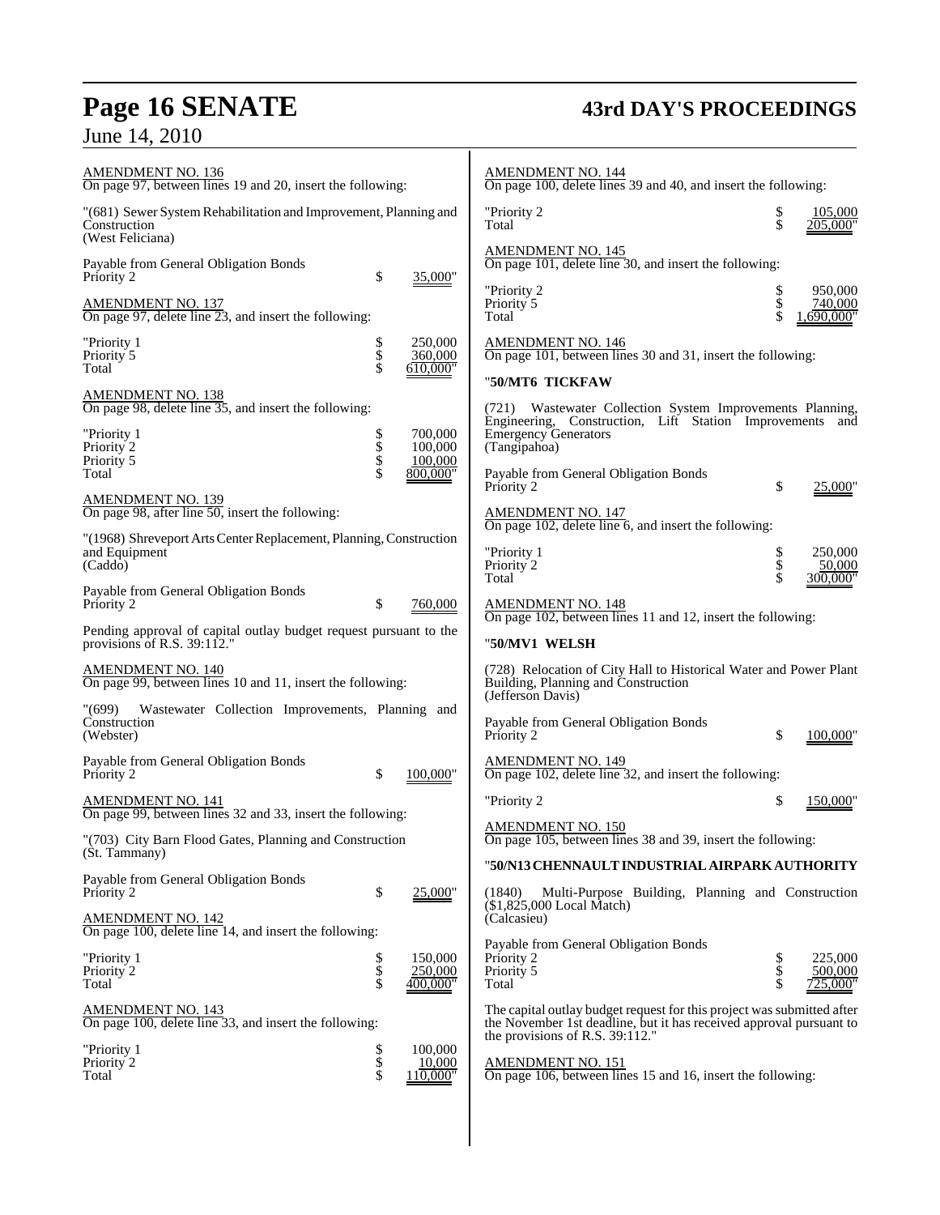AMENDMENT NO. 136
On page 97, between lines 19 and 20, insert the following:

"(681) Sewer System Rehabilitation and Improvement, Planning and Construction
(West Feliciana)

| | | |
|---|---|---|
| Payable from General Obligation Bonds | | |
| Priority 2 | $ | 35,000" |

AMENDMENT NO. 137
On page 97, delete line 23, and insert the following:

| | | |
|---|---|---|
| "Priority 1 | $ | 250,000 |
| Priority 5 | $ | 360,000 |
| Total | $ | 610,000" |

AMENDMENT NO. 138
On page 98, delete line 35, and insert the following:

| | | |
|---|---|---|
| "Priority 1 | $ | 700,000 |
| Priority 2 | $ | 100,000 |
| Priority 5 | $ | 100,000 |
| Total | $ | 800,000" |

AMENDMENT NO. 139
On page 98, after line 50, insert the following:

"(1968) Shreveport Arts Center Replacement, Planning, Construction and Equipment
(Caddo)

| | | |
|---|---|---|
| Payable from General Obligation Bonds | | |
| Priority 2 | $ | 760,000 |

Pending approval of capital outlay budget request pursuant to the provisions of R.S. 39:112."

AMENDMENT NO. 140
On page 99, between lines 10 and 11, insert the following:

"(699) Wastewater Collection Improvements, Planning and Construction
(Webster)

| | | |
|---|---|---|
| Payable from General Obligation Bonds | | |
| Priority 2 | $ | 100,000" |

AMENDMENT NO. 141
On page 99, between lines 32 and 33, insert the following:

"(703) City Barn Flood Gates, Planning and Construction
(St. Tammany)

| | | |
|---|---|---|
| Payable from General Obligation Bonds | | |
| Priority 2 | $ | 25,000" |

AMENDMENT NO. 142
On page 100, delete line 14, and insert the following:

| | | |
|---|---|---|
| "Priority 1 | $ | 150,000 |
| Priority 2 | $ | 250,000 |
| Total | $ | 400,000" |

AMENDMENT NO. 143
On page 100, delete line 33, and insert the following:

| | | |
|---|---|---|
| "Priority 1 | $ | 100,000 |
| Priority 2 | $ | 10,000 |
| Total | $ | 110,000" |

AMENDMENT NO. 144
On page 100, delete lines 39 and 40, and insert the following:

| | | |
|---|---|---|
| "Priority 2 | $ | 105,000 |
| Total | $ | 205,000" |

AMENDMENT NO. 145
On page 101, delete line 30, and insert the following:

| | | |
|---|---|---|
| "Priority 2 | $ | 950,000 |
| Priority 5 | $ | 740,000 |
| Total | $ | 1,690,000" |

AMENDMENT NO. 146
On page 101, between lines 30 and 31, insert the following:

"**50/MT6 TICKFAW**

(721) Wastewater Collection System Improvements Planning, Engineering, Construction, Lift Station Improvements and Emergency Generators
(Tangipahoa)

| | | |
|---|---|---|
| Payable from General Obligation Bonds | | |
| Priority 2 | $ | 25,000" |

AMENDMENT NO. 147
On page 102, delete line 6, and insert the following:

| | | |
|---|---|---|
| "Priority 1 | $ | 250,000 |
| Priority 2 | $ | 50,000 |
| Total | $ | 300,000" |

AMENDMENT NO. 148
On page 102, between lines 11 and 12, insert the following:

"**50/MV1 WELSH**

(728) Relocation of City Hall to Historical Water and Power Plant Building, Planning and Construction
(Jefferson Davis)

| | | |
|---|---|---|
| Payable from General Obligation Bonds | | |
| Priority 2 | $ | 100,000" |

AMENDMENT NO. 149
On page 102, delete line 32, and insert the following:

| | | |
|---|---|---|
| "Priority 2 | $ | 150,000" |

AMENDMENT NO. 150
On page 105, between lines 38 and 39, insert the following:

"**50/N13 CHENNAULT INDUSTRIAL AIRPARK AUTHORITY**

(1840) Multi-Purpose Building, Planning and Construction
($1,825,000 Local Match)
(Calcasieu)

| | | |
|---|---|---|
| Payable from General Obligation Bonds | | |
| Priority 2 | $ | 225,000 |
| Priority 5 | $ | 500,000 |
| Total | $ | 725,000" |

The capital outlay budget request for this project was submitted after the November 1st deadline, but it has received approval pursuant to the provisions of R.S. 39:112."

AMENDMENT NO. 151
On page 106, between lines 15 and 16, insert the following: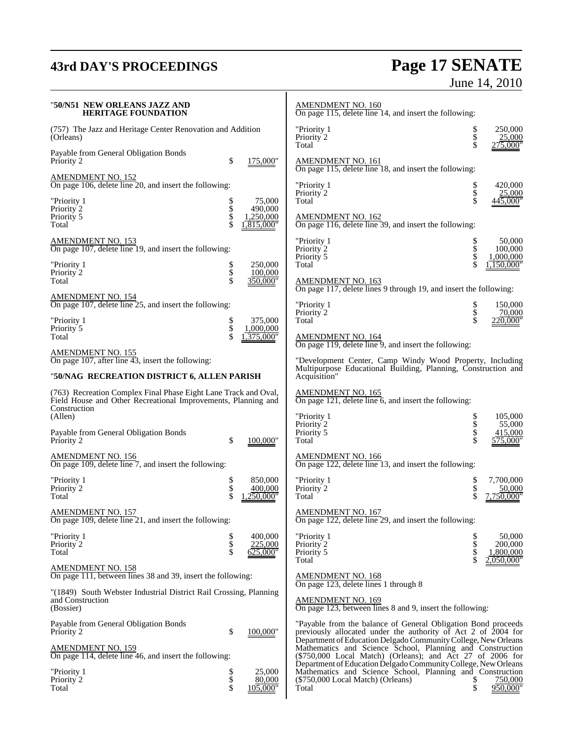"**50/N51 NEW ORLEANS JAZZ AND HERITAGE FOUNDATION**

(757) The Jazz and Heritage Center Renovation and Addition (Orleans)

| | | |
|---|---|---|
| Payable from General Obligation Bonds | | |
| Priority 2 | $ | 175,000" |

AMENDMENT NO. 152
On page 106, delete line 20, and insert the following:

| | | |
|---|---|---|
| "Priority 1 | $ | 75,000 |
| Priority 2 | $ | 490,000 |
| Priority 5 | $ | 1,250,000 |
| Total | $ | 1,815,000" |

AMENDMENT NO. 153
On page 107, delete line 19, and insert the following:

| | | |
|---|---|---|
| "Priority 1 | $ | 250,000 |
| Priority 2 | $ | 100,000 |
| Total | $ | 350,000" |

AMENDMENT NO. 154
On page 107, delete line 25, and insert the following:

| | | |
|---|---|---|
| "Priority 1 | $ | 375,000 |
| Priority 5 | $ | 1,000,000 |
| Total | $ | 1,375,000" |

AMENDMENT NO. 155
On page 107, after line 43, insert the following:

"**50/NAG RECREATION DISTRICT 6, ALLEN PARISH**

(763) Recreation Complex Final Phase Eight Lane Track and Oval, Field House and Other Recreational Improvements, Planning and Construction
(Allen)

| | | |
|---|---|---|
| Payable from General Obligation Bonds | | |
| Priority 2 | $ | 100,000" |

AMENDMENT NO. 156
On page 109, delete line 7, and insert the following:

| | | |
|---|---|---|
| "Priority 1 | $ | 850,000 |
| Priority 2 | $ | 400,000 |
| Total | $ | 1,250,000" |

AMENDMENT NO. 157
On page 109, delete line 21, and insert the following:

| | | |
|---|---|---|
| "Priority 1 | $ | 400,000 |
| Priority 2 | $ | 225,000 |
| Total | $ | 625,000" |

AMENDMENT NO. 158
On page 111, between lines 38 and 39, insert the following:

"(1849) South Webster Industrial District Rail Crossing, Planning and Construction
(Bossier)

| | | |
|---|---|---|
| Payable from General Obligation Bonds | | |
| Priority 2 | $ | 100,000" |

AMENDMENT NO. 159
On page 114, delete line 46, and insert the following:

| | | |
|---|---|---|
| "Priority 1 | $ | 25,000 |
| Priority 2 | $ | 80,000 |
| Total | $ | 105,000" |

AMENDMENT NO. 160
On page 115, delete line 14, and insert the following:

| | | |
|---|---|---|
| "Priority 1 | $ | 250,000 |
| Priority 2 | $ | 25,000 |
| Total | $ | 275,000" |

AMENDMENT NO. 161
On page 115, delete line 18, and insert the following:

| | | |
|---|---|---|
| "Priority 1 | $ | 420,000 |
| Priority 2 | $ | 25,000 |
| Total | $ | 445,000" |

AMENDMENT NO. 162
On page 116, delete line 39, and insert the following:

| | | |
|---|---|---|
| "Priority 1 | $ | 50,000 |
| Priority 2 | $ | 100,000 |
| Priority 5 | $ | 1,000,000 |
| Total | $ | 1,150,000" |

AMENDMENT NO. 163
On page 117, delete lines 9 through 19, and insert the following:

| | | |
|---|---|---|
| "Priority 1 | $ | 150,000 |
| Priority 2 | $ | 70,000 |
| Total | $ | 220,000" |

AMENDMENT NO. 164
On page 119, delete line 9, and insert the following:

"Development Center, Camp Windy Wood Property, Including Multipurpose Educational Building, Planning, Construction and Acquisition"

AMENDMENT NO. 165
On page 121, delete line 6, and insert the following:

| | | |
|---|---|---|
| "Priority 1 | $ | 105,000 |
| Priority 2 | $ | 55,000 |
| Priority 5 | $ | 415,000 |
| Total | $ | 575,000" |

AMENDMENT NO. 166
On page 122, delete line 13, and insert the following:

| | | |
|---|---|---|
| "Priority 1 | $ | 7,700,000 |
| Priority 2 | $ | 50,000 |
| Total | $ | 7,750,000" |

AMENDMENT NO. 167
On page 122, delete line 29, and insert the following:

| | | |
|---|---|---|
| "Priority 1 | $ | 50,000 |
| Priority 2 | $ | 200,000 |
| Priority 5 | $ | 1,800,000 |
| Total | $ | 2,050,000" |

AMENDMENT NO. 168
On page 123, delete lines 1 through 8

AMENDMENT NO. 169
On page 123, between lines 8 and 9, insert the following:

| | | |
|---|---|---|
| "Payable from the balance of General Obligation Bond proceeds previously allocated under the authority of Act 2 of 2004 for Department of Education Delgado Community College, New Orleans Mathematics and Science School, Planning and Construction ($750,000 Local Match) (Orleans); and Act 27 of 2006 for Department of Education Delgado Community College, New Orleans Mathematics and Science School, Planning and Construction ($750,000 Local Match) (Orleans) | $ | 750,000 |
| Total | $ | 950,000" |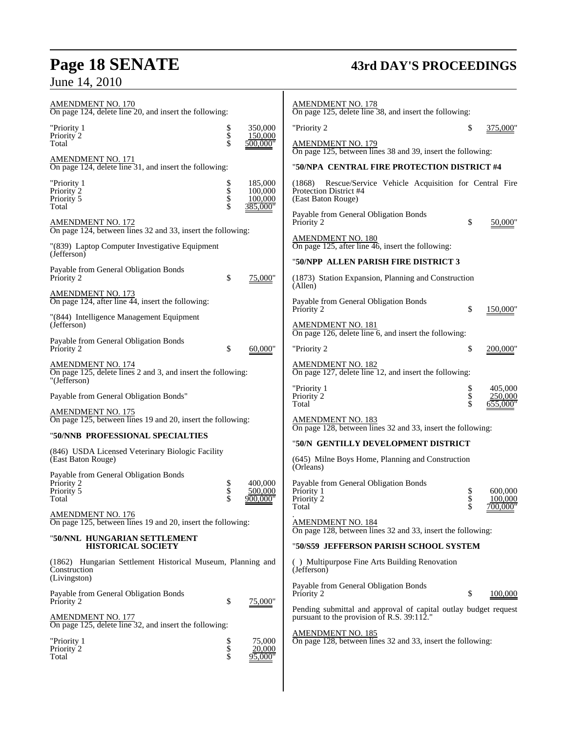AMENDMENT NO. 170
On page 124, delete line 20, and insert the following:

| | | |
|---|---|---|
| "Priority 1 | $ | 350,000 |
| Priority 2 | $ | 150,000 |
| Total | $ | 500,000" |

AMENDMENT NO. 171
On page 124, delete line 31, and insert the following:

| | | |
|---|---|---|
| "Priority 1 | $ | 185,000 |
| Priority 2 | $ | 100,000 |
| Priority 5 | $ | 100,000 |
| Total | $ | 385,000" |

AMENDMENT NO. 172
On page 124, between lines 32 and 33, insert the following:

"(839) Laptop Computer Investigative Equipment
(Jefferson)

Payable from General Obligation Bonds
Priority 2 $ 75,000"

AMENDMENT NO. 173
On page 124, after line 44, insert the following:

"(844) Intelligence Management Equipment
(Jefferson)

Payable from General Obligation Bonds
Priority 2 $ 60,000"

AMENDMENT NO. 174
On page 125, delete lines 2 and 3, and insert the following:
"(Jefferson)

Payable from General Obligation Bonds"

AMENDMENT NO. 175
On page 125, between lines 19 and 20, insert the following:

"**50/NNB PROFESSIONAL SPECIALTIES**

(846) USDA Licensed Veterinary Biologic Facility
(East Baton Rouge)

Payable from General Obligation Bonds

| | | |
|---|---|---|
| Priority 2 | $ | 400,000 |
| Priority 5 | $ | 500,000 |
| Total | $ | 900,000" |

AMENDMENT NO. 176
On page 125, between lines 19 and 20, insert the following:

"**50/NNL HUNGARIAN SETTLEMENT HISTORICAL SOCIETY**

(1862) Hungarian Settlement Historical Museum, Planning and Construction
(Livingston)

Payable from General Obligation Bonds
Priority 2 $ 75,000"

AMENDMENT NO. 177
On page 125, delete line 32, and insert the following:

| | | |
|---|---|---|
| "Priority 1 | $ | 75,000 |
| Priority 2 | $ | 20,000 |
| Total | $ | 95,000" |

AMENDMENT NO. 178
On page 125, delete line 38, and insert the following:

"Priority 2 $ 375,000"

AMENDMENT NO. 179
On page 125, between lines 38 and 39, insert the following:

"**50/NPA CENTRAL FIRE PROTECTION DISTRICT #4**

(1868) Rescue/Service Vehicle Acquisition for Central Fire Protection District #4
(East Baton Rouge)

Payable from General Obligation Bonds
Priority 2 $ 50,000"

AMENDMENT NO. 180
On page 125, after line 46, insert the following:

"**50/NPP ALLEN PARISH FIRE DISTRICT 3**

(1873) Station Expansion, Planning and Construction
(Allen)

Payable from General Obligation Bonds
Priority 2 $ 150,000"

AMENDMENT NO. 181
On page 126, delete line 6, and insert the following:

"Priority 2 $ 200,000"

AMENDMENT NO. 182
On page 127, delete line 12, and insert the following:

| | | |
|---|---|---|
| "Priority 1 | $ | 405,000 |
| Priority 2 | $ | 250,000 |
| Total | $ | 655,000" |

AMENDMENT NO. 183
On page 128, between lines 32 and 33, insert the following:

"**50/N GENTILLY DEVELOPMENT DISTRICT**

(645) Milne Boys Home, Planning and Construction
(Orleans)

Payable from General Obligation Bonds

| | | |
|---|---|---|
| Priority 1 | $ | 600,000 |
| Priority 2 | $ | 100,000 |
| Total | $ | 700,000" |

.

AMENDMENT NO. 184
On page 128, between lines 32 and 33, insert the following:

"**50/S59 JEFFERSON PARISH SCHOOL SYSTEM**

( ) Multipurpose Fine Arts Building Renovation
(Jefferson)

Payable from General Obligation Bonds
Priority 2 $ 100,000

Pending submittal and approval of capital outlay budget request pursuant to the provision of R.S. 39:112."

AMENDMENT NO. 185
On page 128, between lines 32 and 33, insert the following: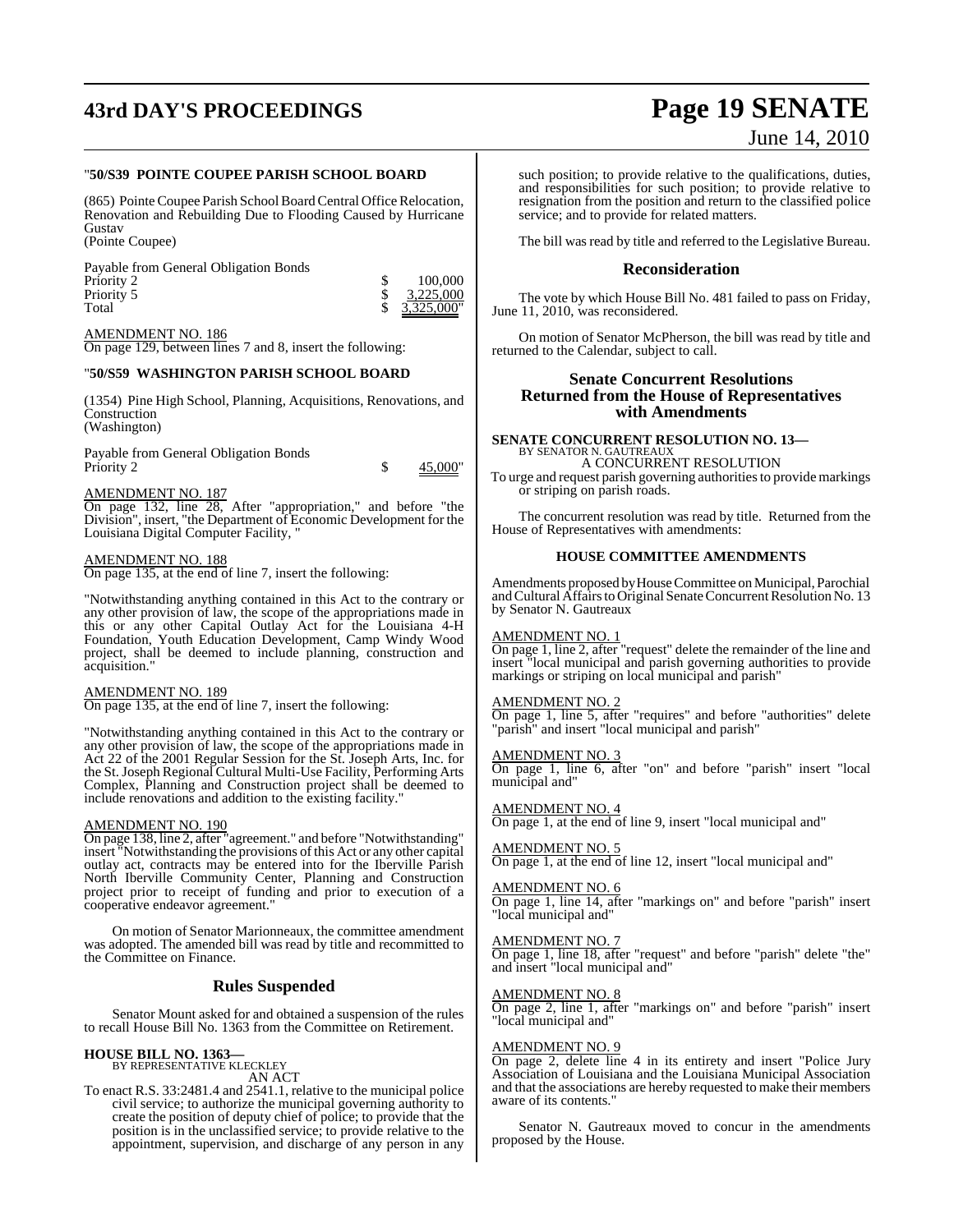"**50/S39 POINTE COUPEE PARISH SCHOOL BOARD**

(865) Pointe Coupee Parish School Board Central Office Relocation, Renovation and Rebuilding Due to Flooding Caused by Hurricane Gustav
(Pointe Coupee)

| Payable from General Obligation Bonds | | |
|---|---|---|
| Priority 2 | $ | 100,000 |
| Priority 5 | $ | 3,225,000 |
| Total | $ | 3,325,000" |

AMENDMENT NO. 186
On page 129, between lines 7 and 8, insert the following:

"**50/S59 WASHINGTON PARISH SCHOOL BOARD**

(1354) Pine High School, Planning, Acquisitions, Renovations, and Construction
(Washington)

| Payable from General Obligation Bonds | | |
|---|---|---|
| Priority 2 | $ | 45,000" |

AMENDMENT NO. 187
On page 132, line 28, After "appropriation," and before "the Division", insert, "the Department of Economic Development for the Louisiana Digital Computer Facility, "

AMENDMENT NO. 188
On page 135, at the end of line 7, insert the following:

"Notwithstanding anything contained in this Act to the contrary or any other provision of law, the scope of the appropriations made in this or any other Capital Outlay Act for the Louisiana 4-H Foundation, Youth Education Development, Camp Windy Wood project, shall be deemed to include planning, construction and acquisition."

AMENDMENT NO. 189
On page 135, at the end of line 7, insert the following:

"Notwithstanding anything contained in this Act to the contrary or any other provision of law, the scope of the appropriations made in Act 22 of the 2001 Regular Session for the St. Joseph Arts, Inc. for the St. Joseph Regional Cultural Multi-Use Facility, Performing Arts Complex, Planning and Construction project shall be deemed to include renovations and addition to the existing facility."

AMENDMENT NO. 190
On page 138, line 2, after "agreement." and before "Notwithstanding" insert "Notwithstanding the provisions of this Act or any other capital outlay act, contracts may be entered into for the Iberville Parish North Iberville Community Center, Planning and Construction project prior to receipt of funding and prior to execution of a cooperative endeavor agreement."

On motion of Senator Marionneaux, the committee amendment was adopted. The amended bill was read by title and recommitted to the Committee on Finance.

## Rules Suspended

Senator Mount asked for and obtained a suspension of the rules to recall House Bill No. 1363 from the Committee on Retirement.

**HOUSE BILL NO. 1363—**
BY REPRESENTATIVE KLECKLEY
AN ACT

To enact R.S. 33:2481.4 and 2541.1, relative to the municipal police civil service; to authorize the municipal governing authority to create the position of deputy chief of police; to provide that the position is in the unclassified service; to provide relative to the appointment, supervision, and discharge of any person in any such position; to provide relative to the qualifications, duties, and responsibilities for such position; to provide relative to resignation from the position and return to the classified police service; and to provide for related matters.

The bill was read by title and referred to the Legislative Bureau.

## Reconsideration

The vote by which House Bill No. 481 failed to pass on Friday, June 11, 2010, was reconsidered.

On motion of Senator McPherson, the bill was read by title and returned to the Calendar, subject to call.

## Senate Concurrent Resolutions Returned from the House of Representatives with Amendments

**SENATE CONCURRENT RESOLUTION NO. 13—**
BY SENATOR N. GAUTREAUX
A CONCURRENT RESOLUTION

To urge and request parish governing authorities to provide markings or striping on parish roads.

The concurrent resolution was read by title. Returned from the House of Representatives with amendments:

### HOUSE COMMITTEE AMENDMENTS

Amendments proposed by House Committee on Municipal, Parochial and Cultural Affairs to Original Senate Concurrent Resolution No. 13 by Senator N. Gautreaux

AMENDMENT NO. 1
On page 1, line 2, after "request" delete the remainder of the line and insert "local municipal and parish governing authorities to provide markings or striping on local municipal and parish"

AMENDMENT NO. 2
On page 1, line 5, after "requires" and before "authorities" delete "parish" and insert "local municipal and parish"

AMENDMENT NO. 3
On page 1, line 6, after "on" and before "parish" insert "local municipal and"

AMENDMENT NO. 4
On page 1, at the end of line 9, insert "local municipal and"

AMENDMENT NO. 5
On page 1, at the end of line 12, insert "local municipal and"

AMENDMENT NO. 6
On page 1, line 14, after "markings on" and before "parish" insert "local municipal and"

AMENDMENT NO. 7
On page 1, line 18, after "request" and before "parish" delete "the" and insert "local municipal and"

AMENDMENT NO. 8
On page 2, line 1, after "markings on" and before "parish" insert "local municipal and"

AMENDMENT NO. 9
On page 2, delete line 4 in its entirety and insert "Police Jury Association of Louisiana and the Louisiana Municipal Association and that the associations are hereby requested to make their members aware of its contents."

Senator N. Gautreaux moved to concur in the amendments proposed by the House.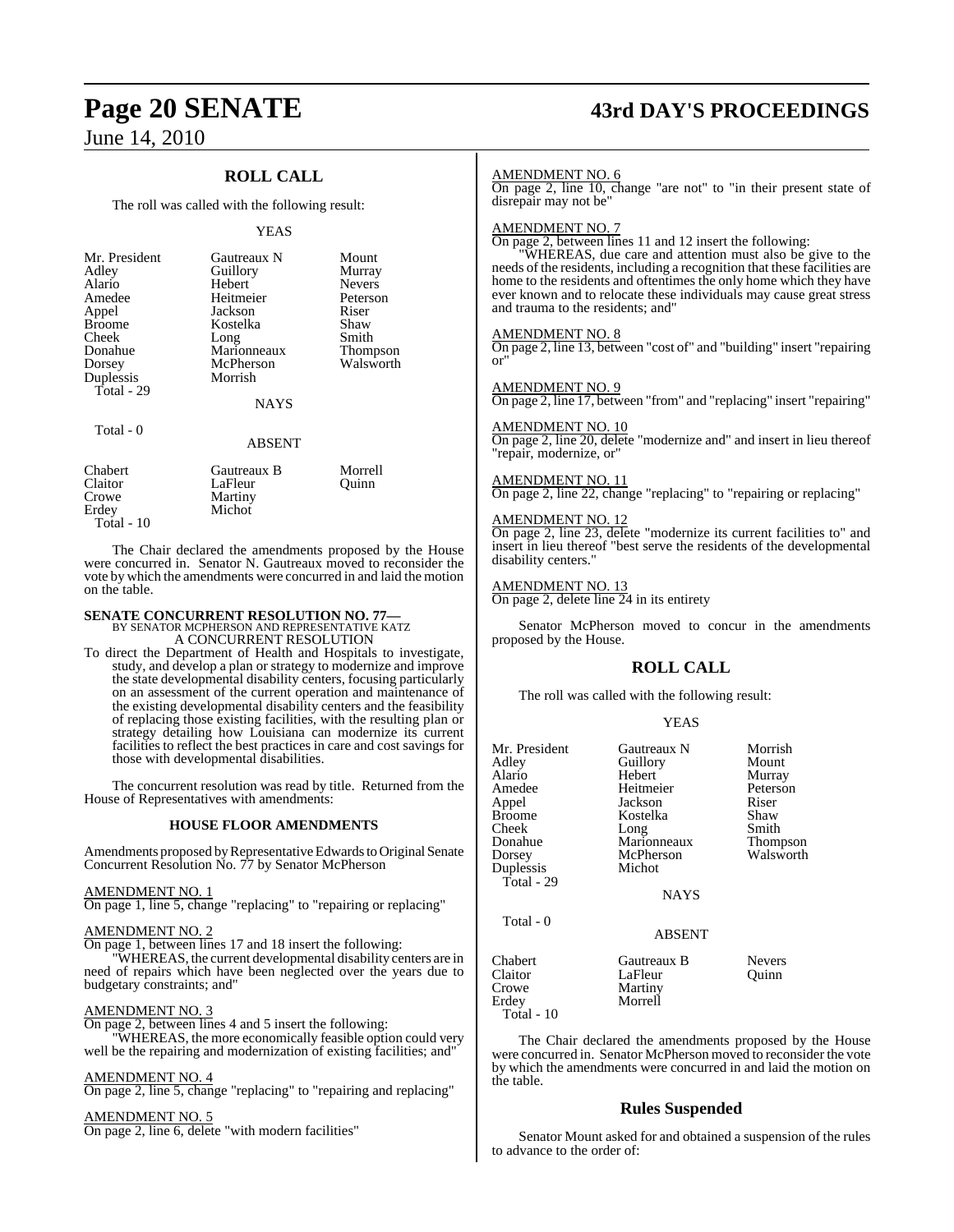## ROLL CALL

The roll was called with the following result:

YEAS

| | | |
|---|---|---|
| Mr. President | Gautreaux N | Mount |
| Adley | Guillory | Murray |
| Alario | Hebert | Nevers |
| Amedee | Heitmeier | Peterson |
| Appel | Jackson | Riser |
| Broome | Kostelka | Shaw |
| Cheek | Long | Smith |
| Donahue | Marionneaux | Thompson |
| Dorsey | McPherson | Walsworth |
| Duplessis | Morrish | |

Total - 29

NAYS

Total - 0

ABSENT

| | | |
|---|---|---|
| Chabert | Gautreaux B | Morrell |
| Claitor | LaFleur | Quinn |
| Crowe | Martiny | |
| Erdey | Michot | |

Total - 10

The Chair declared the amendments proposed by the House were concurred in. Senator N. Gautreaux moved to reconsider the vote by which the amendments were concurred in and laid the motion on the table.

**SENATE CONCURRENT RESOLUTION NO. 77—**
BY SENATOR MCPHERSON AND REPRESENTATIVE KATZ
A CONCURRENT RESOLUTION

To direct the Department of Health and Hospitals to investigate, study, and develop a plan or strategy to modernize and improve the state developmental disability centers, focusing particularly on an assessment of the current operation and maintenance of the existing developmental disability centers and the feasibility of replacing those existing facilities, with the resulting plan or strategy detailing how Louisiana can modernize its current facilities to reflect the best practices in care and cost savings for those with developmental disabilities.

The concurrent resolution was read by title. Returned from the House of Representatives with amendments:

### HOUSE FLOOR AMENDMENTS

Amendments proposed by Representative Edwards to Original Senate Concurrent Resolution No. 77 by Senator McPherson

AMENDMENT NO. 1
On page 1, line 5, change "replacing" to "repairing or replacing"

AMENDMENT NO. 2
On page 1, between lines 17 and 18 insert the following:
"WHEREAS, the current developmental disability centers are in need of repairs which have been neglected over the years due to budgetary constraints; and"

AMENDMENT NO. 3
On page 2, between lines 4 and 5 insert the following:
"WHEREAS, the more economically feasible option could very well be the repairing and modernization of existing facilities; and"

AMENDMENT NO. 4
On page 2, line 5, change "replacing" to "repairing and replacing"

AMENDMENT NO. 5
On page 2, line 6, delete "with modern facilities"

AMENDMENT NO. 6
On page 2, line 10, change "are not" to "in their present state of disrepair may not be"

AMENDMENT NO. 7
On page 2, between lines 11 and 12 insert the following:
"WHEREAS, due care and attention must also be give to the needs of the residents, including a recognition that these facilities are home to the residents and oftentimes the only home which they have ever known and to relocate these individuals may cause great stress and trauma to the residents; and"

AMENDMENT NO. 8
On page 2, line 13, between "cost of" and "building" insert "repairing or"

AMENDMENT NO. 9
On page 2, line 17, between "from" and "replacing" insert "repairing"

AMENDMENT NO. 10
On page 2, line 20, delete "modernize and" and insert in lieu thereof "repair, modernize, or"

AMENDMENT NO. 11
On page 2, line 22, change "replacing" to "repairing or replacing"

AMENDMENT NO. 12
On page 2, line 23, delete "modernize its current facilities to" and insert in lieu thereof "best serve the residents of the developmental disability centers."

AMENDMENT NO. 13
On page 2, delete line 24 in its entirety

Senator McPherson moved to concur in the amendments proposed by the House.

## ROLL CALL

The roll was called with the following result:

YEAS

| | | |
|---|---|---|
| Mr. President | Gautreaux N | Morrish |
| Adley | Guillory | Mount |
| Alario | Hebert | Murray |
| Amedee | Heitmeier | Peterson |
| Appel | Jackson | Riser |
| Broome | Kostelka | Shaw |
| Cheek | Long | Smith |
| Donahue | Marionneaux | Thompson |
| Dorsey | McPherson | Walsworth |
| Duplessis | Michot | |

Total - 29

NAYS

Total - 0

ABSENT

| | | |
|---|---|---|
| Chabert | Gautreaux B | Nevers |
| Claitor | LaFleur | Quinn |
| Crowe | Martiny | |
| Erdey | Morrell | |

Total - 10

The Chair declared the amendments proposed by the House were concurred in. Senator McPherson moved to reconsider the vote by which the amendments were concurred in and laid the motion on the table.

### Rules Suspended

Senator Mount asked for and obtained a suspension of the rules to advance to the order of: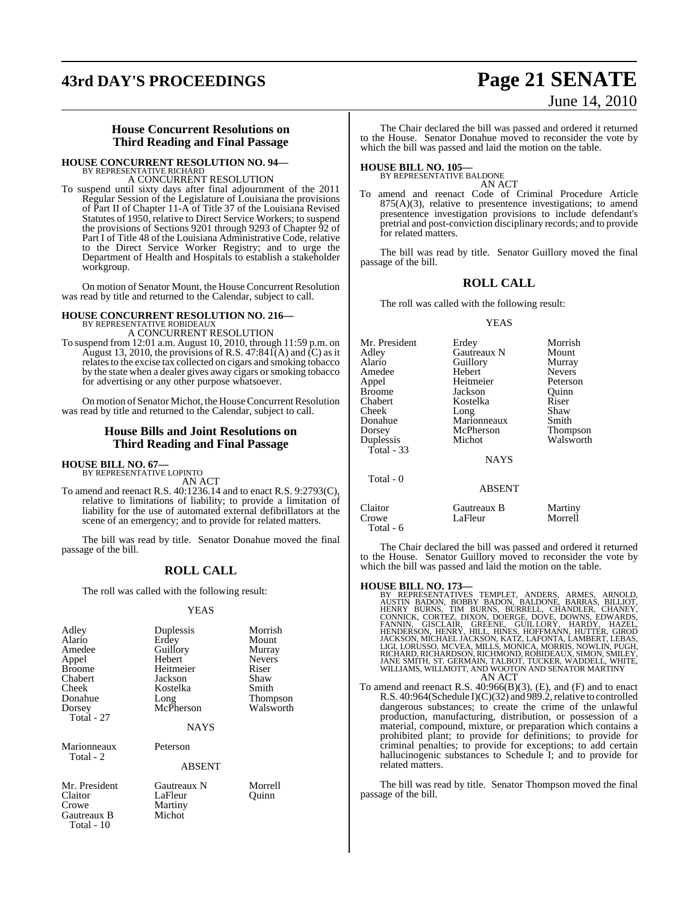## House Concurrent Resolutions on Third Reading and Final Passage

**HOUSE CONCURRENT RESOLUTION NO. 94—**
BY REPRESENTATIVE RICHARD

A CONCURRENT RESOLUTION

To suspend until sixty days after final adjournment of the 2011 Regular Session of the Legislature of Louisiana the provisions of Part II of Chapter 11-A of Title 37 of the Louisiana Revised Statutes of 1950, relative to Direct Service Workers; to suspend the provisions of Sections 9201 through 9293 of Chapter 92 of Part I of Title 48 of the Louisiana Administrative Code, relative to the Direct Service Worker Registry; and to urge the Department of Health and Hospitals to establish a stakeholder workgroup.

On motion of Senator Mount, the House Concurrent Resolution was read by title and returned to the Calendar, subject to call.

**HOUSE CONCURRENT RESOLUTION NO. 216—**
BY REPRESENTATIVE ROBIDEAUX

A CONCURRENT RESOLUTION

To suspend from 12:01 a.m. August 10, 2010, through 11:59 p.m. on August 13, 2010, the provisions of R.S. 47:841(A) and (C) as it relates to the excise tax collected on cigars and smoking tobacco by the state when a dealer gives away cigars or smoking tobacco for advertising or any other purpose whatsoever.

On motion of Senator Michot, the House Concurrent Resolution was read by title and returned to the Calendar, subject to call.

## House Bills and Joint Resolutions on Third Reading and Final Passage

**HOUSE BILL NO. 67—**
BY REPRESENTATIVE LOPINTO

AN ACT

To amend and reenact R.S. 40:1236.14 and to enact R.S. 9:2793(C), relative to limitations of liability; to provide a limitation of liability for the use of automated external defibrillators at the scene of an emergency; and to provide for related matters.

The bill was read by title. Senator Donahue moved the final passage of the bill.

### ROLL CALL

The roll was called with the following result:

YEAS

| | | |
|---|---|---|
| Adley | Duplessis | Morrish |
| Alario | Erdey | Mount |
| Amedee | Guillory | Murray |
| Appel | Hebert | Nevers |
| Broome | Heitmeier | Riser |
| Chabert | Jackson | Shaw |
| Cheek | Kostelka | Smith |
| Donahue | Long | Thompson |
| Dorsey | McPherson | Walsworth |
| Total - 27 | | |

NAYS

| | |
|---|---|
| Marionneaux | Peterson |
| Total - 2 | |

ABSENT

| | | |
|---|---|---|
| Mr. President | Gautreaux N | Morrell |
| Claitor | LaFleur | Quinn |
| Crowe | Martiny | |
| Gautreaux B | Michot | |
| Total - 10 | | |

The Chair declared the bill was passed and ordered it returned to the House. Senator Donahue moved to reconsider the vote by which the bill was passed and laid the motion on the table.

**HOUSE BILL NO. 105—**
BY REPRESENTATIVE BALDONE

AN ACT

To amend and reenact Code of Criminal Procedure Article 875(A)(3), relative to presentence investigations; to amend presentence investigation provisions to include defendant's pretrial and post-conviction disciplinary records; and to provide for related matters.

The bill was read by title. Senator Guillory moved the final passage of the bill.

### ROLL CALL

The roll was called with the following result:

YEAS

| | | |
|---|---|---|
| Mr. President | Erdey | Morrish |
| Adley | Gautreaux N | Mount |
| Alario | Guillory | Murray |
| Amedee | Hebert | Nevers |
| Appel | Heitmeier | Peterson |
| Broome | Jackson | Quinn |
| Chabert | Kostelka | Riser |
| Cheek | Long | Shaw |
| Donahue | Marionneaux | Smith |
| Dorsey | McPherson | Thompson |
| Duplessis | Michot | Walsworth |
| Total - 33 | | |

NAYS

Total - 0

ABSENT

| | | |
|---|---|---|
| Claitor | Gautreaux B | Martiny |
| Crowe | LaFleur | Morrell |
| Total - 6 | | |

The Chair declared the bill was passed and ordered it returned to the House. Senator Guillory moved to reconsider the vote by which the bill was passed and laid the motion on the table.

**HOUSE BILL NO. 173—**
BY REPRESENTATIVES TEMPLET, ANDERS, ARMES, ARNOLD, AUSTIN BADON, BOBBY BADON, BALDONE, BARRAS, BILLIOT, HENRY BURNS, TIM BURNS, BURRELL, CHANDLER, CHANEY, CONNICK, CORTEZ, DIXON, DOERGE, DOVE, DOWNS, EDWARDS, FANNIN, GISCLAIR, GREENE, GUILLORY, HARDY, HAZEL, HENDERSON, HENRY, HILL, HINES, HOFFMANN, HUTTER, GIROD JACKSON, MICHAEL JACKSON, KATZ, LAFONTA, LAMBERT, LEBAS, LIGI, LORUSSO, MCVEA, MILLS, MONICA, MORRIS, NOWLIN, PUGH, RICHARD, RICHARDSON, RICHMOND, ROBIDEAUX, SIMON, SMILEY, JANE SMITH, ST. GERMAIN, TALBOT, TUCKER, WADDELL, WHITE, WILLIAMS, WILLMOTT, AND WOOTON AND SENATOR MARTINY

AN ACT

To amend and reenact R.S. 40:966(B)(3), (E), and (F) and to enact R.S. 40:964(Schedule I)(C)(32) and 989.2, relative to controlled dangerous substances; to create the crime of the unlawful production, manufacturing, distribution, or possession of a material, compound, mixture, or preparation which contains a prohibited plant; to provide for definitions; to provide for criminal penalties; to provide for exceptions; to add certain hallucinogenic substances to Schedule I; and to provide for related matters.

The bill was read by title. Senator Thompson moved the final passage of the bill.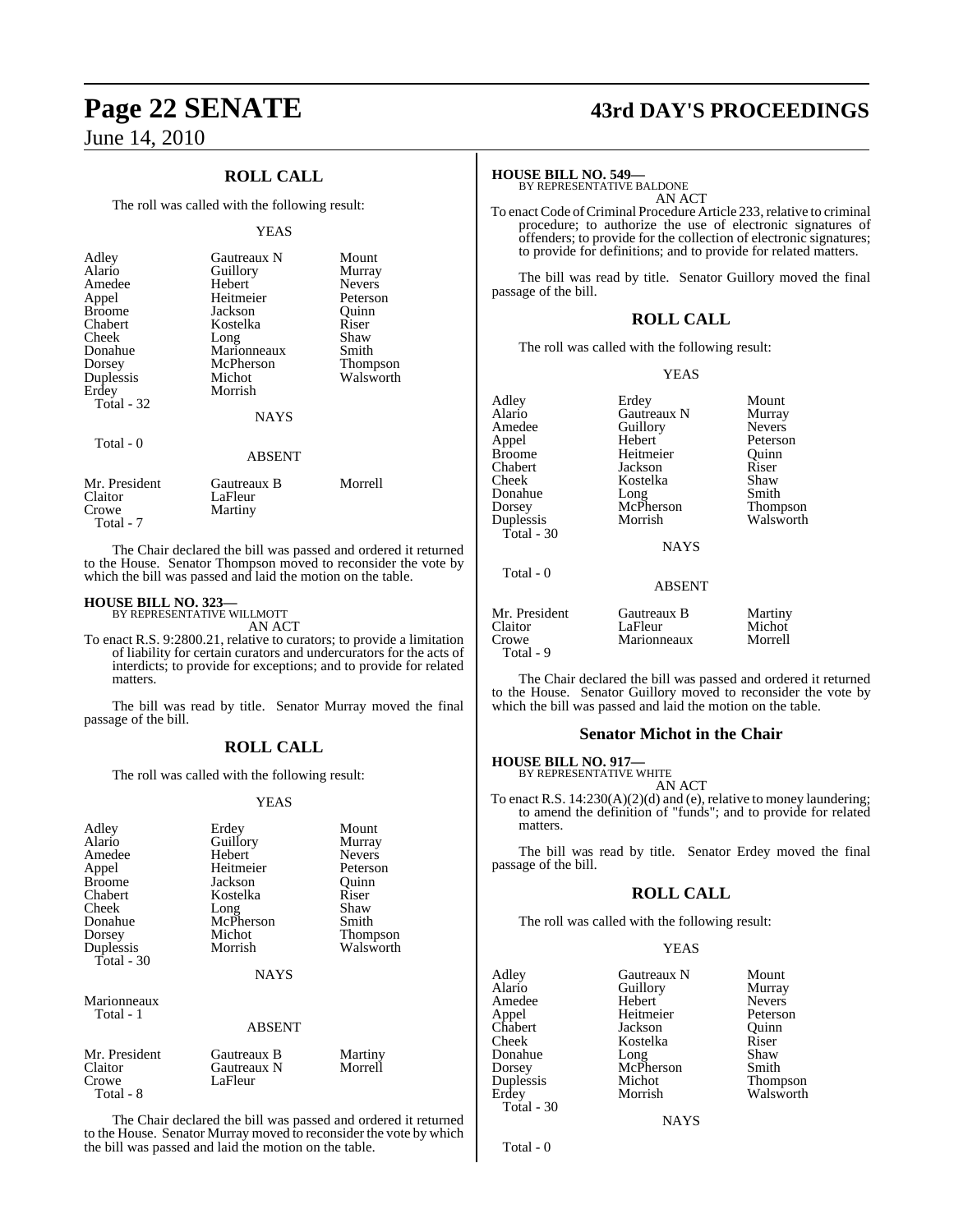## ROLL CALL

The roll was called with the following result:

YEAS

| | | |
|---|---|---|
| Adley | Gautreaux N | Mount |
| Alario | Guillory | Murray |
| Amedee | Hebert | Nevers |
| Appel | Heitmeier | Peterson |
| Broome | Jackson | Quinn |
| Chabert | Kostelka | Riser |
| Cheek | Long | Shaw |
| Donahue | Marionneaux | Smith |
| Dorsey | McPherson | Thompson |
| Duplessis | Michot | Walsworth |
| Erdey | Morrish | |
| Total - 32 | | |

NAYS

Total - 0

ABSENT

| | | |
|---|---|---|
| Mr. President | Gautreaux B | Morrell |
| Claitor | LaFleur | |
| Crowe | Martiny | |
| Total - 7 | | |

The Chair declared the bill was passed and ordered it returned to the House. Senator Thompson moved to reconsider the vote by which the bill was passed and laid the motion on the table.

**HOUSE BILL NO. 323—**
BY REPRESENTATIVE WILLMOTT
AN ACT

To enact R.S. 9:2800.21, relative to curators; to provide a limitation of liability for certain curators and undercurators for the acts of interdicts; to provide for exceptions; and to provide for related matters.

The bill was read by title. Senator Murray moved the final passage of the bill.

## ROLL CALL

The roll was called with the following result:

YEAS

| | | |
|---|---|---|
| Adley | Erdey | Mount |
| Alario | Guillory | Murray |
| Amedee | Hebert | Nevers |
| Appel | Heitmeier | Peterson |
| Broome | Jackson | Quinn |
| Chabert | Kostelka | Riser |
| Cheek | Long | Shaw |
| Donahue | McPherson | Smith |
| Dorsey | Michot | Thompson |
| Duplessis | Morrish | Walsworth |
| Total - 30 | | |

NAYS

Marionneaux
Total - 1

ABSENT

| | | |
|---|---|---|
| Mr. President | Gautreaux B | Martiny |
| Claitor | Gautreaux N | Morrell |
| Crowe | LaFleur | |
| Total - 8 | | |

The Chair declared the bill was passed and ordered it returned to the House. Senator Murray moved to reconsider the vote by which the bill was passed and laid the motion on the table.

**HOUSE BILL NO. 549—**
BY REPRESENTATIVE BALDONE
AN ACT

To enact Code of Criminal Procedure Article 233, relative to criminal procedure; to authorize the use of electronic signatures of offenders; to provide for the collection of electronic signatures; to provide for definitions; and to provide for related matters.

The bill was read by title. Senator Guillory moved the final passage of the bill.

## ROLL CALL

The roll was called with the following result:

YEAS

| | | |
|---|---|---|
| Adley | Erdey | Mount |
| Alario | Gautreaux N | Murray |
| Amedee | Guillory | Nevers |
| Appel | Hebert | Peterson |
| Broome | Heitmeier | Quinn |
| Chabert | Jackson | Riser |
| Cheek | Kostelka | Shaw |
| Donahue | Long | Smith |
| Dorsey | McPherson | Thompson |
| Duplessis | Morrish | Walsworth |
| Total - 30 | | |

NAYS

Total - 0

ABSENT

| | | |
|---|---|---|
| Mr. President | Gautreaux B | Martiny |
| Claitor | LaFleur | Michot |
| Crowe | Marionneaux | Morrell |
| Total - 9 | | |

The Chair declared the bill was passed and ordered it returned to the House. Senator Guillory moved to reconsider the vote by which the bill was passed and laid the motion on the table.

## Senator Michot in the Chair

**HOUSE BILL NO. 917—**
BY REPRESENTATIVE WHITE
AN ACT

To enact R.S. 14:230(A)(2)(d) and (e), relative to money laundering; to amend the definition of "funds"; and to provide for related matters.

The bill was read by title. Senator Erdey moved the final passage of the bill.

## ROLL CALL

The roll was called with the following result:

YEAS

| | | |
|---|---|---|
| Adley | Gautreaux N | Mount |
| Alario | Guillory | Murray |
| Amedee | Hebert | Nevers |
| Appel | Heitmeier | Peterson |
| Chabert | Jackson | Quinn |
| Cheek | Kostelka | Riser |
| Donahue | Long | Shaw |
| Dorsey | McPherson | Smith |
| Duplessis | Michot | Thompson |
| Erdey | Morrish | Walsworth |
| Total - 30 | | |

NAYS

Total - 0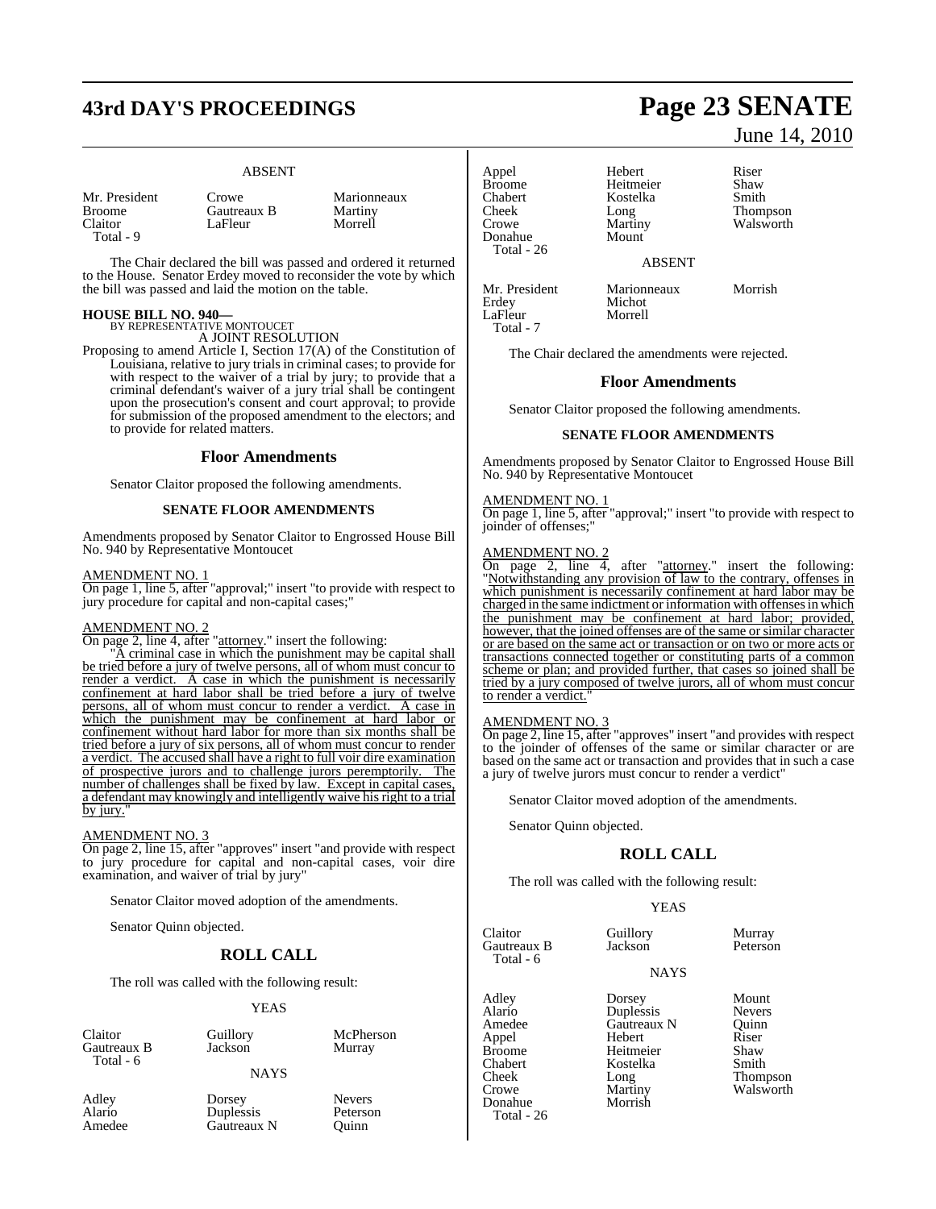ABSENT

| | | |
|---|---|---|
| Mr. President | Crowe | Marionneaux |
| Broome | Gautreaux B | Martiny |
| Claitor | LaFleur | Morrell |
| Total - 9 | | |

The Chair declared the bill was passed and ordered it returned to the House. Senator Erdey moved to reconsider the vote by which the bill was passed and laid the motion on the table.

**HOUSE BILL NO. 940—**
BY REPRESENTATIVE MONTOUCET
A JOINT RESOLUTION

Proposing to amend Article I, Section 17(A) of the Constitution of Louisiana, relative to jury trials in criminal cases; to provide for with respect to the waiver of a trial by jury; to provide that a criminal defendant's waiver of a jury trial shall be contingent upon the prosecution's consent and court approval; to provide for submission of the proposed amendment to the electors; and to provide for related matters.

## Floor Amendments

Senator Claitor proposed the following amendments.

### SENATE FLOOR AMENDMENTS

Amendments proposed by Senator Claitor to Engrossed House Bill No. 940 by Representative Montoucet

AMENDMENT NO. 1
On page 1, line 5, after "approval;" insert "to provide with respect to jury procedure for capital and non-capital cases;"

AMENDMENT NO. 2
On page 2, line 4, after "attorney." insert the following:

"A criminal case in which the punishment may be capital shall be tried before a jury of twelve persons, all of whom must concur to render a verdict. A case in which the punishment is necessarily confinement at hard labor shall be tried before a jury of twelve persons, all of whom must concur to render a verdict. A case in which the punishment may be confinement at hard labor or confinement without hard labor for more than six months shall be tried before a jury of six persons, all of whom must concur to render a verdict. The accused shall have a right to full voir dire examination of prospective jurors and to challenge jurors peremptorily. The number of challenges shall be fixed by law. Except in capital cases, a defendant may knowingly and intelligently waive his right to a trial by jury."

AMENDMENT NO. 3
On page 2, line 15, after "approves" insert "and provide with respect to jury procedure for capital and non-capital cases, voir dire examination, and waiver of trial by jury"

Senator Claitor moved adoption of the amendments.

Senator Quinn objected.

## ROLL CALL

The roll was called with the following result:

YEAS

| | | |
|---|---|---|
| Claitor | Guillory | McPherson |
| Gautreaux B | Jackson | Murray |
| Total - 6 | | |

NAYS

| | | |
|---|---|---|
| Adley | Dorsey | Nevers |
| Alario | Duplessis | Peterson |
| Amedee | Gautreaux N | Quinn |
| Appel | Hebert | Riser |
| Broome | Heitmeier | Shaw |
| Chabert | Kostelka | Smith |
| Cheek | Long | Thompson |
| Crowe | Martiny | Walsworth |
| Donahue | Mount | |
| Total - 26 | | |

ABSENT

| | | |
|---|---|---|
| Mr. President | Marionneaux | Morrish |
| Erdey | Michot | |
| LaFleur | Morrell | |
| Total - 7 | | |

The Chair declared the amendments were rejected.

## Floor Amendments

Senator Claitor proposed the following amendments.

### SENATE FLOOR AMENDMENTS

Amendments proposed by Senator Claitor to Engrossed House Bill No. 940 by Representative Montoucet

AMENDMENT NO. 1
On page 1, line 5, after "approval;" insert "to provide with respect to joinder of offenses;"

AMENDMENT NO. 2
On page 2, line 4, after "attorney." insert the following: "Notwithstanding any provision of law to the contrary, offenses in which punishment is necessarily confinement at hard labor may be charged in the same indictment or information with offenses in which the punishment may be confinement at hard labor; provided, however, that the joined offenses are of the same or similar character or are based on the same act or transaction or on two or more acts or transactions connected together or constituting parts of a common scheme or plan; and provided further, that cases so joined shall be tried by a jury composed of twelve jurors, all of whom must concur to render a verdict."

AMENDMENT NO. 3
On page 2, line 15, after "approves" insert "and provides with respect to the joinder of offenses of the same or similar character or are based on the same act or transaction and provides that in such a case a jury of twelve jurors must concur to render a verdict"

Senator Claitor moved adoption of the amendments.

Senator Quinn objected.

## ROLL CALL

The roll was called with the following result:

YEAS

| | | |
|---|---|---|
| Claitor | Guillory | Murray |
| Gautreaux B | Jackson | Peterson |
| Total - 6 | | |

NAYS

| | | |
|---|---|---|
| Adley | Dorsey | Mount |
| Alario | Duplessis | Nevers |
| Amedee | Gautreaux N | Quinn |
| Appel | Hebert | Riser |
| Broome | Heitmeier | Shaw |
| Chabert | Kostelka | Smith |
| Cheek | Long | Thompson |
| Crowe | Martiny | Walsworth |
| Donahue | Morrish | |
| Total - 26 | | |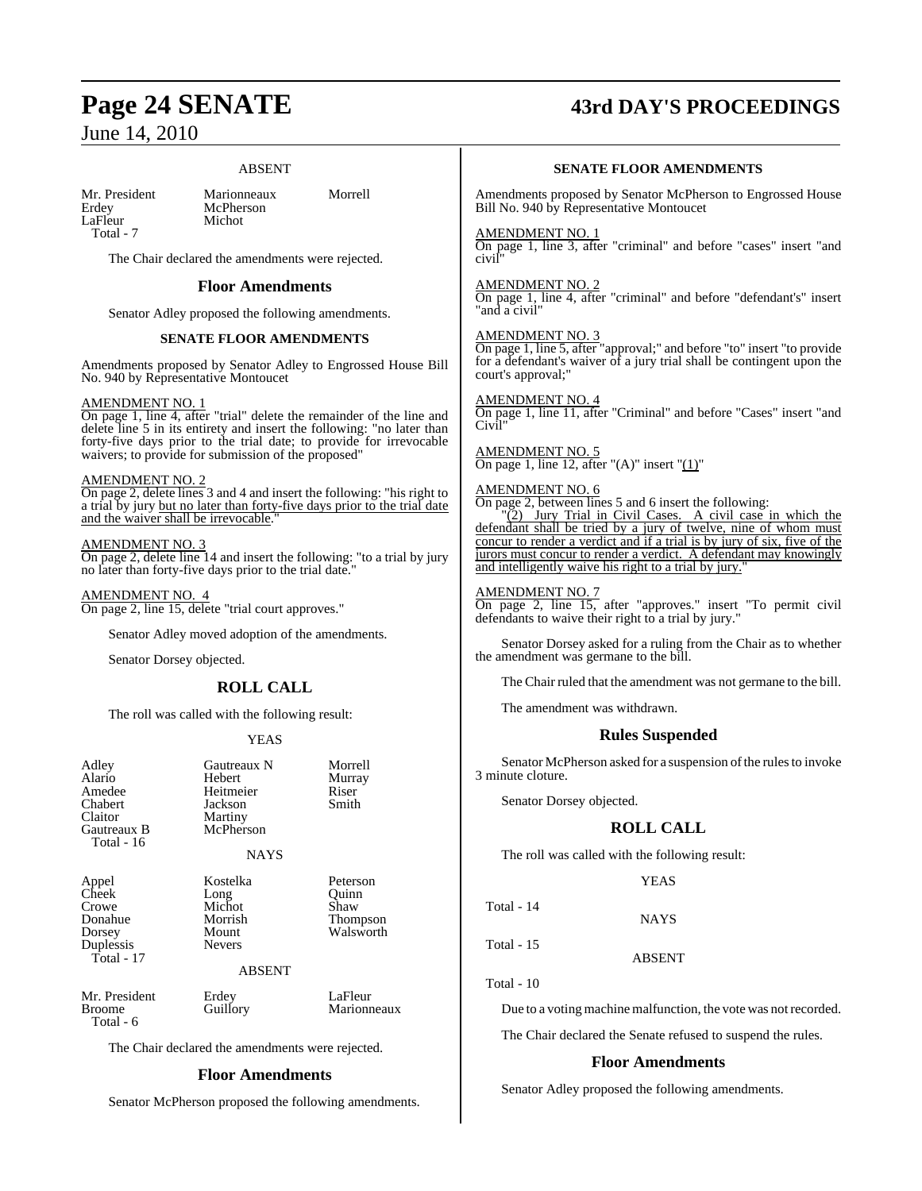### ABSENT

| | | |
|---|---|---|
| Mr. President | Marionneaux | Morrell |
| Erdey | McPherson | |
| LaFleur | Michot | |
| Total - 7 | | |

The Chair declared the amendments were rejected.

## Floor Amendments

Senator Adley proposed the following amendments.

### SENATE FLOOR AMENDMENTS

Amendments proposed by Senator Adley to Engrossed House Bill No. 940 by Representative Montoucet

AMENDMENT NO. 1

On page 1, line 4, after "trial" delete the remainder of the line and delete line 5 in its entirety and insert the following: "no later than forty-five days prior to the trial date; to provide for irrevocable waivers; to provide for submission of the proposed"

AMENDMENT NO. 2

On page 2, delete lines 3 and 4 and insert the following: "his right to a trial by jury but no later than forty-five days prior to the trial date and the waiver shall be irrevocable."

AMENDMENT NO. 3

On page 2, delete line 14 and insert the following: "to a trial by jury no later than forty-five days prior to the trial date."

AMENDMENT NO. 4

On page 2, line 15, delete "trial court approves."

Senator Adley moved adoption of the amendments.

Senator Dorsey objected.

## ROLL CALL

The roll was called with the following result:

### YEAS

| | | |
|---|---|---|
| Adley | Gautreaux N | Morrell |
| Alario | Hebert | Murray |
| Amedee | Heitmeier | Riser |
| Chabert | Jackson | Smith |
| Claitor | Martiny | |
| Gautreaux B | McPherson | |
| Total - 16 | | |

### NAYS

| | | |
|---|---|---|
| Appel | Kostelka | Peterson |
| Cheek | Long | Quinn |
| Crowe | Michot | Shaw |
| Donahue | Morrish | Thompson |
| Dorsey | Mount | Walsworth |
| Duplessis | Nevers | |
| Total - 17 | | |

### ABSENT

| | | |
|---|---|---|
| Mr. President | Erdey | LaFleur |
| Broome | Guillory | Marionneaux |
| Total - 6 | | |

The Chair declared the amendments were rejected.

## Floor Amendments

Senator McPherson proposed the following amendments.

### SENATE FLOOR AMENDMENTS

Amendments proposed by Senator McPherson to Engrossed House Bill No. 940 by Representative Montoucet

AMENDMENT NO. 1

On page 1, line 3, after "criminal" and before "cases" insert "and civil"

AMENDMENT NO. 2

On page 1, line 4, after "criminal" and before "defendant's" insert "and a civil"

AMENDMENT NO. 3

On page 1, line 5, after "approval;" and before "to" insert "to provide for a defendant's waiver of a jury trial shall be contingent upon the court's approval;"

AMENDMENT NO. 4

On page 1, line 11, after "Criminal" and before "Cases" insert "and Civil"

AMENDMENT NO. 5

On page 1, line 12, after "(A)" insert "(1)"

AMENDMENT NO. 6

On page 2, between lines 5 and 6 insert the following:

"(2) Jury Trial in Civil Cases. A civil case in which the defendant shall be tried by a jury of twelve, nine of whom must concur to render a verdict and if a trial is by jury of six, five of the jurors must concur to render a verdict. A defendant may knowingly and intelligently waive his right to a trial by jury."

AMENDMENT NO. 7

On page 2, line 15, after "approves." insert "To permit civil defendants to waive their right to a trial by jury."

Senator Dorsey asked for a ruling from the Chair as to whether the amendment was germane to the bill.

The Chair ruled that the amendment was not germane to the bill.

The amendment was withdrawn.

## Rules Suspended

Senator McPherson asked for a suspension of the rules to invoke 3 minute cloture.

Senator Dorsey objected.

## ROLL CALL

The roll was called with the following result:

### YEAS

Total - 14

### NAYS

Total - 15

### ABSENT

Total - 10

Due to a voting machine malfunction, the vote was not recorded.

The Chair declared the Senate refused to suspend the rules.

## Floor Amendments

Senator Adley proposed the following amendments.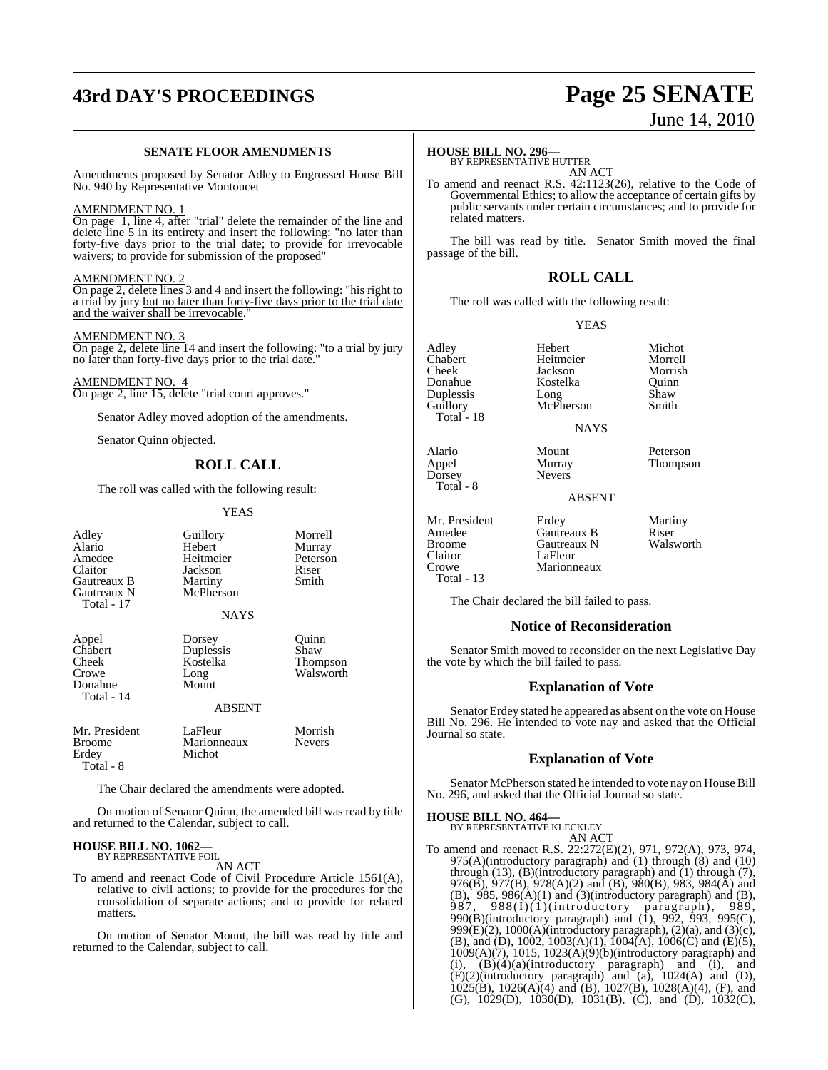### SENATE FLOOR AMENDMENTS

Amendments proposed by Senator Adley to Engrossed House Bill No. 940 by Representative Montoucet

AMENDMENT NO. 1

On page 1, line 4, after "trial" delete the remainder of the line and delete line 5 in its entirety and insert the following: "no later than forty-five days prior to the trial date; to provide for irrevocable waivers; to provide for submission of the proposed"

AMENDMENT NO. 2

On page 2, delete lines 3 and 4 and insert the following: "his right to a trial by jury but no later than forty-five days prior to the trial date and the waiver shall be irrevocable."

AMENDMENT NO. 3

On page 2, delete line 14 and insert the following: "to a trial by jury no later than forty-five days prior to the trial date."

AMENDMENT NO. 4

On page 2, line 15, delete "trial court approves."

Senator Adley moved adoption of the amendments.

Senator Quinn objected.

## ROLL CALL

The roll was called with the following result:

YEAS

| | | |
|---|---|---|
| Adley | Guillory | Morrell |
| Alario | Hebert | Murray |
| Amedee | Heitmeier | Peterson |
| Claitor | Jackson | Riser |
| Gautreaux B | Martiny | Smith |
| Gautreaux N | McPherson | |
| Total - 17 | | |

NAYS

| | | |
|---|---|---|
| Appel | Dorsey | Quinn |
| Chabert | Duplessis | Shaw |
| Cheek | Kostelka | Thompson |
| Crowe | Long | Walsworth |
| Donahue | Mount | |
| Total - 14 | | |

ABSENT

| | | |
|---|---|---|
| Mr. President | LaFleur | Morrish |
| Broome | Marionneaux | Nevers |
| Erdey | Michot | |
| Total - 8 | | |

The Chair declared the amendments were adopted.

On motion of Senator Quinn, the amended bill was read by title and returned to the Calendar, subject to call.

**HOUSE BILL NO. 1062—**
BY REPRESENTATIVE FOIL

AN ACT

To amend and reenact Code of Civil Procedure Article 1561(A), relative to civil actions; to provide for the procedures for the consolidation of separate actions; and to provide for related matters.

On motion of Senator Mount, the bill was read by title and returned to the Calendar, subject to call.

**HOUSE BILL NO. 296—**
BY REPRESENTATIVE HUTTER

AN ACT

To amend and reenact R.S. 42:1123(26), relative to the Code of Governmental Ethics; to allow the acceptance of certain gifts by public servants under certain circumstances; and to provide for related matters.

The bill was read by title. Senator Smith moved the final passage of the bill.

## ROLL CALL

The roll was called with the following result:

YEAS

| | | |
|---|---|---|
| Adley | Hebert | Michot |
| Chabert | Heitmeier | Morrell |
| Cheek | Jackson | Morrish |
| Donahue | Kostelka | Quinn |
| Duplessis | Long | Shaw |
| Guillory | McPherson | Smith |
| Total - 18 | | |

NAYS

| | | |
|---|---|---|
| Alario | Mount | Peterson |
| Appel | Murray | Thompson |
| Dorsey | Nevers | |
| Total - 8 | | |

ABSENT

| | | |
|---|---|---|
| Mr. President | Erdey | Martiny |
| Amedee | Gautreaux B | Riser |
| Broome | Gautreaux N | Walsworth |
| Claitor | LaFleur | |
| Crowe | Marionneaux | |
| Total - 13 | | |

The Chair declared the bill failed to pass.

## Notice of Reconsideration

Senator Smith moved to reconsider on the next Legislative Day the vote by which the bill failed to pass.

## Explanation of Vote

Senator Erdey stated he appeared as absent on the vote on House Bill No. 296. He intended to vote nay and asked that the Official Journal so state.

## Explanation of Vote

Senator McPherson stated he intended to vote nay on House Bill No. 296, and asked that the Official Journal so state.

**HOUSE BILL NO. 464—**
BY REPRESENTATIVE KLECKLEY

AN ACT

To amend and reenact R.S. 22:272(E)(2), 971, 972(A), 973, 974, 975(A)(introductory paragraph) and (1) through (8) and (10) through (13), (B)(introductory paragraph) and (1) through (7), 976(B), 977(B), 978(A)(2) and (B), 980(B), 983, 984(A) and (B), 985, 986(A)(1) and (3)(introductory paragraph) and (B), 987, 988(I)(1)(introductory paragraph), 989, 990(B)(introductory paragraph) and (1), 992, 993, 995(C), 999(E)(2), 1000(A)(introductory paragraph), (2)(a), and (3)(c), (B), and (D), 1002, 1003(A)(1), 1004(A), 1006(C) and (E)(5), 1009(A)(7), 1015, 1023(A)(9)(b)(introductory paragraph) and (i), (B)(4)(a)(introductory paragraph) and (i), and (F)(2)(introductory paragraph) and (a), 1024(A) and (D), 1025(B), 1026(A)(4) and (B), 1027(B), 1028(A)(4), (F), and (G), 1029(D), 1030(D), 1031(B), (C), and (D), 1032(C),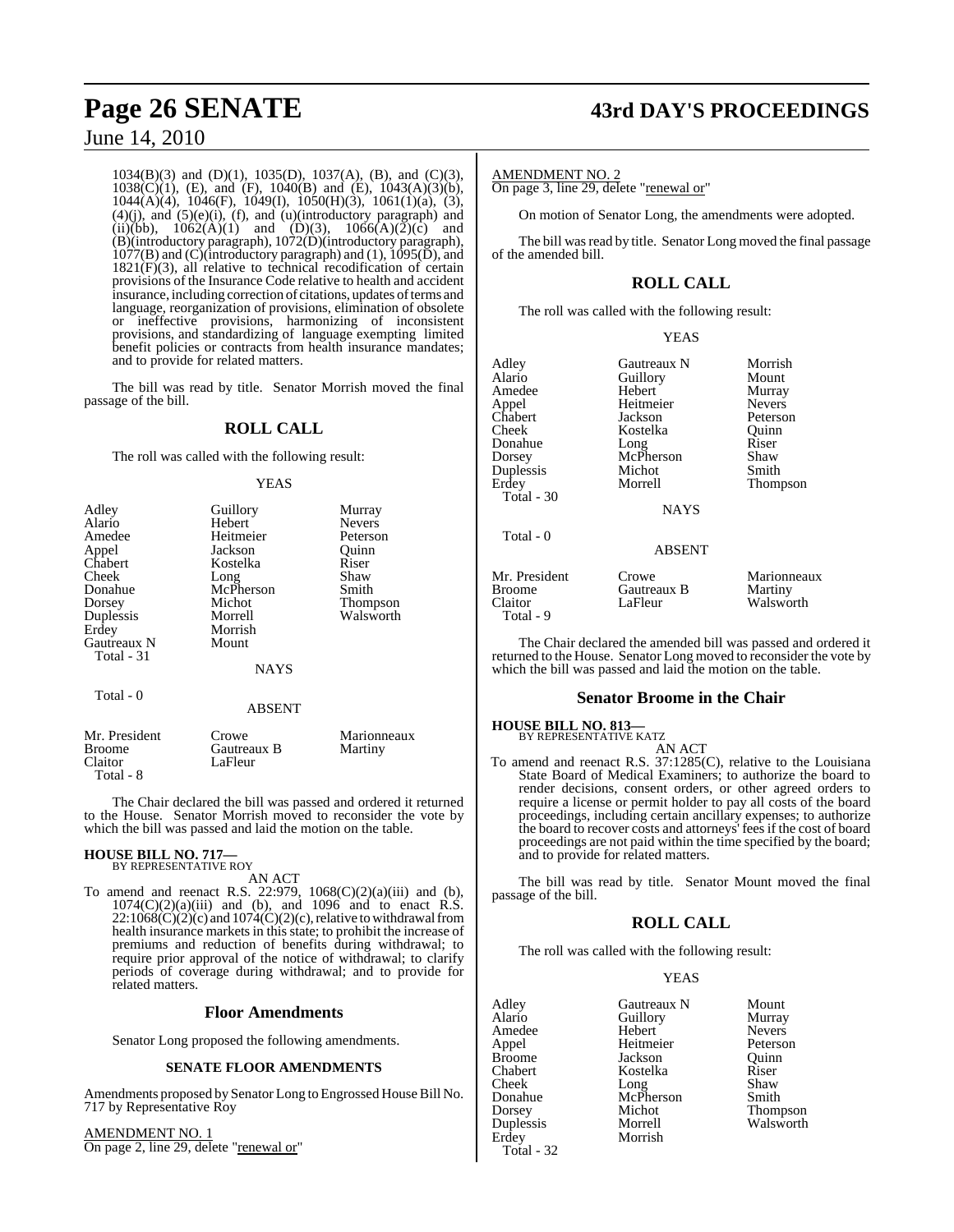1034(B)(3) and (D)(1), 1035(D), 1037(A), (B), and (C)(3), 1038(C)(1), (E), and (F), 1040(B) and (E), 1043(A)(3)(b), 1044(A)(4), 1046(F), 1049(I), 1050(H)(3), 1061(1)(a), (3), (4)(j), and (5)(e)(i), (f), and (u)(introductory paragraph) and (ii)(bb), 1062(A)(1) and (D)(3), 1066(A)(2)(c) and (B)(introductory paragraph), 1072(D)(introductory paragraph), 1077(B) and (C)(introductory paragraph) and (1), 1095(D), and 1821(F)(3), all relative to technical recodification of certain provisions of the Insurance Code relative to health and accident insurance, including correction of citations, updates of terms and language, reorganization of provisions, elimination of obsolete or ineffective provisions, harmonizing of inconsistent provisions, and standardizing of language exempting limited benefit policies or contracts from health insurance mandates; and to provide for related matters.

The bill was read by title. Senator Morrish moved the final passage of the bill.

## ROLL CALL

The roll was called with the following result:

YEAS

| | | |
|---|---|---|
| Adley | Guillory | Murray |
| Alario | Hebert | Nevers |
| Amedee | Heitmeier | Peterson |
| Appel | Jackson | Quinn |
| Chabert | Kostelka | Riser |
| Cheek | Long | Shaw |
| Donahue | McPherson | Smith |
| Dorsey | Michot | Thompson |
| Duplessis | Morrell | Walsworth |
| Erdey | Morrish | |
| Gautreaux N | Mount | |
| Total - 31 | | |

NAYS

Total - 0

ABSENT

| | | |
|---|---|---|
| Mr. President | Crowe | Marionneaux |
| Broome | Gautreaux B | Martiny |
| Claitor | LaFleur | |
| Total - 8 | | |

The Chair declared the bill was passed and ordered it returned to the House. Senator Morrish moved to reconsider the vote by which the bill was passed and laid the motion on the table.

**HOUSE BILL NO. 717—**
BY REPRESENTATIVE ROY

AN ACT

To amend and reenact R.S. 22:979, 1068(C)(2)(a)(iii) and (b), 1074(C)(2)(a)(iii) and (b), and 1096 and to enact R.S. 22:1068(C)(2)(c) and 1074(C)(2)(c), relative to withdrawal from health insurance markets in this state; to prohibit the increase of premiums and reduction of benefits during withdrawal; to require prior approval of the notice of withdrawal; to clarify periods of coverage during withdrawal; and to provide for related matters.

### Floor Amendments

Senator Long proposed the following amendments.

#### SENATE FLOOR AMENDMENTS

Amendments proposed by Senator Long to Engrossed House Bill No. 717 by Representative Roy

AMENDMENT NO. 1
On page 2, line 29, delete "renewal or"

AMENDMENT NO. 2
On page 3, line 29, delete "renewal or"

On motion of Senator Long, the amendments were adopted.

The bill was read by title. Senator Long moved the final passage of the amended bill.

## ROLL CALL

The roll was called with the following result:

YEAS

| | | |
|---|---|---|
| Adley | Gautreaux N | Morrish |
| Alario | Guillory | Mount |
| Amedee | Hebert | Murray |
| Appel | Heitmeier | Nevers |
| Chabert | Jackson | Peterson |
| Cheek | Kostelka | Quinn |
| Donahue | Long | Riser |
| Dorsey | McPherson | Shaw |
| Duplessis | Michot | Smith |
| Erdey | Morrell | Thompson |
| Total - 30 | | |

NAYS

Total - 0

ABSENT

| | | |
|---|---|---|
| Mr. President | Crowe | Marionneaux |
| Broome | Gautreaux B | Martiny |
| Claitor | LaFleur | Walsworth |
| Total - 9 | | |

The Chair declared the amended bill was passed and ordered it returned to the House. Senator Long moved to reconsider the vote by which the bill was passed and laid the motion on the table.

### Senator Broome in the Chair

**HOUSE BILL NO. 813—**
BY REPRESENTATIVE KATZ

AN ACT

To amend and reenact R.S. 37:1285(C), relative to the Louisiana State Board of Medical Examiners; to authorize the board to render decisions, consent orders, or other agreed orders to require a license or permit holder to pay all costs of the board proceedings, including certain ancillary expenses; to authorize the board to recover costs and attorneys' fees if the cost of board proceedings are not paid within the time specified by the board; and to provide for related matters.

The bill was read by title. Senator Mount moved the final passage of the bill.

## ROLL CALL

The roll was called with the following result:

YEAS

| | | |
|---|---|---|
| Adley | Gautreaux N | Mount |
| Alario | Guillory | Murray |
| Amedee | Hebert | Nevers |
| Appel | Heitmeier | Peterson |
| Broome | Jackson | Quinn |
| Chabert | Kostelka | Riser |
| Cheek | Long | Shaw |
| Donahue | McPherson | Smith |
| Dorsey | Michot | Thompson |
| Duplessis | Morrell | Walsworth |
| Erdey | Morrish | |
| Total - 32 | | |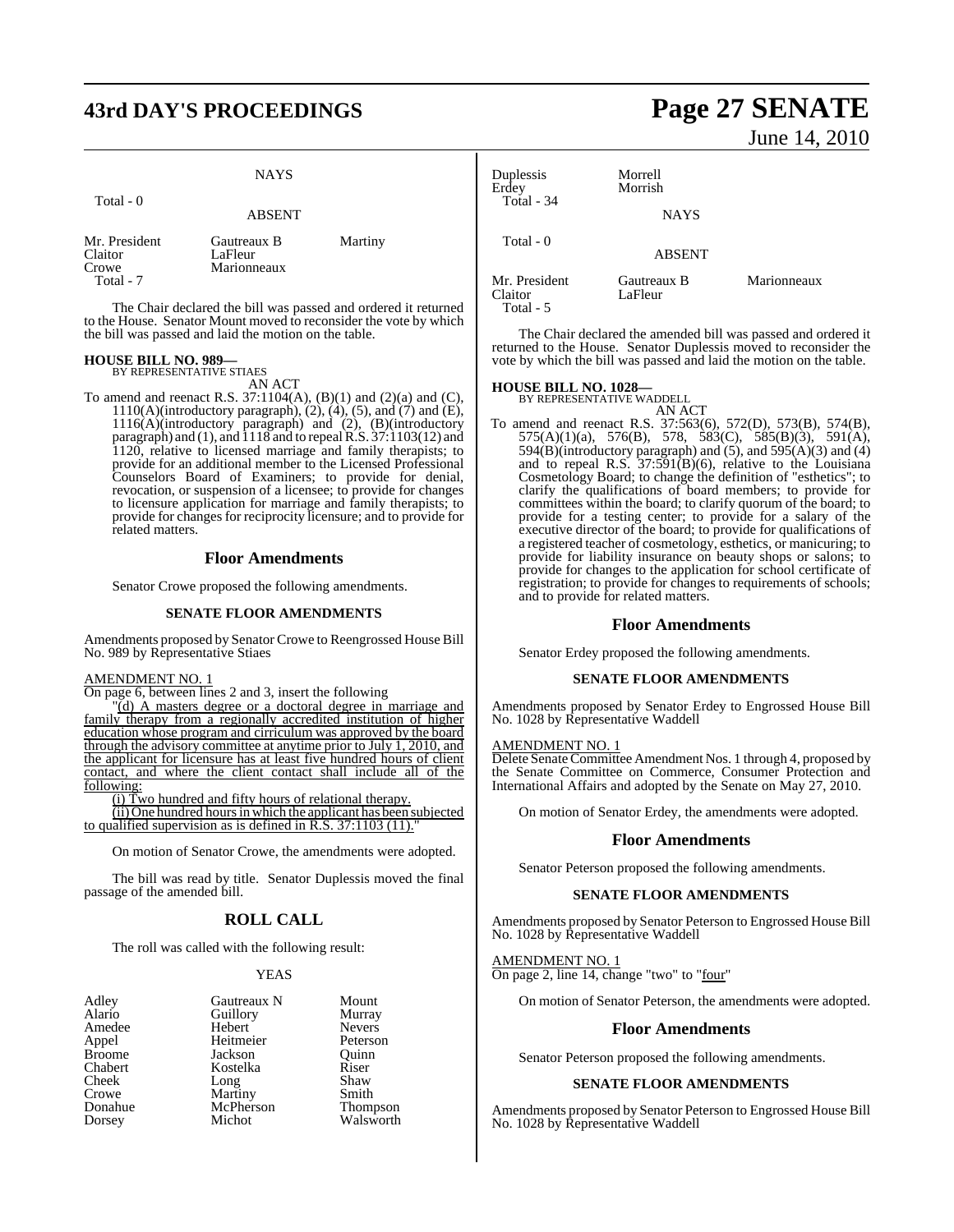NAYS

Total - 0

ABSENT

| | | |
|---|---|---|
| Mr. President | Gautreaux B | Martiny |
| Claitor | LaFleur | |
| Crowe | Marionneaux | |

Total - 7

The Chair declared the bill was passed and ordered it returned to the House. Senator Mount moved to reconsider the vote by which the bill was passed and laid the motion on the table.

**HOUSE BILL NO. 989—**
BY REPRESENTATIVE STIAES

AN ACT

To amend and reenact R.S. 37:1104(A), (B)(1) and (2)(a) and (C), 1110(A)(introductory paragraph), (2), (4), (5), and (7) and (E), 1116(A)(introductory paragraph) and (2), (B)(introductory paragraph) and (1), and 1118 and to repeal R.S. 37:1103(12) and 1120, relative to licensed marriage and family therapists; to provide for an additional member to the Licensed Professional Counselors Board of Examiners; to provide for denial, revocation, or suspension of a licensee; to provide for changes to licensure application for marriage and family therapists; to provide for changes for reciprocity licensure; and to provide for related matters.

## Floor Amendments

Senator Crowe proposed the following amendments.

### SENATE FLOOR AMENDMENTS

Amendments proposed by Senator Crowe to Reengrossed House Bill No. 989 by Representative Stiaes

AMENDMENT NO. 1

On page 6, between lines 2 and 3, insert the following

"(d) A masters degree or a doctoral degree in marriage and family therapy from a regionally accredited institution of higher education whose program and cirriculum was approved by the board through the advisory committee at anytime prior to July 1, 2010, and the applicant for licensure has at least five hundred hours of client contact, and where the client contact shall include all of the following:

(i) Two hundred and fifty hours of relational therapy.

(ii) One hundred hours in which the applicant has been subjected to qualified supervision as is defined in R.S. 37:1103 (11)."

On motion of Senator Crowe, the amendments were adopted.

The bill was read by title. Senator Duplessis moved the final passage of the amended bill.

## ROLL CALL

The roll was called with the following result:

YEAS

| | | |
|---|---|---|
| Adley | Gautreaux N | Mount |
| Alario | Guillory | Murray |
| Amedee | Hebert | Nevers |
| Appel | Heitmeier | Peterson |
| Broome | Jackson | Quinn |
| Chabert | Kostelka | Riser |
| Cheek | Long | Shaw |
| Crowe | Martiny | Smith |
| Donahue | McPherson | Thompson |
| Dorsey | Michot | Walsworth |
| Duplessis | Morrell | |
| Erdey | Morrish | |

Total - 34

NAYS

Total - 0

ABSENT

| | | |
|---|---|---|
| Mr. President | Gautreaux B | Marionneaux |
| Claitor | LaFleur | |

Total - 5

The Chair declared the amended bill was passed and ordered it returned to the House. Senator Duplessis moved to reconsider the vote by which the bill was passed and laid the motion on the table.

**HOUSE BILL NO. 1028—**
BY REPRESENTATIVE WADDELL

AN ACT

To amend and reenact R.S. 37:563(6), 572(D), 573(B), 574(B), 575(A)(1)(a), 576(B), 578, 583(C), 585(B)(3), 591(A), 594(B)(introductory paragraph) and (5), and 595(A)(3) and (4) and to repeal R.S. 37:591(B)(6), relative to the Louisiana Cosmetology Board; to change the definition of "esthetics"; to clarify the qualifications of board members; to provide for committees within the board; to clarify quorum of the board; to provide for a testing center; to provide for a salary of the executive director of the board; to provide for qualifications of a registered teacher of cosmetology, esthetics, or manicuring; to provide for liability insurance on beauty shops or salons; to provide for changes to the application for school certificate of registration; to provide for changes to requirements of schools; and to provide for related matters.

## Floor Amendments

Senator Erdey proposed the following amendments.

### SENATE FLOOR AMENDMENTS

Amendments proposed by Senator Erdey to Engrossed House Bill No. 1028 by Representative Waddell

AMENDMENT NO. 1

Delete Senate Committee Amendment Nos. 1 through 4, proposed by the Senate Committee on Commerce, Consumer Protection and International Affairs and adopted by the Senate on May 27, 2010.

On motion of Senator Erdey, the amendments were adopted.

## Floor Amendments

Senator Peterson proposed the following amendments.

### SENATE FLOOR AMENDMENTS

Amendments proposed by Senator Peterson to Engrossed House Bill No. 1028 by Representative Waddell

AMENDMENT NO. 1

On page 2, line 14, change "two" to "four"

On motion of Senator Peterson, the amendments were adopted.

## Floor Amendments

Senator Peterson proposed the following amendments.

### SENATE FLOOR AMENDMENTS

Amendments proposed by Senator Peterson to Engrossed House Bill No. 1028 by Representative Waddell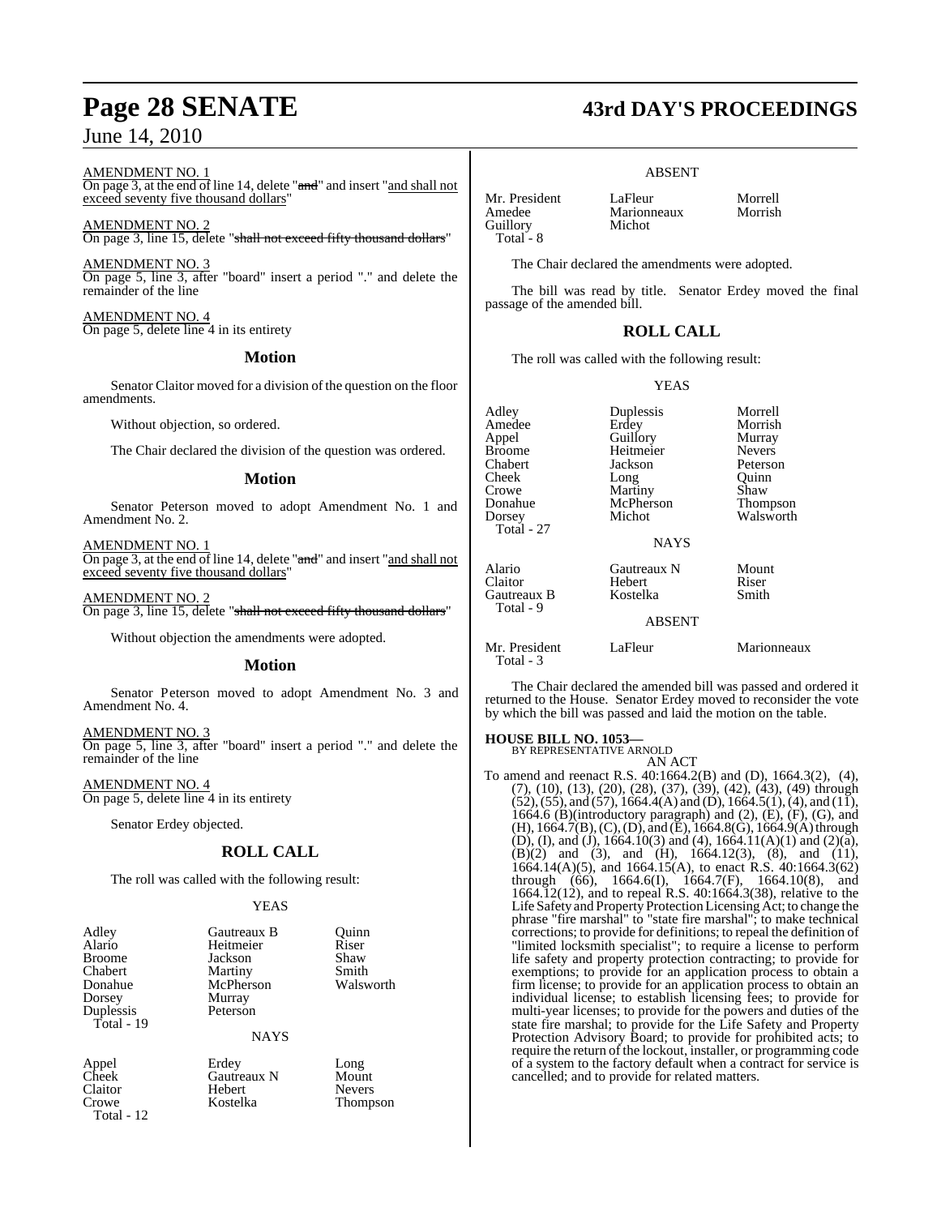AMENDMENT NO. 1

On page 3, at the end of line 14, delete "~~and~~" and insert "and shall not exceed seventy five thousand dollars"

AMENDMENT NO. 2

On page 3, line 15, delete "~~shall not exceed fifty thousand dollars~~"

AMENDMENT NO. 3

On page 5, line 3, after "board" insert a period "." and delete the remainder of the line

AMENDMENT NO. 4

On page 5, delete line 4 in its entirety

## Motion

Senator Claitor moved for a division of the question on the floor amendments.

Without objection, so ordered.

The Chair declared the division of the question was ordered.

## Motion

Senator Peterson moved to adopt Amendment No. 1 and Amendment No. 2.

AMENDMENT NO. 1

On page 3, at the end of line 14, delete "~~and~~" and insert "and shall not exceed seventy five thousand dollars"

AMENDMENT NO. 2

On page 3, line 15, delete "~~shall not exceed fifty thousand dollars~~"

Without objection the amendments were adopted.

## Motion

Senator Peterson moved to adopt Amendment No. 3 and Amendment No. 4.

AMENDMENT NO. 3

On page 5, line 3, after "board" insert a period "." and delete the remainder of the line

AMENDMENT NO. 4

On page 5, delete line 4 in its entirety

Senator Erdey objected.

## ROLL CALL

The roll was called with the following result:

YEAS

| | | |
|---|---|---|
| Adley | Gautreaux B | Quinn |
| Alario | Heitmeier | Riser |
| Broome | Jackson | Shaw |
| Chabert | Martiny | Smith |
| Donahue | McPherson | Walsworth |
| Dorsey | Murray | |
| Duplessis | Peterson | |

Total - 19

NAYS

| | | |
|---|---|---|
| Appel | Erdey | Long |
| Cheek | Gautreaux N | Mount |
| Claitor | Hebert | Nevers |
| Crowe | Kostelka | Thompson |

Total - 12

ABSENT

| | | |
|---|---|---|
| Mr. President | LaFleur | Morrell |
| Amedee | Marionneaux | Morrish |
| Guillory | Michot | |

Total - 8

The Chair declared the amendments were adopted.

The bill was read by title. Senator Erdey moved the final passage of the amended bill.

## ROLL CALL

The roll was called with the following result:

YEAS

| | | |
|---|---|---|
| Adley | Duplessis | Morrell |
| Amedee | Erdey | Morrish |
| Appel | Guillory | Murray |
| Broome | Heitmeier | Nevers |
| Chabert | Jackson | Peterson |
| Cheek | Long | Quinn |
| Crowe | Martiny | Shaw |
| Donahue | McPherson | Thompson |
| Dorsey | Michot | Walsworth |

Total - 27

NAYS

| | | |
|---|---|---|
| Alario | Gautreaux N | Mount |
| Claitor | Hebert | Riser |
| Gautreaux B | Kostelka | Smith |

Total - 9

ABSENT

| | | |
|---|---|---|
| Mr. President | LaFleur | Marionneaux |

Total - 3

The Chair declared the amended bill was passed and ordered it returned to the House. Senator Erdey moved to reconsider the vote by which the bill was passed and laid the motion on the table.

**HOUSE BILL NO. 1053—**
BY REPRESENTATIVE ARNOLD

AN ACT

To amend and reenact R.S. 40:1664.2(B) and (D), 1664.3(2), (4), (7), (10), (13), (20), (28), (37), (39), (42), (43), (49) through (52), (55), and (57), 1664.4(A) and (D), 1664.5(1), (4), and (11), 1664.6 (B)(introductory paragraph) and (2), (E), (F), (G), and (H), 1664.7(B), (C), (D), and (E), 1664.8(G), 1664.9(A) through (D), (I), and (J), 1664.10(3) and (4), 1664.11(A)(1) and (2)(a), (B)(2) and (3), and (H), 1664.12(3), (8), and (11), 1664.14(A)(5), and 1664.15(A), to enact R.S. 40:1664.3(62) through (66), 1664.6(I), 1664.7(F), 1664.10(8), and 1664.12(12), and to repeal R.S. 40:1664.3(38), relative to the Life Safety and Property Protection Licensing Act; to change the phrase "fire marshal" to "state fire marshal"; to make technical corrections; to provide for definitions; to repeal the definition of "limited locksmith specialist"; to require a license to perform life safety and property protection contracting; to provide for exemptions; to provide for an application process to obtain a firm license; to provide for an application process to obtain an individual license; to establish licensing fees; to provide for multi-year licenses; to provide for the powers and duties of the state fire marshal; to provide for the Life Safety and Property Protection Advisory Board; to provide for prohibited acts; to require the return of the lockout, installer, or programming code of a system to the factory default when a contract for service is cancelled; and to provide for related matters.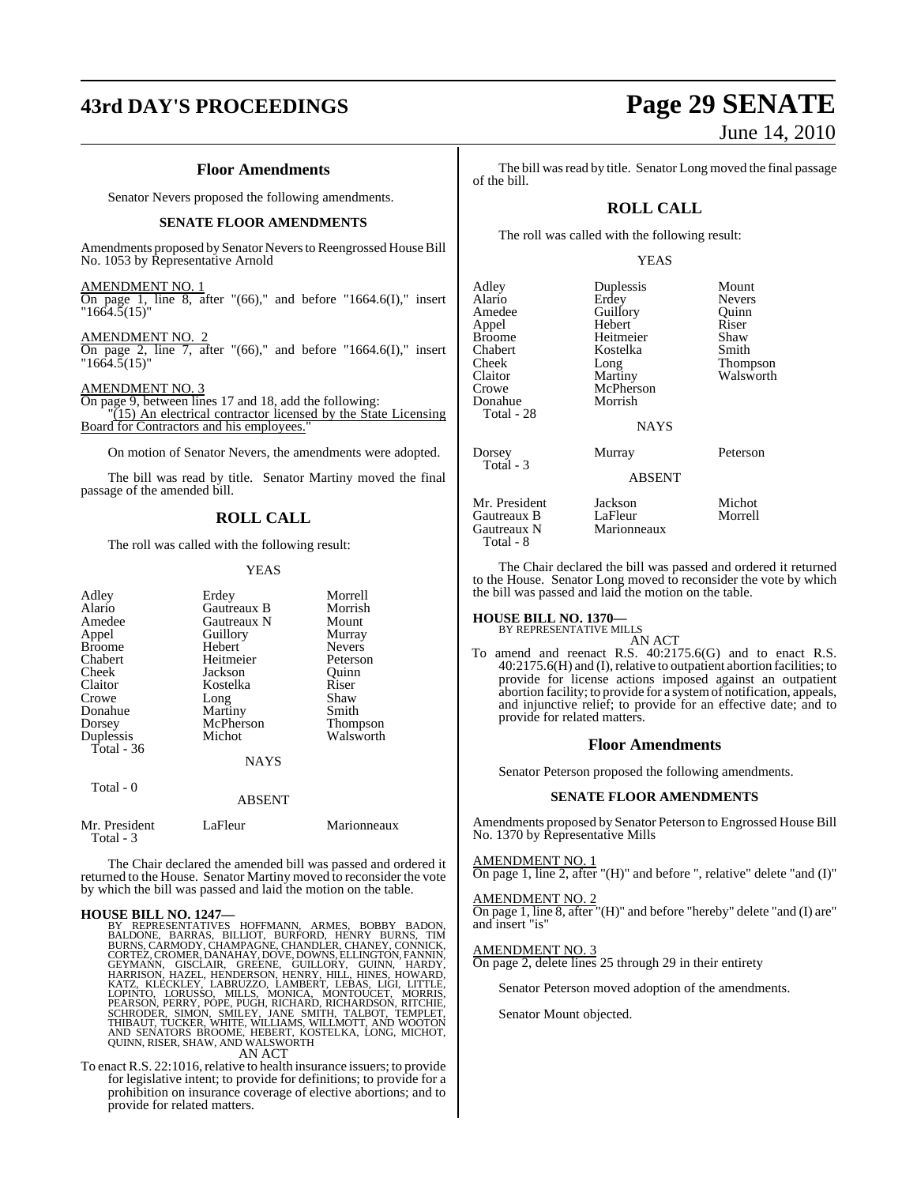### Floor Amendments

Senator Nevers proposed the following amendments.

#### SENATE FLOOR AMENDMENTS

Amendments proposed by Senator Nevers to Reengrossed House Bill No. 1053 by Representative Arnold

AMENDMENT NO. 1

On page 1, line 8, after "(66)," and before "1664.6(I)," insert "1664.5(15)"

AMENDMENT NO. 2

On page 2, line 7, after "(66)," and before "1664.6(I)," insert "1664.5(15)"

AMENDMENT NO. 3

On page 9, between lines 17 and 18, add the following:

"(15) An electrical contractor licensed by the State Licensing Board for Contractors and his employees."

On motion of Senator Nevers, the amendments were adopted.

The bill was read by title. Senator Martiny moved the final passage of the amended bill.

## ROLL CALL

The roll was called with the following result:

YEAS

| | | |
|---|---|---|
| Adley | Erdey | Morrell |
| Alario | Gautreaux B | Morrish |
| Amedee | Gautreaux N | Mount |
| Appel | Guillory | Murray |
| Broome | Hebert | Nevers |
| Chabert | Heitmeier | Peterson |
| Cheek | Jackson | Quinn |
| Claitor | Kostelka | Riser |
| Crowe | Long | Shaw |
| Donahue | Martiny | Smith |
| Dorsey | McPherson | Thompson |
| Duplessis | Michot | Walsworth |
| Total - 36 | | |

NAYS

Total - 0

ABSENT

| | | |
|---|---|---|
| Mr. President | LaFleur | Marionneaux |
| Total - 3 | | |

The Chair declared the amended bill was passed and ordered it returned to the House. Senator Martiny moved to reconsider the vote by which the bill was passed and laid the motion on the table.

**HOUSE BILL NO. 1247—**

BY REPRESENTATIVES HOFFMANN, ARMES, BOBBY BADON, BALDONE, BARRAS, BILLIOT, BURFORD, HENRY BURNS, TIM BURNS, CARMODY, CHAMPAGNE, CHANDLER, CHANEY, CONNICK, CORTEZ, CROMER, DANAHAY, DOVE, DOWNS, ELLINGTON, FANNIN, GEYMANN, GISCLAIR, GREENE, GUILLORY, GUINN, HARDY, HARRISON, HAZEL, HENDERSON, HENRY, HILL, HINES, HOWARD, KATZ, KLECKLEY, LABRUZZO, LAMBERT, LEBAS, LIGI, LITTLE, LOPINTO, LORUSSO, MILLS, MONICA, MONTOUCET, MORRIS, PEARSON, PERRY, POPE, PUGH, RICHARD, RICHARDSON, RITCHIE, SCHRODER, SIMON, SMILEY, JANE SMITH, TALBOT, TEMPLET, THIBAUT, TUCKER, WHITE, WILLIAMS, WILLMOTT, AND WOOTON AND SENATORS BROOME, HEBERT, KOSTELKA, LONG, MICHOT, QUINN, RISER, SHAW, AND WALSWORTH

AN ACT

To enact R.S. 22:1016, relative to health insurance issuers; to provide for legislative intent; to provide for definitions; to provide for a prohibition on insurance coverage of elective abortions; and to provide for related matters.

The bill was read by title. Senator Long moved the final passage of the bill.

## ROLL CALL

The roll was called with the following result:

YEAS

| | | |
|---|---|---|
| Adley | Duplessis | Mount |
| Alario | Erdey | Nevers |
| Amedee | Guillory | Quinn |
| Appel | Hebert | Riser |
| Broome | Heitmeier | Shaw |
| Chabert | Kostelka | Smith |
| Cheek | Long | Thompson |
| Claitor | Martiny | Walsworth |
| Crowe | McPherson | |
| Donahue | Morrish | |
| Total - 28 | | |

NAYS

| | | |
|---|---|---|
| Dorsey | Murray | Peterson |
| Total - 3 | | |

ABSENT

| | | |
|---|---|---|
| Mr. President | Jackson | Michot |
| Gautreaux B | LaFleur | Morrell |
| Gautreaux N | Marionneaux | |
| Total - 8 | | |

The Chair declared the bill was passed and ordered it returned to the House. Senator Long moved to reconsider the vote by which the bill was passed and laid the motion on the table.

**HOUSE BILL NO. 1370—**

BY REPRESENTATIVE MILLS

AN ACT

To amend and reenact R.S. 40:2175.6(G) and to enact R.S. 40:2175.6(H) and (I), relative to outpatient abortion facilities; to provide for license actions imposed against an outpatient abortion facility; to provide for a system of notification, appeals, and injunctive relief; to provide for an effective date; and to provide for related matters.

### Floor Amendments

Senator Peterson proposed the following amendments.

#### SENATE FLOOR AMENDMENTS

Amendments proposed by Senator Peterson to Engrossed House Bill No. 1370 by Representative Mills

AMENDMENT NO. 1

On page 1, line 2, after "(H)" and before ", relative" delete "and (I)"

AMENDMENT NO. 2

On page 1, line 8, after "(H)" and before "hereby" delete "and (I) are" and insert "is"

AMENDMENT NO. 3

On page 2, delete lines 25 through 29 in their entirety

Senator Peterson moved adoption of the amendments.

Senator Mount objected.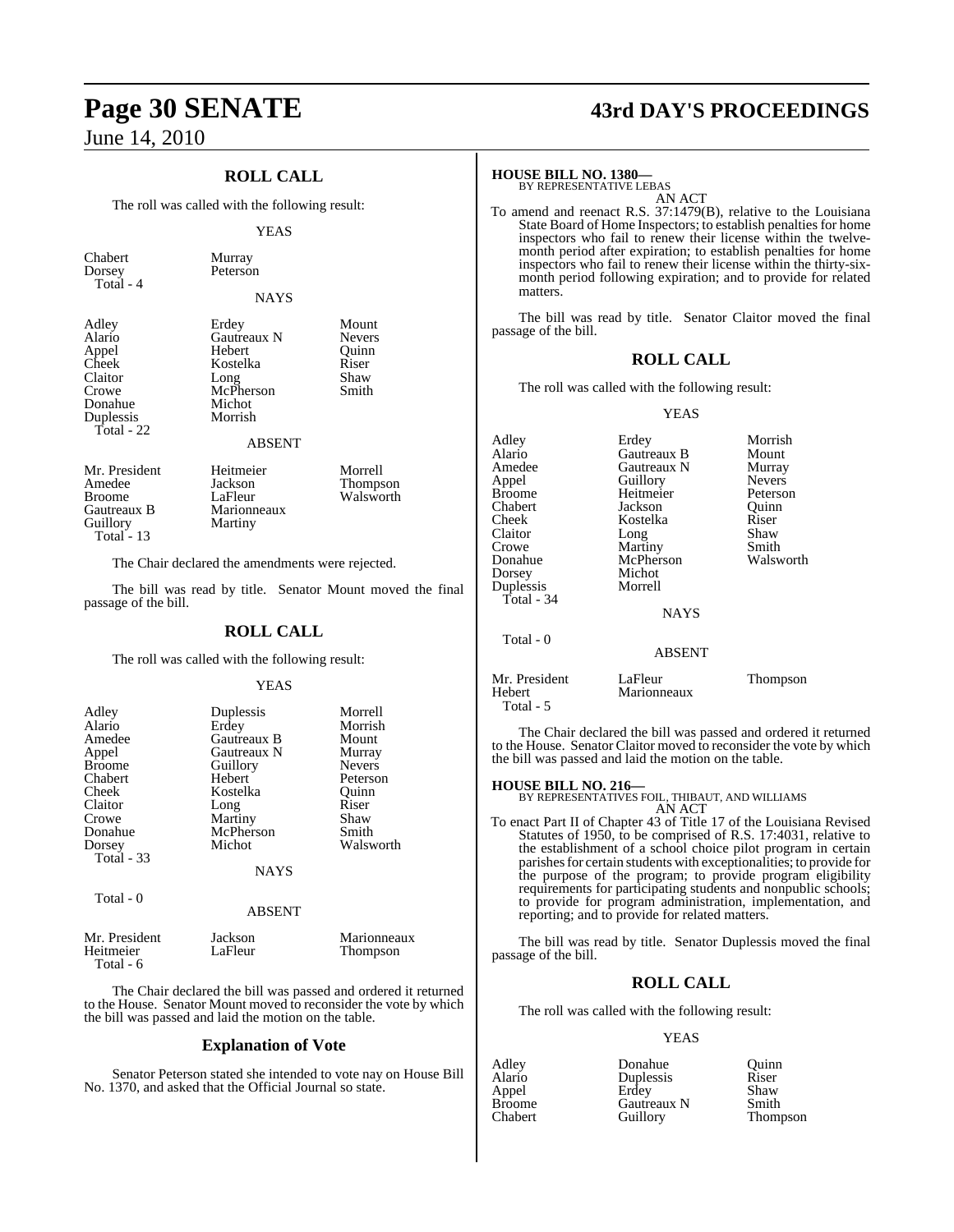## ROLL CALL

The roll was called with the following result:

YEAS

| | | |
|---|---|---|
| Chabert | Murray | |
| Dorsey | Peterson | |
| Total - 4 | | |

NAYS

| | | |
|---|---|---|
| Adley | Erdey | Mount |
| Alario | Gautreaux N | Nevers |
| Appel | Hebert | Quinn |
| Cheek | Kostelka | Riser |
| Claitor | Long | Shaw |
| Crowe | McPherson | Smith |
| Donahue | Michot | |
| Duplessis | Morrish | |
| Total - 22 | | |

ABSENT

| | | |
|---|---|---|
| Mr. President | Heitmeier | Morrell |
| Amedee | Jackson | Thompson |
| Broome | LaFleur | Walsworth |
| Gautreaux B | Marionneaux | |
| Guillory | Martiny | |
| Total - 13 | | |

The Chair declared the amendments were rejected.

The bill was read by title. Senator Mount moved the final passage of the bill.

## ROLL CALL

The roll was called with the following result:

YEAS

| | | |
|---|---|---|
| Adley | Duplessis | Morrell |
| Alario | Erdey | Morrish |
| Amedee | Gautreaux B | Mount |
| Appel | Gautreaux N | Murray |
| Broome | Guillory | Nevers |
| Chabert | Hebert | Peterson |
| Cheek | Kostelka | Quinn |
| Claitor | Long | Riser |
| Crowe | Martiny | Shaw |
| Donahue | McPherson | Smith |
| Dorsey | Michot | Walsworth |
| Total - 33 | | |

NAYS

Total - 0

ABSENT

| | | |
|---|---|---|
| Mr. President | Jackson | Marionneaux |
| Heitmeier | LaFleur | Thompson |
| Total - 6 | | |

The Chair declared the bill was passed and ordered it returned to the House. Senator Mount moved to reconsider the vote by which the bill was passed and laid the motion on the table.

## Explanation of Vote

Senator Peterson stated she intended to vote nay on House Bill No. 1370, and asked that the Official Journal so state.

**HOUSE BILL NO. 1380—**
BY REPRESENTATIVE LEBAS
AN ACT
To amend and reenact R.S. 37:1479(B), relative to the Louisiana State Board of Home Inspectors; to establish penalties for home inspectors who fail to renew their license within the twelve-month period after expiration; to establish penalties for home inspectors who fail to renew their license within the thirty-six-month period following expiration; and to provide for related matters.

The bill was read by title. Senator Claitor moved the final passage of the bill.

## ROLL CALL

The roll was called with the following result:

YEAS

| | | |
|---|---|---|
| Adley | Erdey | Morrish |
| Alario | Gautreaux B | Mount |
| Amedee | Gautreaux N | Murray |
| Appel | Guillory | Nevers |
| Broome | Heitmeier | Peterson |
| Chabert | Jackson | Quinn |
| Cheek | Kostelka | Riser |
| Claitor | Long | Shaw |
| Crowe | Martiny | Smith |
| Donahue | McPherson | Walsworth |
| Dorsey | Michot | |
| Duplessis | Morrell | |
| Total - 34 | | |

NAYS

Total - 0

ABSENT

| | | |
|---|---|---|
| Mr. President | LaFleur | Thompson |
| Hebert | Marionneaux | |
| Total - 5 | | |

The Chair declared the bill was passed and ordered it returned to the House. Senator Claitor moved to reconsider the vote by which the bill was passed and laid the motion on the table.

**HOUSE BILL NO. 216—**
BY REPRESENTATIVES FOIL, THIBAUT, AND WILLIAMS
AN ACT
To enact Part II of Chapter 43 of Title 17 of the Louisiana Revised Statutes of 1950, to be comprised of R.S. 17:4031, relative to the establishment of a school choice pilot program in certain parishes for certain students with exceptionalities; to provide for the purpose of the program; to provide program eligibility requirements for participating students and nonpublic schools; to provide for program administration, implementation, and reporting; and to provide for related matters.

The bill was read by title. Senator Duplessis moved the final passage of the bill.

## ROLL CALL

The roll was called with the following result:

YEAS

| | | |
|---|---|---|
| Adley | Donahue | Quinn |
| Alario | Duplessis | Riser |
| Appel | Erdey | Shaw |
| Broome | Gautreaux N | Smith |
| Chabert | Guillory | Thompson |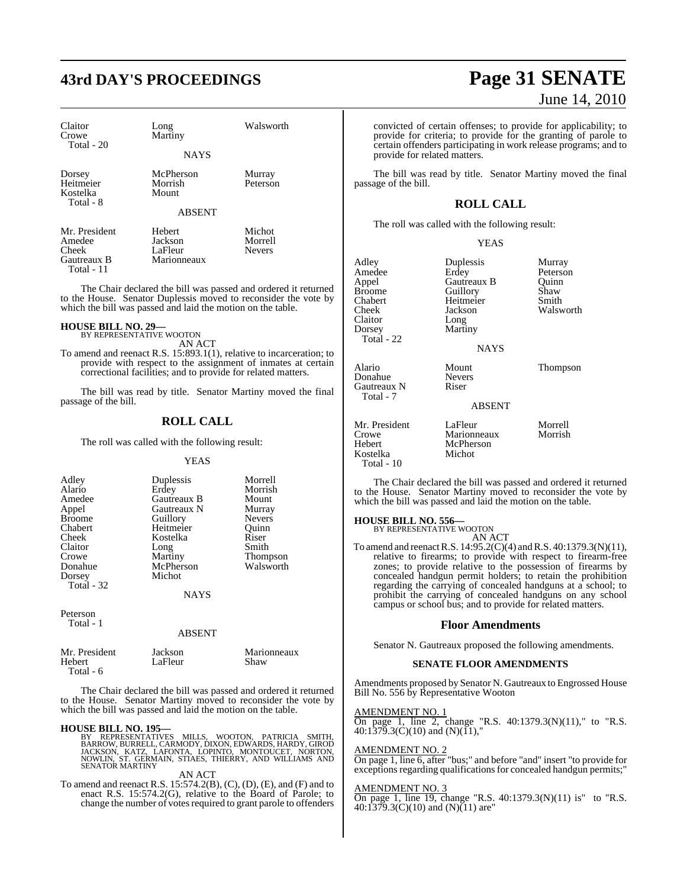| | | |
|---|---|---|
| Claitor | Long | Walsworth |
| Crowe | Martiny | |
| Total - 20 | | |

NAYS

| | | |
|---|---|---|
| Dorsey | McPherson | Murray |
| Heitmeier | Morrish | Peterson |
| Kostelka | Mount | |
| Total - 8 | | |

ABSENT

| | | |
|---|---|---|
| Mr. President | Hebert | Michot |
| Amedee | Jackson | Morrell |
| Cheek | LaFleur | Nevers |
| Gautreaux B | Marionneaux | |
| Total - 11 | | |

The Chair declared the bill was passed and ordered it returned to the House. Senator Duplessis moved to reconsider the vote by which the bill was passed and laid the motion on the table.

**HOUSE BILL NO. 29—**
BY REPRESENTATIVE WOOTON
AN ACT

To amend and reenact R.S. 15:893.1(1), relative to incarceration; to provide with respect to the assignment of inmates at certain correctional facilities; and to provide for related matters.

The bill was read by title. Senator Martiny moved the final passage of the bill.

## ROLL CALL

The roll was called with the following result:

YEAS

| | | |
|---|---|---|
| Adley | Duplessis | Morrell |
| Alario | Erdey | Morrish |
| Amedee | Gautreaux B | Mount |
| Appel | Gautreaux N | Murray |
| Broome | Guillory | Nevers |
| Chabert | Heitmeier | Quinn |
| Cheek | Kostelka | Riser |
| Claitor | Long | Smith |
| Crowe | Martiny | Thompson |
| Donahue | McPherson | Walsworth |
| Dorsey | Michot | |
| Total - 32 | | |

NAYS

Peterson
Total - 1

ABSENT

| | | |
|---|---|---|
| Mr. President | Jackson | Marionneaux |
| Hebert | LaFleur | Shaw |
| Total - 6 | | |

The Chair declared the bill was passed and ordered it returned to the House. Senator Martiny moved to reconsider the vote by which the bill was passed and laid the motion on the table.

**HOUSE BILL NO. 195—**
BY REPRESENTATIVES MILLS, WOOTON, PATRICIA SMITH, BARROW, BURRELL, CARMODY, DIXON, EDWARDS, HARDY, GIROD JACKSON, KATZ, LAFONTA, LOPINTO, MONTOUCET, NORTON, NOWLIN, ST. GERMAIN, STIAES, THIERRY, AND WILLIAMS AND SENATOR MARTINY
AN ACT

To amend and reenact R.S. 15:574.2(B), (C), (D), (E), and (F) and to enact R.S. 15:574.2(G), relative to the Board of Parole; to change the number of votes required to grant parole to offenders convicted of certain offenses; to provide for applicability; to provide for criteria; to provide for the granting of parole to certain offenders participating in work release programs; and to provide for related matters.

The bill was read by title. Senator Martiny moved the final passage of the bill.

## ROLL CALL

The roll was called with the following result:

YEAS

| | | |
|---|---|---|
| Adley | Duplessis | Murray |
| Amedee | Erdey | Peterson |
| Appel | Gautreaux B | Quinn |
| Broome | Guillory | Shaw |
| Chabert | Heitmeier | Smith |
| Cheek | Jackson | Walsworth |
| Claitor | Long | |
| Dorsey | Martiny | |
| Total - 22 | | |

NAYS

| | | |
|---|---|---|
| Alario | Mount | Thompson |
| Donahue | Nevers | |
| Gautreaux N | Riser | |
| Total - 7 | | |

ABSENT

| | | |
|---|---|---|
| Mr. President | LaFleur | Morrell |
| Crowe | Marionneaux | Morrish |
| Hebert | McPherson | |
| Kostelka | Michot | |
| Total - 10 | | |

The Chair declared the bill was passed and ordered it returned to the House. Senator Martiny moved to reconsider the vote by which the bill was passed and laid the motion on the table.

**HOUSE BILL NO. 556—**
BY REPRESENTATIVE WOOTON
AN ACT

To amend and reenact R.S. 14:95.2(C)(4) and R.S. 40:1379.3(N)(11), relative to firearms; to provide with respect to firearm-free zones; to provide relative to the possession of firearms by concealed handgun permit holders; to retain the prohibition regarding the carrying of concealed handguns at a school; to prohibit the carrying of concealed handguns on any school campus or school bus; and to provide for related matters.

## Floor Amendments

Senator N. Gautreaux proposed the following amendments.

### SENATE FLOOR AMENDMENTS

Amendments proposed by Senator N. Gautreaux to Engrossed House Bill No. 556 by Representative Wooton

AMENDMENT NO. 1
On page 1, line 2, change "R.S. 40:1379.3(N)(11)," to "R.S. 40:1379.3(C)(10) and (N)(11),"

AMENDMENT NO. 2
On page 1, line 6, after "bus;" and before "and" insert "to provide for exceptions regarding qualifications for concealed handgun permits;"

AMENDMENT NO. 3
On page 1, line 19, change "R.S. 40:1379.3(N)(11) is" to "R.S. 40:1379.3(C)(10) and (N)(11) are"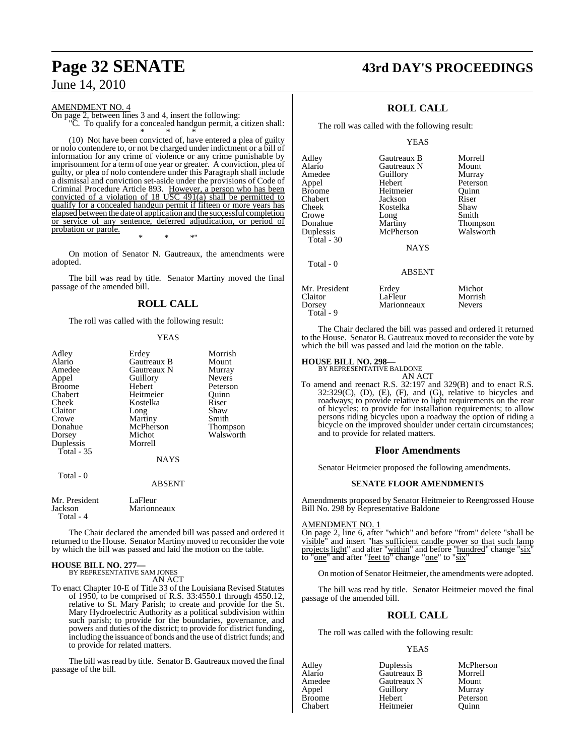AMENDMENT NO. 4

On page 2, between lines 3 and 4, insert the following:

"C. To qualify for a concealed handgun permit, a citizen shall:

\* \* \*

(10) Not have been convicted of, have entered a plea of guilty or nolo contendere to, or not be charged under indictment or a bill of information for any crime of violence or any crime punishable by imprisonment for a term of one year or greater. A conviction, plea of guilty, or plea of nolo contendere under this Paragraph shall include a dismissal and conviction set-aside under the provisions of Code of Criminal Procedure Article 893. However, a person who has been convicted of a violation of 18 USC 491(a) shall be permitted to qualify for a concealed handgun permit if fifteen or more years has elapsed between the date of application and the successful completion or service of any sentence, deferred adjudication, or period of probation or parole.

\* \* \*"

On motion of Senator N. Gautreaux, the amendments were adopted.

The bill was read by title. Senator Martiny moved the final passage of the amended bill.

## ROLL CALL

The roll was called with the following result:

YEAS

| | | |
|---|---|---|
| Adley | Erdey | Morrish |
| Alario | Gautreaux B | Mount |
| Amedee | Gautreaux N | Murray |
| Appel | Guillory | Nevers |
| Broome | Hebert | Peterson |
| Chabert | Heitmeier | Quinn |
| Cheek | Kostelka | Riser |
| Claitor | Long | Shaw |
| Crowe | Martiny | Smith |
| Donahue | McPherson | Thompson |
| Dorsey | Michot | Walsworth |
| Duplessis | Morrell | |

Total - 35

NAYS

Total - 0

ABSENT

| | |
|---|---|
| Mr. President | LaFleur |
| Jackson | Marionneaux |

Total - 4

The Chair declared the amended bill was passed and ordered it returned to the House. Senator Martiny moved to reconsider the vote by which the bill was passed and laid the motion on the table.

**HOUSE BILL NO. 277—**
BY REPRESENTATIVE SAM JONES
AN ACT

To enact Chapter 10-E of Title 33 of the Louisiana Revised Statutes of 1950, to be comprised of R.S. 33:4550.1 through 4550.12, relative to St. Mary Parish; to create and provide for the St. Mary Hydroelectric Authority as a political subdivision within such parish; to provide for the boundaries, governance, and powers and duties of the district; to provide for district funding, including the issuance of bonds and the use of district funds; and to provide for related matters.

The bill was read by title. Senator B. Gautreaux moved the final passage of the bill.

## ROLL CALL

The roll was called with the following result:

YEAS

| | | |
|---|---|---|
| Adley | Gautreaux B | Morrell |
| Alario | Gautreaux N | Mount |
| Amedee | Guillory | Murray |
| Appel | Hebert | Peterson |
| Broome | Heitmeier | Quinn |
| Chabert | Jackson | Riser |
| Cheek | Kostelka | Shaw |
| Crowe | Long | Smith |
| Donahue | Martiny | Thompson |
| Duplessis | McPherson | Walsworth |

Total - 30

NAYS

Total - 0

ABSENT

| | | |
|---|---|---|
| Mr. President | Erdey | Michot |
| Claitor | LaFleur | Morrish |
| Dorsey | Marionneaux | Nevers |

Total - 9

The Chair declared the bill was passed and ordered it returned to the House. Senator B. Gautreaux moved to reconsider the vote by which the bill was passed and laid the motion on the table.

**HOUSE BILL NO. 298—**
BY REPRESENTATIVE BALDONE
AN ACT

To amend and reenact R.S. 32:197 and 329(B) and to enact R.S. 32:329(C), (D), (E), (F), and (G), relative to bicycles and roadways; to provide relative to light requirements on the rear of bicycles; to provide for installation requirements; to allow persons riding bicycles upon a roadway the option of riding a bicycle on the improved shoulder under certain circumstances; and to provide for related matters.

## Floor Amendments

Senator Heitmeier proposed the following amendments.

### SENATE FLOOR AMENDMENTS

Amendments proposed by Senator Heitmeier to Reengrossed House Bill No. 298 by Representative Baldone

AMENDMENT NO. 1

On page 2, line 6, after "which" and before "from" delete "shall be visible" and insert "has sufficient candle power so that such lamp projects light" and after "within" and before "hundred" change "six" to "one" and after "feet to" change "one" to "six"

On motion of Senator Heitmeier, the amendments were adopted.

The bill was read by title. Senator Heitmeier moved the final passage of the amended bill.

## ROLL CALL

The roll was called with the following result:

YEAS

| | | |
|---|---|---|
| Adley | Duplessis | McPherson |
| Alario | Gautreaux B | Morrell |
| Amedee | Gautreaux N | Mount |
| Appel | Guillory | Murray |
| Broome | Hebert | Peterson |
| Chabert | Heitmeier | Quinn |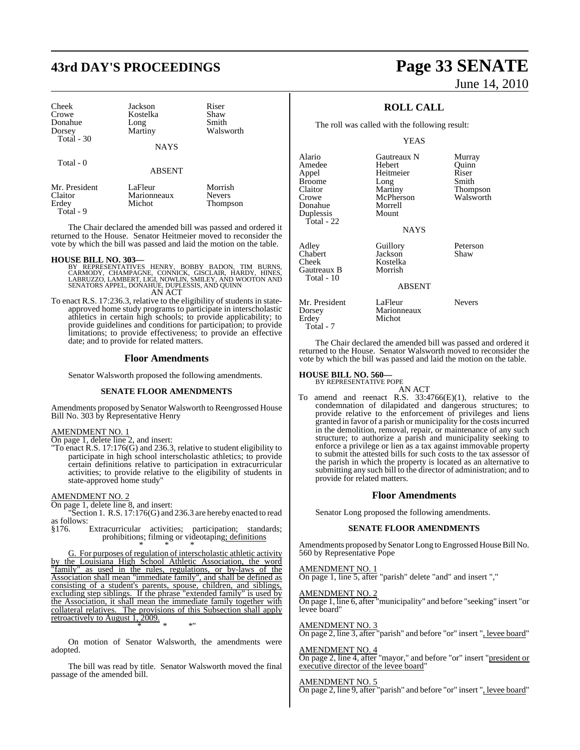| | | |
|---|---|---|
| Cheek | Jackson | Riser |
| Crowe | Kostelka | Shaw |
| Donahue | Long | Smith |
| Dorsey | Martiny | Walsworth |
| Total - 30 | | |

NAYS

Total - 0

ABSENT

| | | |
|---|---|---|
| Mr. President | LaFleur | Morrish |
| Claitor | Marionneaux | Nevers |
| Erdey | Michot | Thompson |
| Total - 9 | | |

The Chair declared the amended bill was passed and ordered it returned to the House. Senator Heitmeier moved to reconsider the vote by which the bill was passed and laid the motion on the table.

**HOUSE BILL NO. 303—**
BY REPRESENTATIVES HENRY, BOBBY BADON, TIM BURNS, CARMODY, CHAMPAGNE, CONNICK, GISCLAIR, HARDY, HINES, LABRUZZO, LAMBERT, LIGI, NOWLIN, SMILEY, AND WOOTON AND SENATORS APPEL, DONAHUE, DUPLESSIS, AND QUINN

AN ACT

To enact R.S. 17:236.3, relative to the eligibility of students in state-approved home study programs to participate in interscholastic athletics in certain high schools; to provide applicability; to provide guidelines and conditions for participation; to provide limitations; to provide effectiveness; to provide an effective date; and to provide for related matters.

## Floor Amendments

Senator Walsworth proposed the following amendments.

### SENATE FLOOR AMENDMENTS

Amendments proposed by Senator Walsworth to Reengrossed House Bill No. 303 by Representative Henry

AMENDMENT NO. 1
On page 1, delete line 2, and insert:
"To enact R.S. 17:176(G) and 236.3, relative to student eligibility to participate in high school interscholastic athletics; to provide certain definitions relative to participation in extracurricular activities; to provide relative to the eligibility of students in state-approved home study"

AMENDMENT NO. 2
On page 1, delete line 8, and insert:
"Section 1. R.S. 17:176(G) and 236.3 are hereby enacted to read as follows:
§176. Extracurricular activities; participation; standards; prohibitions; filming or videotaping; definitions
\* \* \*
G. For purposes of regulation of interscholastic athletic activity by the Louisiana High School Athletic Association, the word "family" as used in the rules, regulations, or by-laws of the Association shall mean "immediate family", and shall be defined as consisting of a student's parents, spouse, children, and siblings, excluding step siblings. If the phrase "extended family" is used by the Association, it shall mean the immediate family together with collateral relatives. The provisions of this Subsection shall apply retroactively to August 1, 2009.
\* \* \*"

On motion of Senator Walsworth, the amendments were adopted.

The bill was read by title. Senator Walsworth moved the final passage of the amended bill.

## ROLL CALL

The roll was called with the following result:

YEAS

| | | |
|---|---|---|
| Alario | Gautreaux N | Murray |
| Amedee | Hebert | Quinn |
| Appel | Heitmeier | Riser |
| Broome | Long | Smith |
| Claitor | Martiny | Thompson |
| Crowe | McPherson | Walsworth |
| Donahue | Morrell | |
| Duplessis | Mount | |
| Total - 22 | | |

NAYS

| | | |
|---|---|---|
| Adley | Guillory | Peterson |
| Chabert | Jackson | Shaw |
| Cheek | Kostelka | |
| Gautreaux B | Morrish | |
| Total - 10 | | |

ABSENT

| | | |
|---|---|---|
| Mr. President | LaFleur | Nevers |
| Dorsey | Marionneaux | |
| Erdey | Michot | |
| Total - 7 | | |

The Chair declared the amended bill was passed and ordered it returned to the House. Senator Walsworth moved to reconsider the vote by which the bill was passed and laid the motion on the table.

**HOUSE BILL NO. 560—**
BY REPRESENTATIVE POPE

AN ACT

To amend and reenact R.S. 33:4766(E)(1), relative to the condemnation of dilapidated and dangerous structures; to provide relative to the enforcement of privileges and liens granted in favor of a parish or municipality for the costs incurred in the demolition, removal, repair, or maintenance of any such structure; to authorize a parish and municipality seeking to enforce a privilege or lien as a tax against immovable property to submit the attested bills for such costs to the tax assessor of the parish in which the property is located as an alternative to submitting any such bill to the director of administration; and to provide for related matters.

## Floor Amendments

Senator Long proposed the following amendments.

### SENATE FLOOR AMENDMENTS

Amendments proposed by Senator Long to Engrossed House Bill No. 560 by Representative Pope

AMENDMENT NO. 1
On page 1, line 5, after "parish" delete "and" and insert ","

AMENDMENT NO. 2
On page 1, line 6, after "municipality" and before "seeking" insert "or levee board"

AMENDMENT NO. 3
On page 2, line 3, after "parish" and before "or" insert ", levee board"

AMENDMENT NO. 4
On page 2, line 4, after "mayor," and before "or" insert "president or executive director of the levee board"

AMENDMENT NO. 5
On page 2, line 9, after "parish" and before "or" insert ", levee board"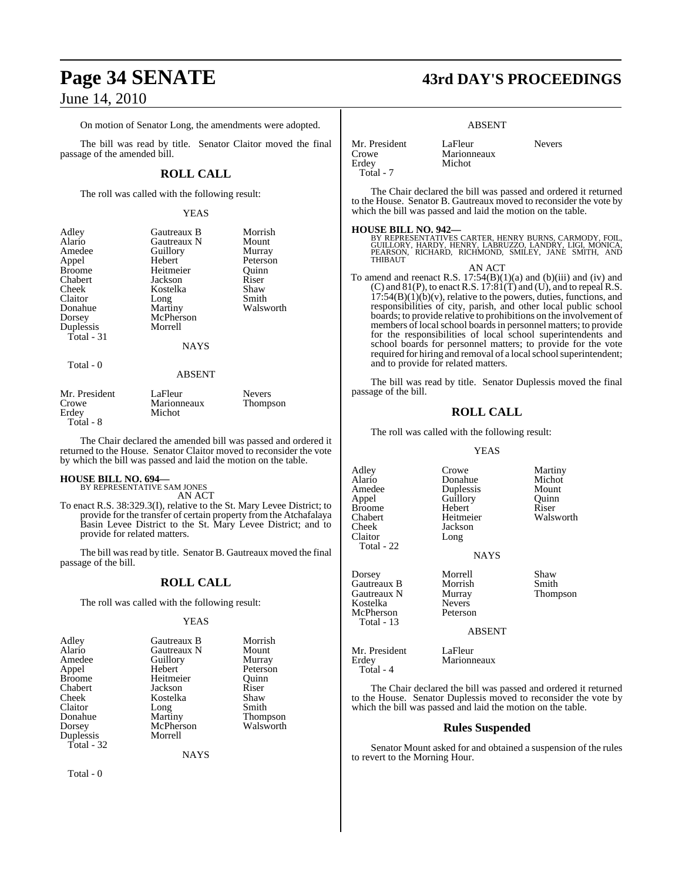On motion of Senator Long, the amendments were adopted.

The bill was read by title. Senator Claitor moved the final passage of the amended bill.

## ROLL CALL

The roll was called with the following result:

YEAS

| | | |
|---|---|---|
| Adley | Gautreaux B | Morrish |
| Alario | Gautreaux N | Mount |
| Amedee | Guillory | Murray |
| Appel | Hebert | Peterson |
| Broome | Heitmeier | Quinn |
| Chabert | Jackson | Riser |
| Cheek | Kostelka | Shaw |
| Claitor | Long | Smith |
| Donahue | Martiny | Walsworth |
| Dorsey | McPherson | |
| Duplessis | Morrell | |
| Total - 31 | | |

NAYS

Total - 0

ABSENT

| | | |
|---|---|---|
| Mr. President | LaFleur | Nevers |
| Crowe | Marionneaux | Thompson |
| Erdey | Michot | |
| Total - 8 | | |

The Chair declared the amended bill was passed and ordered it returned to the House. Senator Claitor moved to reconsider the vote by which the bill was passed and laid the motion on the table.

**HOUSE BILL NO. 694—**
BY REPRESENTATIVE SAM JONES
AN ACT

To enact R.S. 38:329.3(I), relative to the St. Mary Levee District; to provide for the transfer of certain property from the Atchafalaya Basin Levee District to the St. Mary Levee District; and to provide for related matters.

The bill was read by title. Senator B. Gautreaux moved the final passage of the bill.

## ROLL CALL

The roll was called with the following result:

YEAS

| | | |
|---|---|---|
| Adley | Gautreaux B | Morrish |
| Alario | Gautreaux N | Mount |
| Amedee | Guillory | Murray |
| Appel | Hebert | Peterson |
| Broome | Heitmeier | Quinn |
| Chabert | Jackson | Riser |
| Cheek | Kostelka | Shaw |
| Claitor | Long | Smith |
| Donahue | Martiny | Thompson |
| Dorsey | McPherson | Walsworth |
| Duplessis | Morrell | |
| Total - 32 | | |

NAYS

Total - 0

ABSENT

| | | |
|---|---|---|
| Mr. President | LaFleur | Nevers |
| Crowe | Marionneaux | |
| Erdey | Michot | |
| Total - 7 | | |

The Chair declared the bill was passed and ordered it returned to the House. Senator B. Gautreaux moved to reconsider the vote by which the bill was passed and laid the motion on the table.

**HOUSE BILL NO. 942—**
BY REPRESENTATIVES CARTER, HENRY BURNS, CARMODY, FOIL, GUILLORY, HARDY, HENRY, LABRUZZO, LANDRY, LIGI, MONICA, PEARSON, RICHARD, RICHMOND, SMILEY, JANE SMITH, AND THIBAUT
AN ACT

To amend and reenact R.S. 17:54(B)(1)(a) and (b)(iii) and (iv) and (C) and 81(P), to enact R.S. 17:81(T) and (U), and to repeal R.S. 17:54(B)(1)(b)(v), relative to the powers, duties, functions, and responsibilities of city, parish, and other local public school boards; to provide relative to prohibitions on the involvement of members of local school boards in personnel matters; to provide for the responsibilities of local school superintendents and school boards for personnel matters; to provide for the vote required for hiring and removal of a local school superintendent; and to provide for related matters.

The bill was read by title. Senator Duplessis moved the final passage of the bill.

## ROLL CALL

The roll was called with the following result:

YEAS

| | | |
|---|---|---|
| Adley | Crowe | Martiny |
| Alario | Donahue | Michot |
| Amedee | Duplessis | Mount |
| Appel | Guillory | Quinn |
| Broome | Hebert | Riser |
| Chabert | Heitmeier | Walsworth |
| Cheek | Jackson | |
| Claitor | Long | |
| Total - 22 | | |

NAYS

| | | |
|---|---|---|
| Dorsey | Morrell | Shaw |
| Gautreaux B | Morrish | Smith |
| Gautreaux N | Murray | Thompson |
| Kostelka | Nevers | |
| McPherson | Peterson | |
| Total - 13 | | |

ABSENT

| | |
|---|---|
| Mr. President | LaFleur |
| Erdey | Marionneaux |
| Total - 4 | |

The Chair declared the bill was passed and ordered it returned to the House. Senator Duplessis moved to reconsider the vote by which the bill was passed and laid the motion on the table.

## Rules Suspended

Senator Mount asked for and obtained a suspension of the rules to revert to the Morning Hour.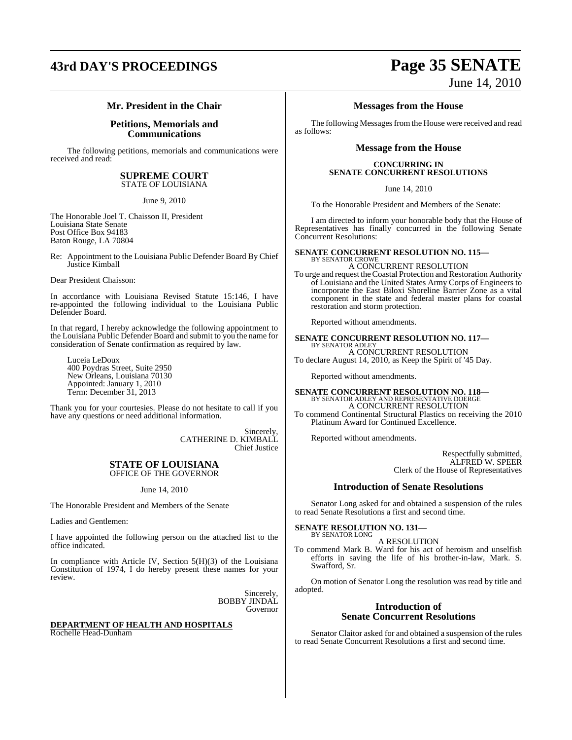## Mr. President in the Chair

## Petitions, Memorials and Communications

The following petitions, memorials and communications were received and read:

### SUPREME COURT
STATE OF LOUISIANA

June 9, 2010

The Honorable Joel T. Chaisson II, President
Louisiana State Senate
Post Office Box 94183
Baton Rouge, LA 70804

Re: Appointment to the Louisiana Public Defender Board By Chief Justice Kimball

Dear President Chaisson:

In accordance with Louisiana Revised Statute 15:146, I have re-appointed the following individual to the Louisiana Public Defender Board.

In that regard, I hereby acknowledge the following appointment to the Louisiana Public Defender Board and submit to you the name for consideration of Senate confirmation as required by law.

Luceia LeDoux
400 Poydras Street, Suite 2950
New Orleans, Louisiana 70130
Appointed: January 1, 2010
Term: December 31, 2013

Thank you for your courtesies. Please do not hesitate to call if you have any questions or need additional information.

Sincerely,
CATHERINE D. KIMBALL
Chief Justice

### STATE OF LOUISIANA
OFFICE OF THE GOVERNOR

June 14, 2010

The Honorable President and Members of the Senate

Ladies and Gentlemen:

I have appointed the following person on the attached list to the office indicated.

In compliance with Article IV, Section 5(H)(3) of the Louisiana Constitution of 1974, I do hereby present these names for your review.

Sincerely,
BOBBY JINDAL
Governor

**DEPARTMENT OF HEALTH AND HOSPITALS**
Rochelle Head-Dunham

## Messages from the House

The following Messages from the House were received and read as follows:

### Message from the House

**CONCURRING IN SENATE CONCURRENT RESOLUTIONS**

June 14, 2010

To the Honorable President and Members of the Senate:

I am directed to inform your honorable body that the House of Representatives has finally concurred in the following Senate Concurrent Resolutions:

**SENATE CONCURRENT RESOLUTION NO. 115—**
BY SENATOR CROWE
A CONCURRENT RESOLUTION
To urge and request the Coastal Protection and Restoration Authority of Louisiana and the United States Army Corps of Engineers to incorporate the East Biloxi Shoreline Barrier Zone as a vital component in the state and federal master plans for coastal restoration and storm protection.

Reported without amendments.

**SENATE CONCURRENT RESOLUTION NO. 117—**
BY SENATOR ADLEY
A CONCURRENT RESOLUTION
To declare August 14, 2010, as Keep the Spirit of '45 Day.

Reported without amendments.

**SENATE CONCURRENT RESOLUTION NO. 118—**
BY SENATOR ADLEY AND REPRESENTATIVE DOERGE
A CONCURRENT RESOLUTION
To commend Continental Structural Plastics on receiving the 2010 Platinum Award for Continued Excellence.

Reported without amendments.

Respectfully submitted,
ALFRED W. SPEER
Clerk of the House of Representatives

## Introduction of Senate Resolutions

Senator Long asked for and obtained a suspension of the rules to read Senate Resolutions a first and second time.

**SENATE RESOLUTION NO. 131—**
BY SENATOR LONG
A RESOLUTION
To commend Mark B. Ward for his act of heroism and unselfish efforts in saving the life of his brother-in-law, Mark. S. Swafford, Sr.

On motion of Senator Long the resolution was read by title and adopted.

## Introduction of Senate Concurrent Resolutions

Senator Claitor asked for and obtained a suspension of the rules to read Senate Concurrent Resolutions a first and second time.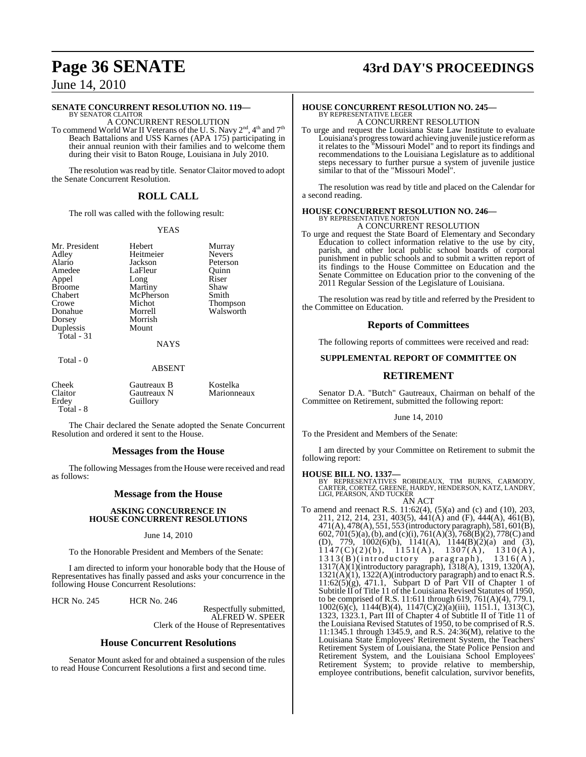**SENATE CONCURRENT RESOLUTION NO. 119—**
BY SENATOR CLAITOR

A CONCURRENT RESOLUTION

To commend World War II Veterans of the U. S. Navy 2nd, 4th and 7th Beach Battalions and USS Karnes (APA 175) participating in their annual reunion with their families and to welcome them during their visit to Baton Rouge, Louisiana in July 2010.

The resolution was read by title. Senator Claitor moved to adopt the Senate Concurrent Resolution.

## ROLL CALL

The roll was called with the following result:

YEAS

| | | |
|---|---|---|
| Mr. President | Hebert | Murray |
| Adley | Heitmeier | Nevers |
| Alario | Jackson | Peterson |
| Amedee | LaFleur | Quinn |
| Appel | Long | Riser |
| Broome | Martiny | Shaw |
| Chabert | McPherson | Smith |
| Crowe | Michot | Thompson |
| Donahue | Morrell | Walsworth |
| Dorsey | Morrish | |
| Duplessis | Mount | |

Total - 31

NAYS

Total - 0

ABSENT

| | | |
|---|---|---|
| Cheek | Gautreaux B | Kostelka |
| Claitor | Gautreaux N | Marionneaux |
| Erdey | Guillory | |

Total - 8

The Chair declared the Senate adopted the Senate Concurrent Resolution and ordered it sent to the House.

## Messages from the House

The following Messages from the House were received and read as follows:

## Message from the House

**ASKING CONCURRENCE IN HOUSE CONCURRENT RESOLUTIONS**

June 14, 2010

To the Honorable President and Members of the Senate:

I am directed to inform your honorable body that the House of Representatives has finally passed and asks your concurrence in the following House Concurrent Resolutions:

HCR No. 245 HCR No. 246

Respectfully submitted,
ALFRED W. SPEER
Clerk of the House of Representatives

## House Concurrent Resolutions

Senator Mount asked for and obtained a suspension of the rules to read House Concurrent Resolutions a first and second time.

**HOUSE CONCURRENT RESOLUTION NO. 245—**
BY REPRESENTATIVE LEGER

A CONCURRENT RESOLUTION

To urge and request the Louisiana State Law Institute to evaluate Louisiana's progress toward achieving juvenile justice reform as it relates to the "Missouri Model" and to report its findings and recommendations to the Louisiana Legislature as to additional steps necessary to further pursue a system of juvenile justice similar to that of the "Missouri Model".

The resolution was read by title and placed on the Calendar for a second reading.

**HOUSE CONCURRENT RESOLUTION NO. 246—**
BY REPRESENTATIVE NORTON

A CONCURRENT RESOLUTION

To urge and request the State Board of Elementary and Secondary Education to collect information relative to the use by city, parish, and other local public school boards of corporal punishment in public schools and to submit a written report of its findings to the House Committee on Education and the Senate Committee on Education prior to the convening of the 2011 Regular Session of the Legislature of Louisiana.

The resolution was read by title and referred by the President to the Committee on Education.

## Reports of Committees

The following reports of committees were received and read:

**SUPPLEMENTAL REPORT OF COMMITTEE ON**

## RETIREMENT

Senator D.A. "Butch" Gautreaux, Chairman on behalf of the Committee on Retirement, submitted the following report:

June 14, 2010

To the President and Members of the Senate:

I am directed by your Committee on Retirement to submit the following report:

**HOUSE BILL NO. 1337—**
BY REPRESENTATIVES ROBIDEAUX, TIM BURNS, CARMODY, CARTER, CORTEZ, GREENE, HARDY, HENDERSON, KATZ, LANDRY, LIGI, PEARSON, AND TUCKER

AN ACT

To amend and reenact R.S. 11:62(4), (5)(a) and (c) and (10), 203, 211, 212, 214, 231, 403(5), 441(A) and (F), 444(A), 461(B), 471(A), 478(A), 551, 553 (introductory paragraph), 581, 601(B), 602, 701(5)(a), (b), and (c)(i), 761(A)(3), 768(B)(2), 778(C) and (D), 779, 1002(6)(b), 1141(A), 1144(B)(2)(a) and (3), 1147(C)(2)(b), 1151(A), 1307(A), 1310(A), 1313(B)(introductory paragraph), 1316(A), 1317(A)(1)(introductory paragraph), 1318(A), 1319, 1320(A), 1321(A)(1), 1322(A)(introductory paragraph) and to enact R.S. 11:62(5)(g), 471.1, Subpart D of Part VII of Chapter 1 of Subtitle II of Title 11 of the Louisiana Revised Statutes of 1950, to be comprised of R.S. 11:611 through 619, 761(A)(4), 779.1, 1002(6)(c), 1144(B)(4), 1147(C)(2)(a)(iii), 1151.1, 1313(C), 1323, 1323.1, Part III of Chapter 4 of Subtitle II of Title 11 of the Louisiana Revised Statutes of 1950, to be comprised of R.S. 11:1345.1 through 1345.9, and R.S. 24:36(M), relative to the Louisiana State Employees' Retirement System, the Teachers' Retirement System of Louisiana, the State Police Pension and Retirement System, and the Louisiana School Employees' Retirement System; to provide relative to membership, employee contributions, benefit calculation, survivor benefits,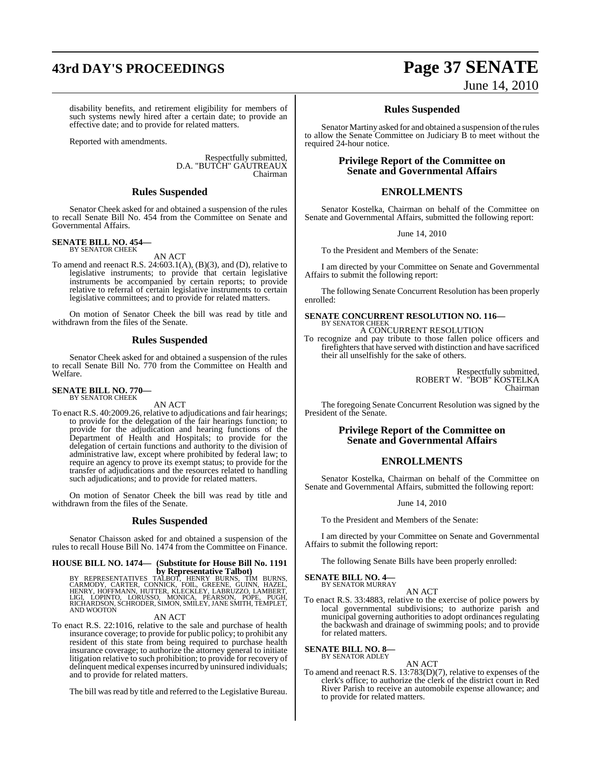disability benefits, and retirement eligibility for members of such systems newly hired after a certain date; to provide an effective date; and to provide for related matters.

Reported with amendments.

Respectfully submitted,
D.A. "BUTCH" GAUTREAUX
Chairman

## Rules Suspended

Senator Cheek asked for and obtained a suspension of the rules to recall Senate Bill No. 454 from the Committee on Senate and Governmental Affairs.

**SENATE BILL NO. 454—**
BY SENATOR CHEEK

AN ACT

To amend and reenact R.S. 24:603.1(A), (B)(3), and (D), relative to legislative instruments; to provide that certain legislative instruments be accompanied by certain reports; to provide relative to referral of certain legislative instruments to certain legislative committees; and to provide for related matters.

On motion of Senator Cheek the bill was read by title and withdrawn from the files of the Senate.

## Rules Suspended

Senator Cheek asked for and obtained a suspension of the rules to recall Senate Bill No. 770 from the Committee on Health and Welfare.

**SENATE BILL NO. 770—**
BY SENATOR CHEEK

AN ACT

To enact R.S. 40:2009.26, relative to adjudications and fair hearings; to provide for the delegation of the fair hearings function; to provide for the adjudication and hearing functions of the Department of Health and Hospitals; to provide for the delegation of certain functions and authority to the division of administrative law, except where prohibited by federal law; to require an agency to prove its exempt status; to provide for the transfer of adjudications and the resources related to handling such adjudications; and to provide for related matters.

On motion of Senator Cheek the bill was read by title and withdrawn from the files of the Senate.

## Rules Suspended

Senator Chaisson asked for and obtained a suspension of the rules to recall House Bill No. 1474 from the Committee on Finance.

**HOUSE BILL NO. 1474— (Substitute for House Bill No. 1191 by Representative Talbot)**
BY REPRESENTATIVES TALBOT, HENRY BURNS, TIM BURNS, CARMODY, CARTER, CONNICK, FOIL, GREENE, GUINN, HAZEL, HENRY, HOFFMANN, HUTTER, KLECKLEY, LABRUZZO, LAMBERT, LIGI, LOPINTO, LORUSSO, MONICA, PEARSON, POPE, PUGH, RICHARDSON, SCHRODER, SIMON, SMILEY, JANE SMITH, TEMPLET, AND WOOTON

AN ACT

To enact R.S. 22:1016, relative to the sale and purchase of health insurance coverage; to provide for public policy; to prohibit any resident of this state from being required to purchase health insurance coverage; to authorize the attorney general to initiate litigation relative to such prohibition; to provide for recovery of delinquent medical expenses incurred by uninsured individuals; and to provide for related matters.

The bill was read by title and referred to the Legislative Bureau.

## Rules Suspended

Senator Martiny asked for and obtained a suspension of the rules to allow the Senate Committee on Judiciary B to meet without the required 24-hour notice.

## Privilege Report of the Committee on Senate and Governmental Affairs

## ENROLLMENTS

Senator Kostelka, Chairman on behalf of the Committee on Senate and Governmental Affairs, submitted the following report:

June 14, 2010

To the President and Members of the Senate:

I am directed by your Committee on Senate and Governmental Affairs to submit the following report:

The following Senate Concurrent Resolution has been properly enrolled:

**SENATE CONCURRENT RESOLUTION NO. 116—**
BY SENATOR CHEEK

A CONCURRENT RESOLUTION

To recognize and pay tribute to those fallen police officers and firefighters that have served with distinction and have sacrificed their all unselfishly for the sake of others.

Respectfully submitted,
ROBERT W. "BOB" KOSTELKA
Chairman

The foregoing Senate Concurrent Resolution was signed by the President of the Senate.

## Privilege Report of the Committee on Senate and Governmental Affairs

## ENROLLMENTS

Senator Kostelka, Chairman on behalf of the Committee on Senate and Governmental Affairs, submitted the following report:

June 14, 2010

To the President and Members of the Senate:

I am directed by your Committee on Senate and Governmental Affairs to submit the following report:

The following Senate Bills have been properly enrolled:

**SENATE BILL NO. 4—**
BY SENATOR MURRAY

AN ACT

To enact R.S. 33:4883, relative to the exercise of police powers by local governmental subdivisions; to authorize parish and municipal governing authorities to adopt ordinances regulating the backwash and drainage of swimming pools; and to provide for related matters.

**SENATE BILL NO. 8—**
BY SENATOR ADLEY

AN ACT

To amend and reenact R.S. 13:783(D)(7), relative to expenses of the clerk's office; to authorize the clerk of the district court in Red River Parish to receive an automobile expense allowance; and to provide for related matters.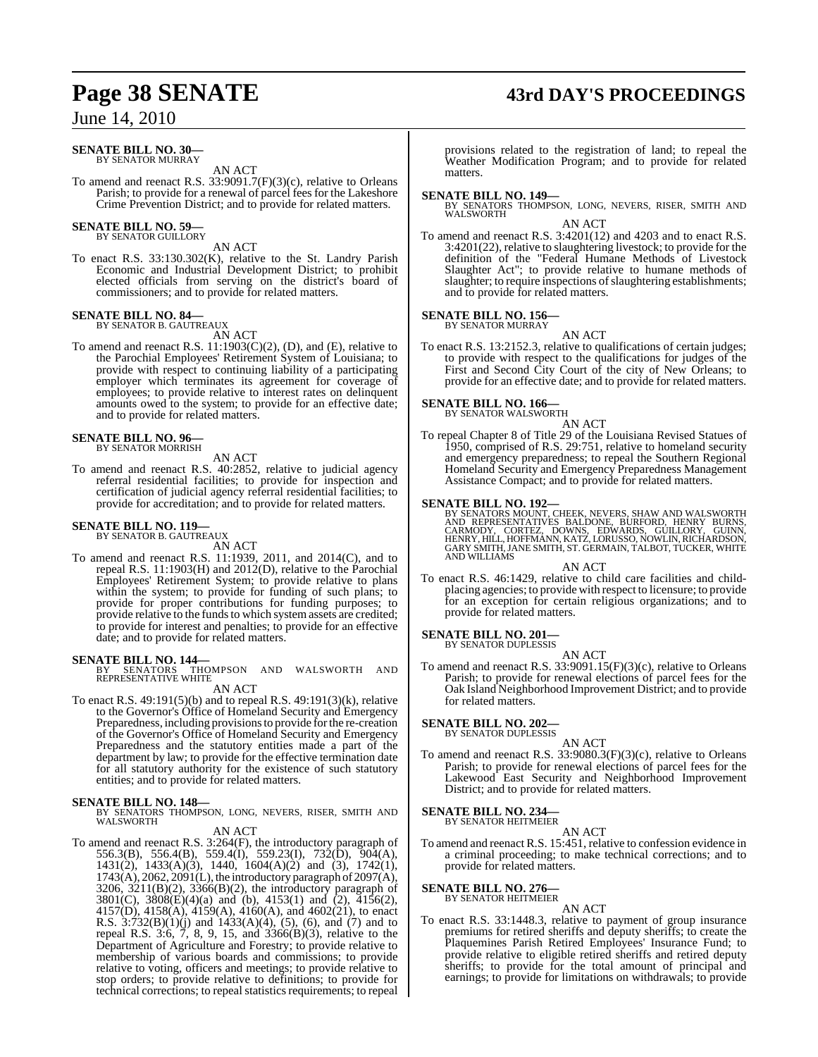**SENATE BILL NO. 30—**
BY SENATOR MURRAY

AN ACT

To amend and reenact R.S. 33:9091.7(F)(3)(c), relative to Orleans Parish; to provide for a renewal of parcel fees for the Lakeshore Crime Prevention District; and to provide for related matters.

**SENATE BILL NO. 59—**
BY SENATOR GUILLORY

AN ACT

To enact R.S. 33:130.302(K), relative to the St. Landry Parish Economic and Industrial Development District; to prohibit elected officials from serving on the district's board of commissioners; and to provide for related matters.

**SENATE BILL NO. 84—**
BY SENATOR B. GAUTREAUX

AN ACT

To amend and reenact R.S. 11:1903(C)(2), (D), and (E), relative to the Parochial Employees' Retirement System of Louisiana; to provide with respect to continuing liability of a participating employer which terminates its agreement for coverage of employees; to provide relative to interest rates on delinquent amounts owed to the system; to provide for an effective date; and to provide for related matters.

**SENATE BILL NO. 96—**
BY SENATOR MORRISH

AN ACT

To amend and reenact R.S. 40:2852, relative to judicial agency referral residential facilities; to provide for inspection and certification of judicial agency referral residential facilities; to provide for accreditation; and to provide for related matters.

**SENATE BILL NO. 119—**
BY SENATOR B. GAUTREAUX

AN ACT

To amend and reenact R.S. 11:1939, 2011, and 2014(C), and to repeal R.S. 11:1903(H) and 2012(D), relative to the Parochial Employees' Retirement System; to provide relative to plans within the system; to provide for funding of such plans; to provide for proper contributions for funding purposes; to provide relative to the funds to which system assets are credited; to provide for interest and penalties; to provide for an effective date; and to provide for related matters.

**SENATE BILL NO. 144—**
BY SENATORS THOMPSON AND WALSWORTH AND REPRESENTATIVE WHITE

AN ACT

To enact R.S. 49:191(5)(b) and to repeal R.S. 49:191(3)(k), relative to the Governor's Office of Homeland Security and Emergency Preparedness, including provisions to provide for the re-creation of the Governor's Office of Homeland Security and Emergency Preparedness and the statutory entities made a part of the department by law; to provide for the effective termination date for all statutory authority for the existence of such statutory entities; and to provide for related matters.

**SENATE BILL NO. 148—**
BY SENATORS THOMPSON, LONG, NEVERS, RISER, SMITH AND WALSWORTH

AN ACT

To amend and reenact R.S. 3:264(F), the introductory paragraph of 556.3(B), 556.4(B), 559.4(I), 559.23(I), 732(D), 904(A), 1431(2), 1433(A)(3), 1440, 1604(A)(2) and (3), 1742(1), 1743(A), 2062, 2091(L), the introductory paragraph of 2097(A), 3206, 3211(B)(2), 3366(B)(2), the introductory paragraph of 3801(C), 3808(E)(4)(a) and (b), 4153(1) and (2), 4156(2), 4157(D), 4158(A), 4159(A), 4160(A), and 4602(21), to enact R.S. 3:732(B)(1)(j) and 1433(A)(4), (5), (6), and (7) and to repeal R.S. 3:6, 7, 8, 9, 15, and 3366(B)(3), relative to the Department of Agriculture and Forestry; to provide relative to membership of various boards and commissions; to provide relative to voting, officers and meetings; to provide relative to stop orders; to provide relative to definitions; to provide for technical corrections; to repeal statistics requirements; to repeal provisions related to the registration of land; to repeal the Weather Modification Program; and to provide for related matters.

**SENATE BILL NO. 149—**
BY SENATORS THOMPSON, LONG, NEVERS, RISER, SMITH AND WALSWORTH

AN ACT

To amend and reenact R.S. 3:4201(12) and 4203 and to enact R.S. 3:4201(22), relative to slaughtering livestock; to provide for the definition of the "Federal Humane Methods of Livestock Slaughter Act"; to provide relative to humane methods of slaughter; to require inspections of slaughtering establishments; and to provide for related matters.

**SENATE BILL NO. 156—**
BY SENATOR MURRAY

AN ACT

To enact R.S. 13:2152.3, relative to qualifications of certain judges; to provide with respect to the qualifications for judges of the First and Second City Court of the city of New Orleans; to provide for an effective date; and to provide for related matters.

**SENATE BILL NO. 166—**
BY SENATOR WALSWORTH

AN ACT

To repeal Chapter 8 of Title 29 of the Louisiana Revised Statues of 1950, comprised of R.S. 29:751, relative to homeland security and emergency preparedness; to repeal the Southern Regional Homeland Security and Emergency Preparedness Management Assistance Compact; and to provide for related matters.

**SENATE BILL NO. 192—**
BY SENATORS MOUNT, CHEEK, NEVERS, SHAW AND WALSWORTH AND REPRESENTATIVES BALDONE, BURFORD, HENRY BURNS, CARMODY, CORTEZ, DOWNS, EDWARDS, GUILLORY, GUINN, HENRY, HILL, HOFFMANN, KATZ, LORUSSO, NOWLIN, RICHARDSON, GARY SMITH, JANE SMITH, ST. GERMAIN, TALBOT, TUCKER, WHITE AND WILLIAMS

AN ACT

To enact R.S. 46:1429, relative to child care facilities and child-placing agencies; to provide with respect to licensure; to provide for an exception for certain religious organizations; and to provide for related matters.

**SENATE BILL NO. 201—**
BY SENATOR DUPLESSIS

AN ACT

To amend and reenact R.S. 33:9091.15(F)(3)(c), relative to Orleans Parish; to provide for renewal elections of parcel fees for the Oak Island Neighborhood Improvement District; and to provide for related matters.

**SENATE BILL NO. 202—**
BY SENATOR DUPLESSIS

AN ACT

To amend and reenact R.S. 33:9080.3(F)(3)(c), relative to Orleans Parish; to provide for renewal elections of parcel fees for the Lakewood East Security and Neighborhood Improvement District; and to provide for related matters.

**SENATE BILL NO. 234—**
BY SENATOR HEITMEIER

AN ACT

To amend and reenact R.S. 15:451, relative to confession evidence in a criminal proceeding; to make technical corrections; and to provide for related matters.

**SENATE BILL NO. 276—**
BY SENATOR HEITMEIER

AN ACT

To enact R.S. 33:1448.3, relative to payment of group insurance premiums for retired sheriffs and deputy sheriffs; to create the Plaquemines Parish Retired Employees' Insurance Fund; to provide relative to eligible retired sheriffs and retired deputy sheriffs; to provide for the total amount of principal and earnings; to provide for limitations on withdrawals; to provide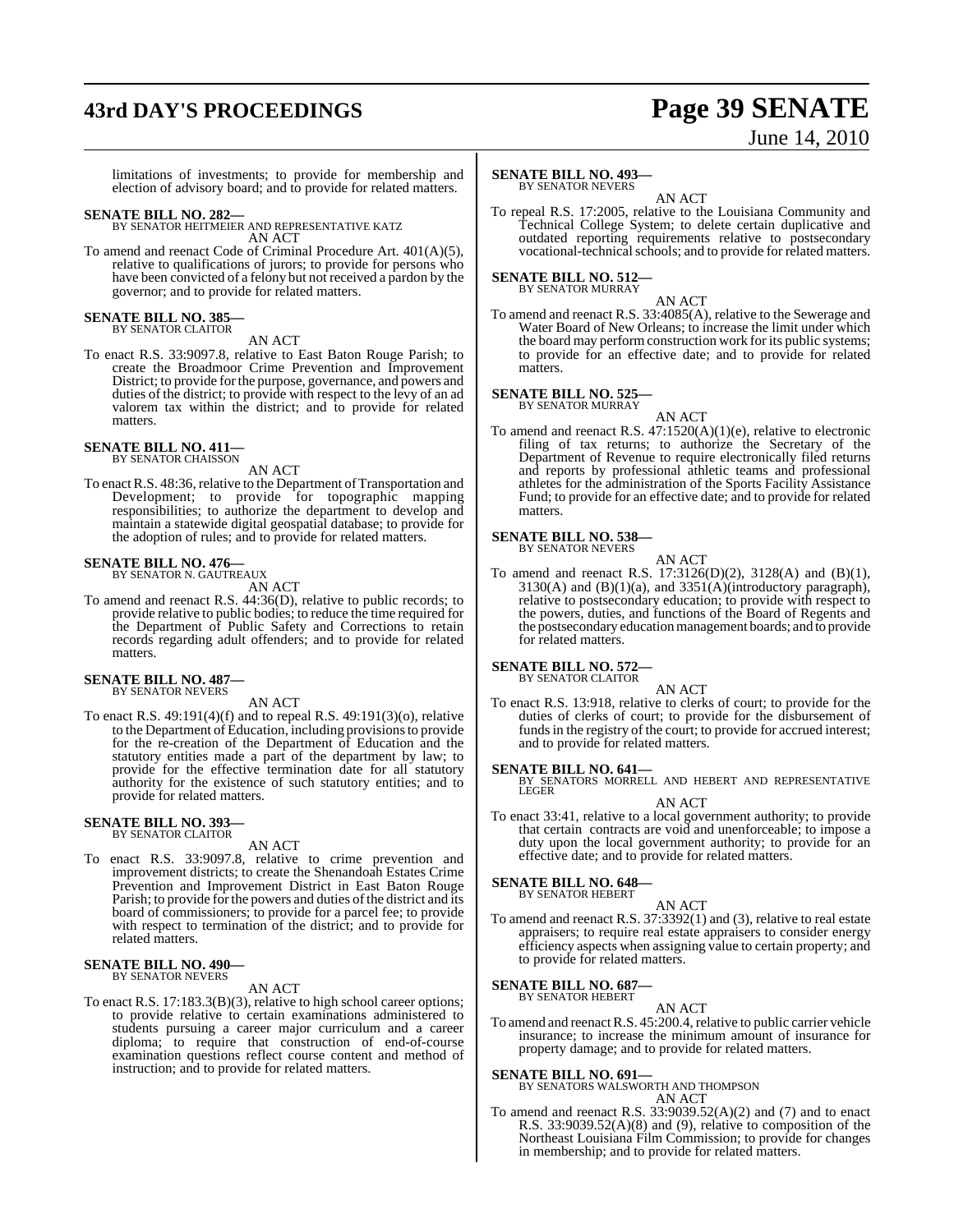limitations of investments; to provide for membership and election of advisory board; and to provide for related matters.

**SENATE BILL NO. 282—**
BY SENATOR HEITMEIER AND REPRESENTATIVE KATZ
AN ACT

To amend and reenact Code of Criminal Procedure Art. 401(A)(5), relative to qualifications of jurors; to provide for persons who have been convicted of a felony but not received a pardon by the governor; and to provide for related matters.

**SENATE BILL NO. 385—**
BY SENATOR CLAITOR
AN ACT

To enact R.S. 33:9097.8, relative to East Baton Rouge Parish; to create the Broadmoor Crime Prevention and Improvement District; to provide for the purpose, governance, and powers and duties of the district; to provide with respect to the levy of an ad valorem tax within the district; and to provide for related matters.

**SENATE BILL NO. 411—**
BY SENATOR CHAISSON
AN ACT

To enact R.S. 48:36, relative to the Department of Transportation and Development; to provide for topographic mapping responsibilities; to authorize the department to develop and maintain a statewide digital geospatial database; to provide for the adoption of rules; and to provide for related matters.

**SENATE BILL NO. 476—**
BY SENATOR N. GAUTREAUX
AN ACT

To amend and reenact R.S. 44:36(D), relative to public records; to provide relative to public bodies; to reduce the time required for the Department of Public Safety and Corrections to retain records regarding adult offenders; and to provide for related matters.

**SENATE BILL NO. 487—**
BY SENATOR NEVERS
AN ACT

To enact R.S. 49:191(4)(f) and to repeal R.S. 49:191(3)(o), relative to the Department of Education, including provisions to provide for the re-creation of the Department of Education and the statutory entities made a part of the department by law; to provide for the effective termination date for all statutory authority for the existence of such statutory entities; and to provide for related matters.

**SENATE BILL NO. 393—**
BY SENATOR CLAITOR
AN ACT

To enact R.S. 33:9097.8, relative to crime prevention and improvement districts; to create the Shenandoah Estates Crime Prevention and Improvement District in East Baton Rouge Parish; to provide for the powers and duties of the district and its board of commissioners; to provide for a parcel fee; to provide with respect to termination of the district; and to provide for related matters.

**SENATE BILL NO. 490—**
BY SENATOR NEVERS
AN ACT

To enact R.S. 17:183.3(B)(3), relative to high school career options; to provide relative to certain examinations administered to students pursuing a career major curriculum and a career diploma; to require that construction of end-of-course examination questions reflect course content and method of instruction; and to provide for related matters.

**SENATE BILL NO. 493—**
BY SENATOR NEVERS
AN ACT

To repeal R.S. 17:2005, relative to the Louisiana Community and Technical College System; to delete certain duplicative and outdated reporting requirements relative to postsecondary vocational-technical schools; and to provide for related matters.

**SENATE BILL NO. 512—**
BY SENATOR MURRAY
AN ACT

To amend and reenact R.S. 33:4085(A), relative to the Sewerage and Water Board of New Orleans; to increase the limit under which the board may perform construction work for its public systems; to provide for an effective date; and to provide for related matters.

**SENATE BILL NO. 525—**
BY SENATOR MURRAY
AN ACT

To amend and reenact R.S. 47:1520(A)(1)(e), relative to electronic filing of tax returns; to authorize the Secretary of the Department of Revenue to require electronically filed returns and reports by professional athletic teams and professional athletes for the administration of the Sports Facility Assistance Fund; to provide for an effective date; and to provide for related matters.

**SENATE BILL NO. 538—**
BY SENATOR NEVERS
AN ACT

To amend and reenact R.S. 17:3126(D)(2), 3128(A) and (B)(1), 3130(A) and (B)(1)(a), and 3351(A)(introductory paragraph), relative to postsecondary education; to provide with respect to the powers, duties, and functions of the Board of Regents and the postsecondary education management boards; and to provide for related matters.

**SENATE BILL NO. 572—**
BY SENATOR CLAITOR
AN ACT

To enact R.S. 13:918, relative to clerks of court; to provide for the duties of clerks of court; to provide for the disbursement of funds in the registry of the court; to provide for accrued interest; and to provide for related matters.

**SENATE BILL NO. 641—**
BY SENATORS MORRELL AND HEBERT AND REPRESENTATIVE LEGER
AN ACT

To enact 33:41, relative to a local government authority; to provide that certain contracts are void and unenforceable; to impose a duty upon the local government authority; to provide for an effective date; and to provide for related matters.

**SENATE BILL NO. 648—**
BY SENATOR HEBERT
AN ACT

To amend and reenact R.S. 37:3392(1) and (3), relative to real estate appraisers; to require real estate appraisers to consider energy efficiency aspects when assigning value to certain property; and to provide for related matters.

**SENATE BILL NO. 687—**
BY SENATOR HEBERT
AN ACT

To amend and reenact R.S. 45:200.4, relative to public carrier vehicle insurance; to increase the minimum amount of insurance for property damage; and to provide for related matters.

**SENATE BILL NO. 691—**
BY SENATORS WALSWORTH AND THOMPSON
AN ACT

To amend and reenact R.S. 33:9039.52(A)(2) and (7) and to enact R.S. 33:9039.52(A)(8) and (9), relative to composition of the Northeast Louisiana Film Commission; to provide for changes in membership; and to provide for related matters.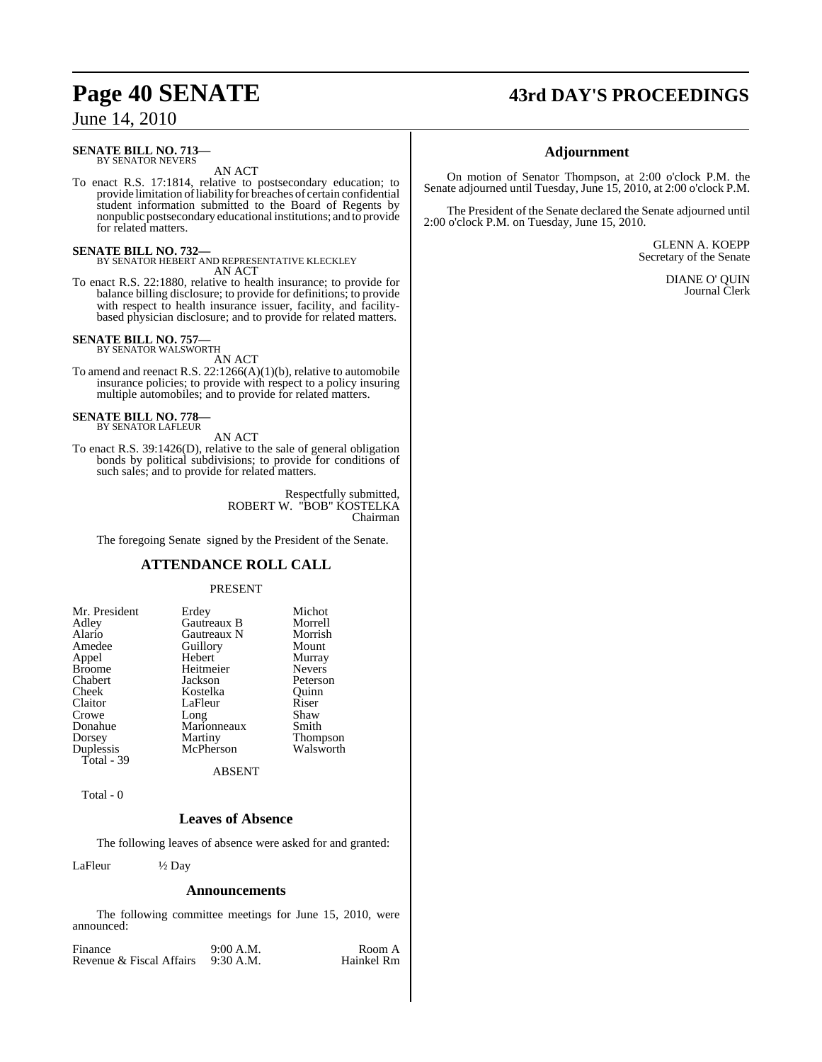**SENATE BILL NO. 713—**
BY SENATOR NEVERS

AN ACT

To enact R.S. 17:1814, relative to postsecondary education; to provide limitation of liability for breaches of certain confidential student information submitted to the Board of Regents by nonpublic postsecondary educational institutions; and to provide for related matters.

**SENATE BILL NO. 732—**
BY SENATOR HEBERT AND REPRESENTATIVE KLECKLEY

AN ACT

To enact R.S. 22:1880, relative to health insurance; to provide for balance billing disclosure; to provide for definitions; to provide with respect to health insurance issuer, facility, and facility-based physician disclosure; and to provide for related matters.

**SENATE BILL NO. 757—**
BY SENATOR WALSWORTH

AN ACT

To amend and reenact R.S. 22:1266(A)(1)(b), relative to automobile insurance policies; to provide with respect to a policy insuring multiple automobiles; and to provide for related matters.

**SENATE BILL NO. 778—**
BY SENATOR LAFLEUR

AN ACT

To enact R.S. 39:1426(D), relative to the sale of general obligation bonds by political subdivisions; to provide for conditions of such sales; and to provide for related matters.

Respectfully submitted,
ROBERT W. "BOB" KOSTELKA
Chairman

The foregoing Senate signed by the President of the Senate.

## ATTENDANCE ROLL CALL

PRESENT

| | | |
|---|---|---|
| Mr. President | Erdey | Michot |
| Adley | Gautreaux B | Morrell |
| Alario | Gautreaux N | Morrish |
| Amedee | Guillory | Mount |
| Appel | Hebert | Murray |
| Broome | Heitmeier | Nevers |
| Chabert | Jackson | Peterson |
| Cheek | Kostelka | Quinn |
| Claitor | LaFleur | Riser |
| Crowe | Long | Shaw |
| Donahue | Marionneaux | Smith |
| Dorsey | Martiny | Thompson |
| Duplessis | McPherson | Walsworth |

Total - 39

ABSENT

Total - 0

## Leaves of Absence

The following leaves of absence were asked for and granted:

LaFleur ½ Day

## Announcements

The following committee meetings for June 15, 2010, were announced:

| | | |
|---|---|---|
| Finance | 9:00 A.M. | Room A |
| Revenue & Fiscal Affairs | 9:30 A.M. | Hainkel Rm |

## Adjournment

On motion of Senator Thompson, at 2:00 o'clock P.M. the Senate adjourned until Tuesday, June 15, 2010, at 2:00 o'clock P.M.

The President of the Senate declared the Senate adjourned until 2:00 o'clock P.M. on Tuesday, June 15, 2010.

GLENN A. KOEPP
Secretary of the Senate

DIANE O' QUIN
Journal Clerk